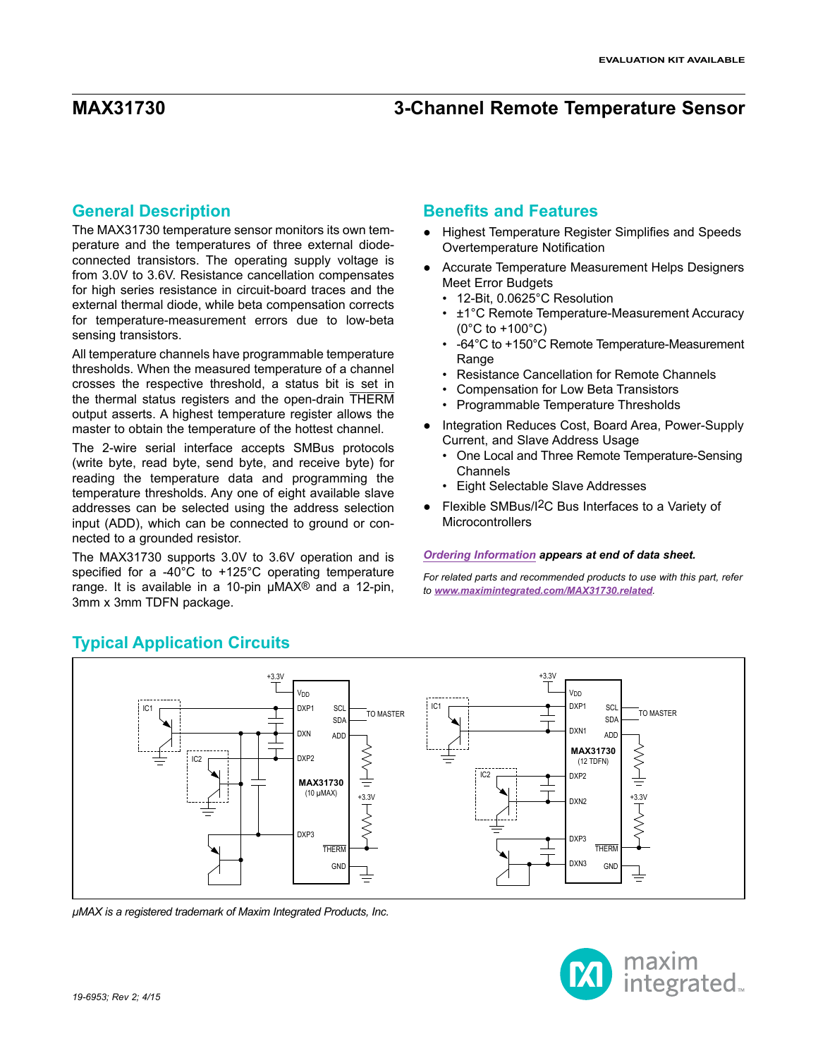EVALUATION KIT AVAILABLE

# MAX31730 — 3-Channel Remote Temperature Sensor

## General Description

The MAX31730 temperature sensor monitors its own temperature and the temperatures of three external diode-connected transistors. The operating supply voltage is from 3.0V to 3.6V. Resistance cancellation compensates for high series resistance in circuit-board traces and the external thermal diode, while beta compensation corrects for temperature-measurement errors due to low-beta sensing transistors.

All temperature channels have programmable temperature thresholds. When the measured temperature of a channel crosses the respective threshold, a status bit is set in the thermal status registers and the open-drain THERM output asserts. A highest temperature register allows the master to obtain the temperature of the hottest channel.

The 2-wire serial interface accepts SMBus protocols (write byte, read byte, send byte, and receive byte) for reading the temperature data and programming the temperature thresholds. Any one of eight available slave addresses can be selected using the address selection input (ADD), which can be connected to ground or connected to a grounded resistor.

The MAX31730 supports 3.0V to 3.6V operation and is specified for a -40°C to +125°C operating temperature range. It is available in a 10-pin µMAX® and a 12-pin, 3mm x 3mm TDFN package.

## Benefits and Features

- Highest Temperature Register Simplifies and Speeds Overtemperature Notification
- Accurate Temperature Measurement Helps Designers Meet Error Budgets
  - 12-Bit, 0.0625°C Resolution
  - ±1°C Remote Temperature-Measurement Accuracy (0°C to +100°C)
  - -64°C to +150°C Remote Temperature-Measurement Range
  - Resistance Cancellation for Remote Channels
  - Compensation for Low Beta Transistors
  - Programmable Temperature Thresholds
- Integration Reduces Cost, Board Area, Power-Supply Current, and Slave Address Usage
  - One Local and Three Remote Temperature-Sensing Channels
  - Eight Selectable Slave Addresses
- Flexible SMBus/I2C Bus Interfaces to a Variety of Microcontrollers

*Ordering Information* ***appears at end of data sheet.***

*For related parts and recommended products to use with this part, refer to www.maximintegrated.com/MAX31730.related.*

## Typical Application Circuits

*µMAX is a registered trademark of Maxim Integrated Products, Inc.*

19-6953; Rev 2; 4/15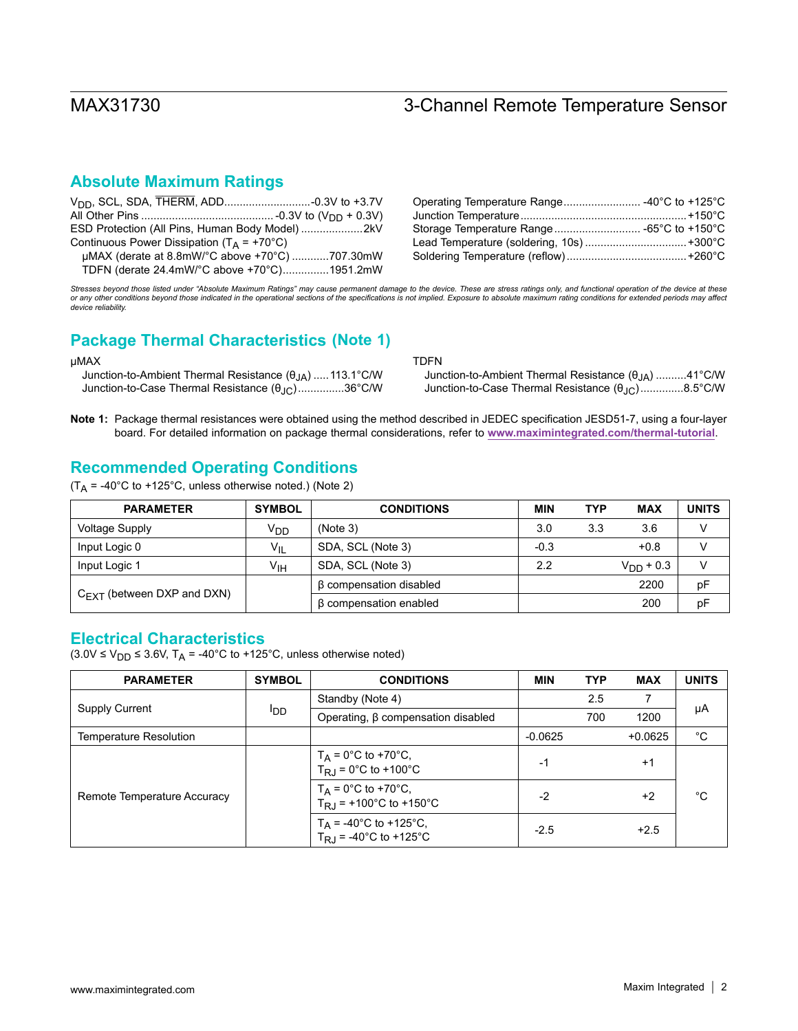## Absolute Maximum Ratings

$V_{DD}$, SCL, SDA, $\overline{THERM}$, ADD............................-0.3V to +3.7V
All Other Pins ........................................... -0.3V to ($V_{DD}$ + 0.3V)
ESD Protection (All Pins, Human Body Model) ....................2kV
Continuous Power Dissipation ($T_A$ = +70°C)
  μMAX (derate at 8.8mW/°C above +70°C) ............707.30mW
  TDFN (derate 24.4mW/°C above +70°C)...............1951.2mW

Operating Temperature Range......................... -40°C to +125°C
Junction Temperature.....................................................+150°C
Storage Temperature Range............................ -65°C to +150°C
Lead Temperature (soldering, 10s) .................................+300°C
Soldering Temperature (reflow).......................................+260°C

*Stresses beyond those listed under "Absolute Maximum Ratings" may cause permanent damage to the device. These are stress ratings only, and functional operation of the device at these or any other conditions beyond those indicated in the operational sections of the specifications is not implied. Exposure to absolute maximum rating conditions for extended periods may affect device reliability.*

## Package Thermal Characteristics (Note 1)

μMAX
  Junction-to-Ambient Thermal Resistance ($θ_{JA}$) .....113.1°C/W
  Junction-to-Case Thermal Resistance ($θ_{JC}$)...............36°C/W

TDFN
  Junction-to-Ambient Thermal Resistance ($θ_{JA}$) ..........41°C/W
  Junction-to-Case Thermal Resistance ($θ_{JC}$).............8.5°C/W

**Note 1:** Package thermal resistances were obtained using the method described in JEDEC specification JESD51-7, using a four-layer board. For detailed information on package thermal considerations, refer to **www.maximintegrated.com/thermal-tutorial**.

## Recommended Operating Conditions

($T_A$ = -40°C to +125°C, unless otherwise noted.) (Note 2)

| PARAMETER | SYMBOL | CONDITIONS | MIN | TYP | MAX | UNITS |
|---|---|---|---|---|---|---|
| Voltage Supply | $V_{DD}$ | (Note 3) | 3.0 | 3.3 | 3.6 | V |
| Input Logic 0 | $V_{IL}$ | SDA, SCL (Note 3) | -0.3 | | +0.8 | V |
| Input Logic 1 | $V_{IH}$ | SDA, SCL (Note 3) | 2.2 | | $V_{DD}$ + 0.3 | V |
| $C_{EXT}$ (between DXP and DXN) | | β compensation disabled | | | 2200 | pF |
| | | β compensation enabled | | | 200 | pF |

## Electrical Characteristics

(3.0V ≤ $V_{DD}$ ≤ 3.6V, $T_A$ = -40°C to +125°C, unless otherwise noted)

| PARAMETER | SYMBOL | CONDITIONS | MIN | TYP | MAX | UNITS |
|---|---|---|---|---|---|---|
| Supply Current | $I_{DD}$ | Standby (Note 4) | | 2.5 | 7 | μA |
| | | Operating, β compensation disabled | | 700 | 1200 | |
| Temperature Resolution | | | -0.0625 | | +0.0625 | °C |
| Remote Temperature Accuracy | | $T_A$ = 0°C to +70°C, $T_{RJ}$ = 0°C to +100°C | -1 | | +1 | °C |
| | | $T_A$ = 0°C to +70°C, $T_{RJ}$ = +100°C to +150°C | -2 | | +2 | |
| | | $T_A$ = -40°C to +125°C, $T_{RJ}$ = -40°C to +125°C | -2.5 | | +2.5 | |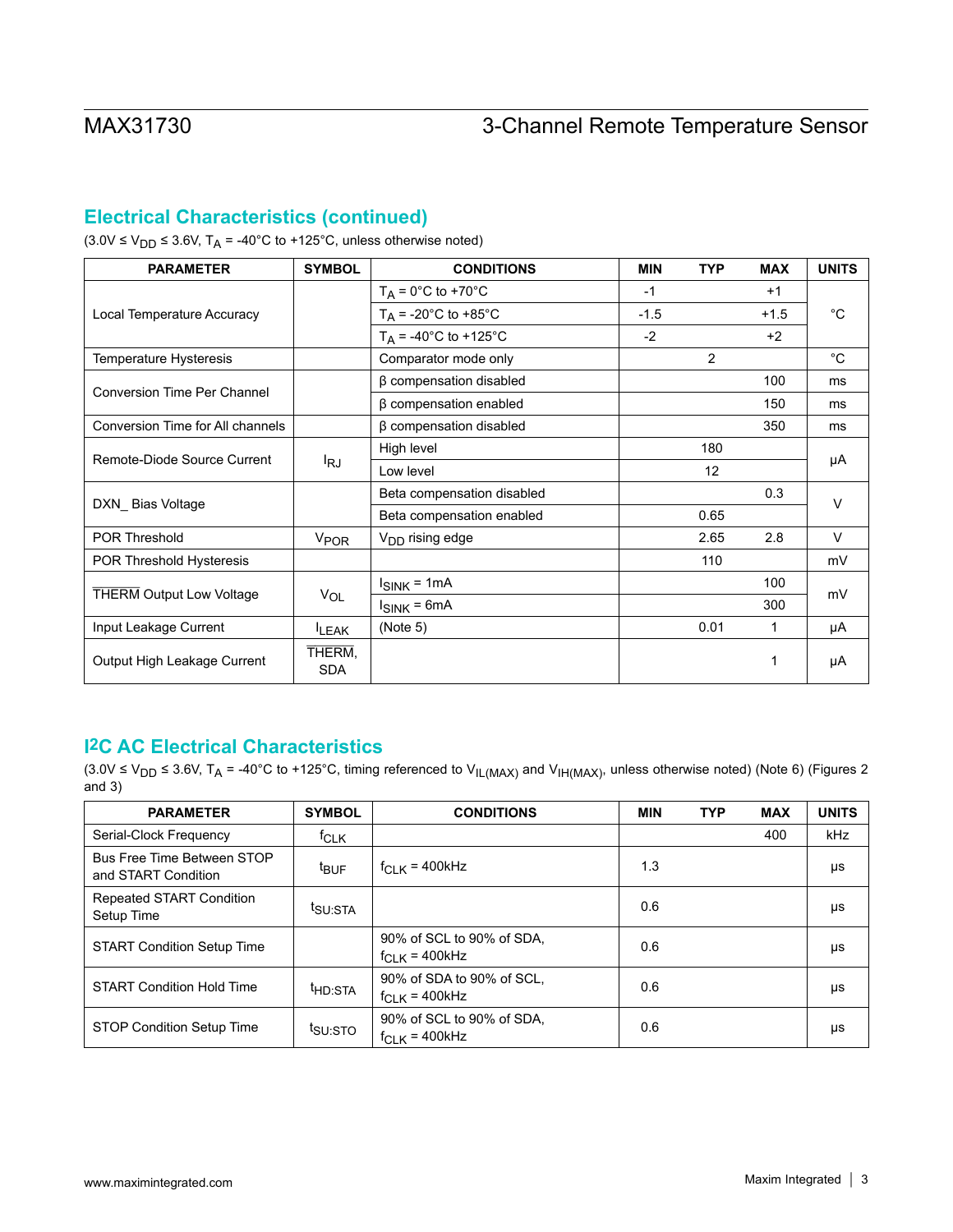## Electrical Characteristics (continued)

($3.0V \leq V_{DD} \leq 3.6V$, $T_A$ = -40°C to +125°C, unless otherwise noted)

| PARAMETER | SYMBOL | CONDITIONS | MIN | TYP | MAX | UNITS |
|---|---|---|---|---|---|---|
| Local Temperature Accuracy | | $T_A$ = 0°C to +70°C | -1 | | +1 | °C |
| | | $T_A$ = -20°C to +85°C | -1.5 | | +1.5 | |
| | | $T_A$ = -40°C to +125°C | -2 | | +2 | |
| Temperature Hysteresis | | Comparator mode only | | 2 | | °C |
| Conversion Time Per Channel | | β compensation disabled | | | 100 | ms |
| | | β compensation enabled | | | 150 | ms |
| Conversion Time for All channels | | β compensation disabled | | | 350 | ms |
| Remote-Diode Source Current | $I_{RJ}$ | High level | | 180 | | µA |
| | | Low level | | 12 | | |
| DXN_ Bias Voltage | | Beta compensation disabled | | | 0.3 | V |
| | | Beta compensation enabled | | 0.65 | | |
| POR Threshold | $V_{POR}$ | $V_{DD}$ rising edge | | 2.65 | 2.8 | V |
| POR Threshold Hysteresis | | | | 110 | | mV |
| $\overline{\text{THERM}}$ Output Low Voltage | $V_{OL}$ | $I_{SINK}$ = 1mA | | | 100 | mV |
| | | $I_{SINK}$ = 6mA | | | 300 | |
| Input Leakage Current | $I_{LEAK}$ | (Note 5) | | 0.01 | 1 | µA |
| Output High Leakage Current | $\overline{\text{THERM}}$, SDA | | | | 1 | µA |

## I2C AC Electrical Characteristics

($3.0V \leq V_{DD} \leq 3.6V$, $T_A$ = -40°C to +125°C, timing referenced to $V_{IL(MAX)}$ and $V_{IH(MAX)}$, unless otherwise noted) (Note 6) (Figures 2 and 3)

| PARAMETER | SYMBOL | CONDITIONS | MIN | TYP | MAX | UNITS |
|---|---|---|---|---|---|---|
| Serial-Clock Frequency | $f_{CLK}$ | | | | 400 | kHz |
| Bus Free Time Between STOP and START Condition | $t_{BUF}$ | $f_{CLK}$ = 400kHz | 1.3 | | | µs |
| Repeated START Condition Setup Time | $t_{SU:STA}$ | | 0.6 | | | µs |
| START Condition Setup Time | | 90% of SCL to 90% of SDA, $f_{CLK}$ = 400kHz | 0.6 | | | µs |
| START Condition Hold Time | $t_{HD:STA}$ | 90% of SDA to 90% of SCL, $f_{CLK}$ = 400kHz | 0.6 | | | µs |
| STOP Condition Setup Time | $t_{SU:STO}$ | 90% of SCL to 90% of SDA, $f_{CLK}$ = 400kHz | 0.6 | | | µs |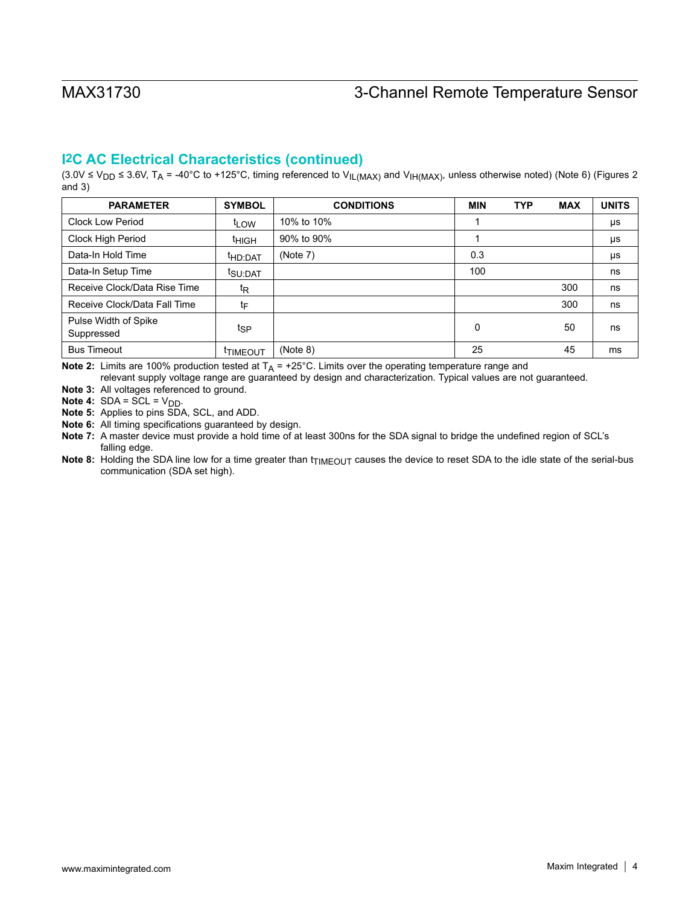## I2C AC Electrical Characteristics (continued)

(3.0V ≤ $V_{DD}$ ≤ 3.6V, $T_A$ = -40°C to +125°C, timing referenced to $V_{IL(MAX)}$ and $V_{IH(MAX)}$, unless otherwise noted) (Note 6) (Figures 2 and 3)

| PARAMETER | SYMBOL | CONDITIONS | MIN | TYP | MAX | UNITS |
|---|---|---|---|---|---|---|
| Clock Low Period | $t_{LOW}$ | 10% to 10% | 1 | | | µs |
| Clock High Period | $t_{HIGH}$ | 90% to 90% | 1 | | | µs |
| Data-In Hold Time | $t_{HD:DAT}$ | (Note 7) | 0.3 | | | µs |
| Data-In Setup Time | $t_{SU:DAT}$ | | 100 | | | ns |
| Receive Clock/Data Rise Time | $t_R$ | | | | 300 | ns |
| Receive Clock/Data Fall Time | $t_F$ | | | | 300 | ns |
| Pulse Width of Spike Suppressed | $t_{SP}$ | | 0 | | 50 | ns |
| Bus Timeout | $t_{TIMEOUT}$ | (Note 8) | 25 | | 45 | ms |

**Note 2:** Limits are 100% production tested at $T_A$ = +25°C. Limits over the operating temperature range and relevant supply voltage range are guaranteed by design and characterization. Typical values are not guaranteed.

**Note 3:** All voltages referenced to ground.

**Note 4:** SDA = SCL = $V_{DD}$.

**Note 5:** Applies to pins SDA, SCL, and ADD.

**Note 6:** All timing specifications guaranteed by design.

**Note 7:** A master device must provide a hold time of at least 300ns for the SDA signal to bridge the undefined region of SCL's falling edge.

**Note 8:** Holding the SDA line low for a time greater than $t_{TIMEOUT}$ causes the device to reset SDA to the idle state of the serial-bus communication (SDA set high).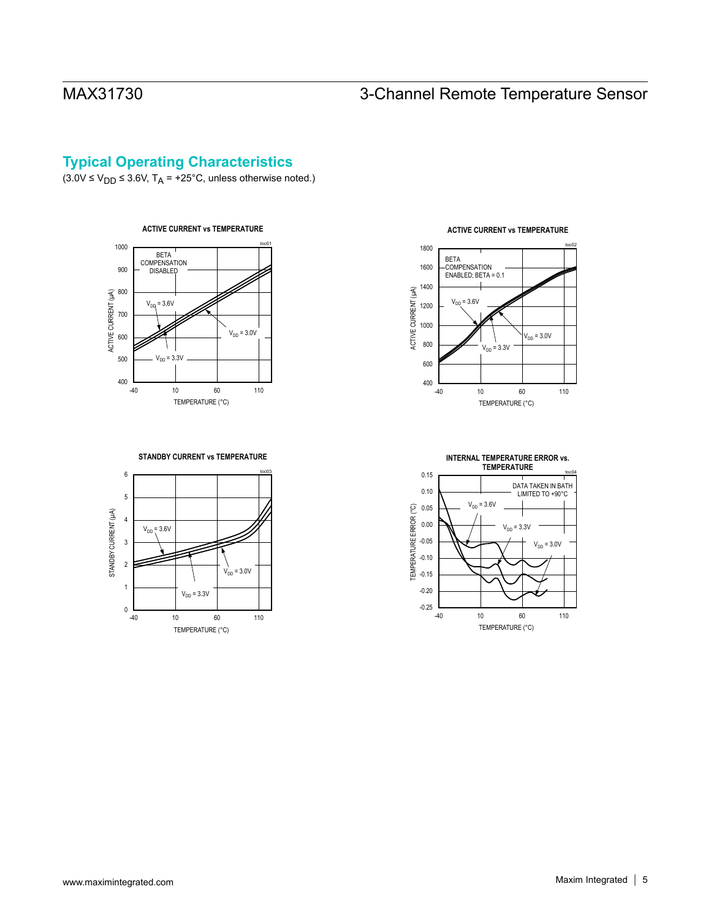## Typical Operating Characteristics

($3.0V \leq V_{DD} \leq 3.6V$, $T_A = +25°C$, unless otherwise noted.)

**ACTIVE CURRENT vs TEMPERATURE** (toc01)

BETA COMPENSATION DISABLED

$V_{DD} = 3.6V$, $V_{DD} = 3.3V$, $V_{DD} = 3.0V$

ACTIVE CURRENT (µA) vs TEMPERATURE (°C)

**ACTIVE CURRENT vs TEMPERATURE** (toc02)

BETA COMPENSATION ENABLED; BETA = 0.1

$V_{DD} = 3.6V$, $V_{DD} = 3.3V$, $V_{DD} = 3.0V$

ACTIVE CURRENT (µA) vs TEMPERATURE (°C)

**STANDBY CURRENT vs TEMPERATURE** (toc03)

$V_{DD} = 3.6V$, $V_{DD} = 3.3V$, $V_{DD} = 3.0V$

STANDBY CURRENT (µA) vs TEMPERATURE (°C)

**INTERNAL TEMPERATURE ERROR vs. TEMPERATURE** (toc04)

DATA TAKEN IN BATH LIMITED TO +90°C

$V_{DD} = 3.6V$, $V_{DD} = 3.3V$, $V_{DD} = 3.0V$

TEMPERATURE ERROR (°C) vs TEMPERATURE (°C)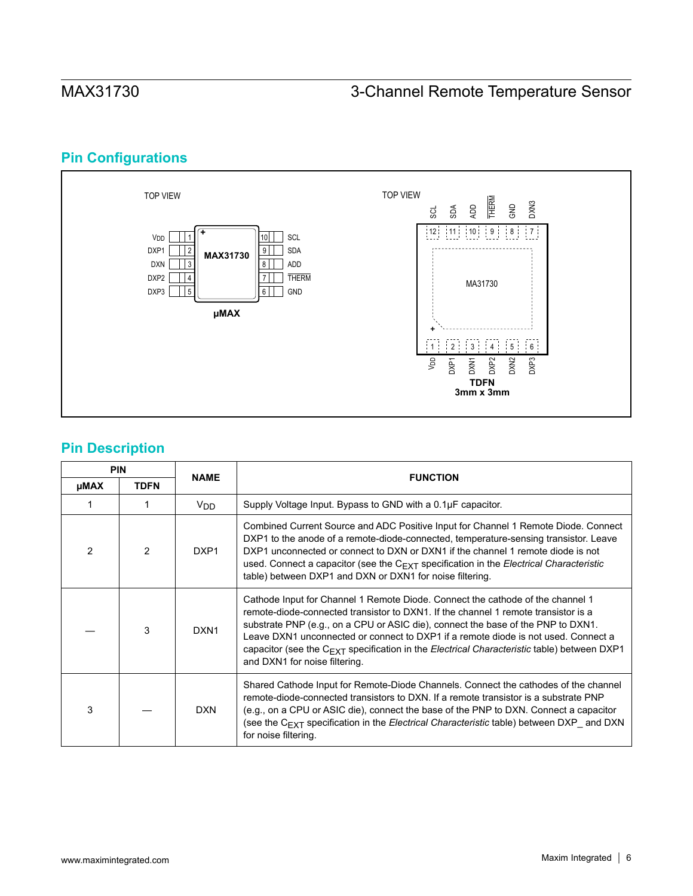## Pin Configurations

TOP VIEW

| Pin | Name | | Pin | Name |
|---|---|---|---|---|
| 1 | $V_{DD}$ | | 10 | SCL |
| 2 | DXP1 | | 9 | SDA |
| 3 | DXN | | 8 | ADD |
| 4 | DXP2 | | 7 | THERM |
| 5 | DXP3 | | 6 | GND |

MAX31730

**μMAX**

TOP VIEW

| Pin | Name |
|---|---|
| 1 | $V_{DD}$ |
| 2 | DXP1 |
| 3 | DXN1 |
| 4 | DXP2 |
| 5 | DXN2 |
| 6 | DXP3 |
| 7 | DXN3 |
| 8 | GND |
| 9 | THERM |
| 10 | ADD |
| 11 | SDA |
| 12 | SCL |

MA31730

**TDFN**
**3mm x 3mm**

## Pin Description

| PIN | | NAME | FUNCTION |
|---|---|---|---|
| **μMAX** | **TDFN** | | |
| 1 | 1 | $V_{DD}$ | Supply Voltage Input. Bypass to GND with a 0.1μF capacitor. |
| 2 | 2 | DXP1 | Combined Current Source and ADC Positive Input for Channel 1 Remote Diode. Connect DXP1 to the anode of a remote-diode-connected, temperature-sensing transistor. Leave DXP1 unconnected or connect to DXN or DXN1 if the channel 1 remote diode is not used. Connect a capacitor (see the $C_{EXT}$ specification in the *Electrical Characteristic* table) between DXP1 and DXN or DXN1 for noise filtering. |
| — | 3 | DXN1 | Cathode Input for Channel 1 Remote Diode. Connect the cathode of the channel 1 remote-diode-connected transistor to DXN1. If the channel 1 remote transistor is a substrate PNP (e.g., on a CPU or ASIC die), connect the base of the PNP to DXN1. Leave DXN1 unconnected or connect to DXP1 if a remote diode is not used. Connect a capacitor (see the $C_{EXT}$ specification in the *Electrical Characteristic* table) between DXP1 and DXN1 for noise filtering. |
| 3 | — | DXN | Shared Cathode Input for Remote-Diode Channels. Connect the cathodes of the channel remote-diode-connected transistors to DXN. If a remote transistor is a substrate PNP (e.g., on a CPU or ASIC die), connect the base of the PNP to DXN. Connect a capacitor (see the $C_{EXT}$ specification in the *Electrical Characteristic* table) between DXP_ and DXN for noise filtering. |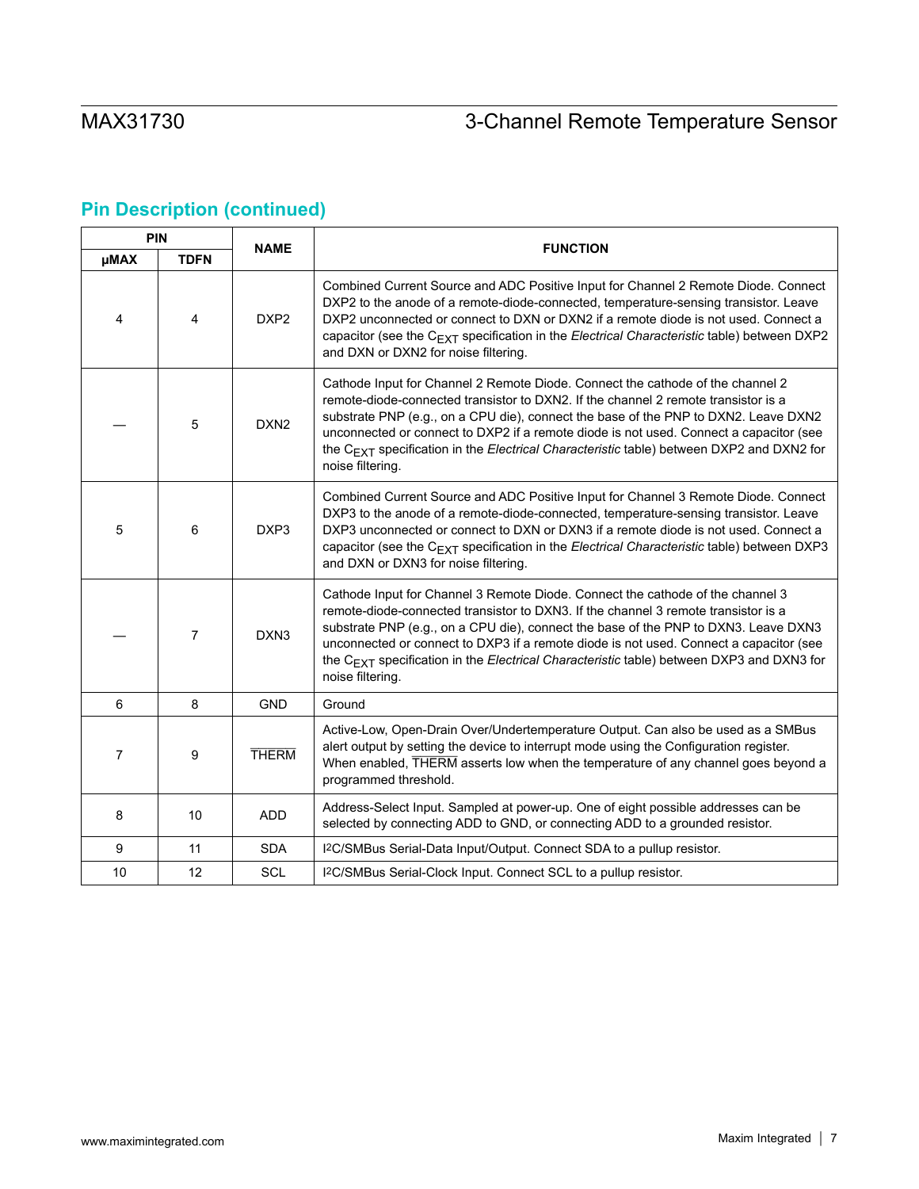## Pin Description (continued)

| PIN | | NAME | FUNCTION |
|---|---|---|---|
| µMAX | TDFN | | |
| 4 | 4 | DXP2 | Combined Current Source and ADC Positive Input for Channel 2 Remote Diode. Connect DXP2 to the anode of a remote-diode-connected, temperature-sensing transistor. Leave DXP2 unconnected or connect to DXN or DXN2 if a remote diode is not used. Connect a capacitor (see the $C_{EXT}$ specification in the *Electrical Characteristic* table) between DXP2 and DXN or DXN2 for noise filtering. |
| — | 5 | DXN2 | Cathode Input for Channel 2 Remote Diode. Connect the cathode of the channel 2 remote-diode-connected transistor to DXN2. If the channel 2 remote transistor is a substrate PNP (e.g., on a CPU die), connect the base of the PNP to DXN2. Leave DXN2 unconnected or connect to DXP2 if a remote diode is not used. Connect a capacitor (see the $C_{EXT}$ specification in the *Electrical Characteristic* table) between DXP2 and DXN2 for noise filtering. |
| 5 | 6 | DXP3 | Combined Current Source and ADC Positive Input for Channel 3 Remote Diode. Connect DXP3 to the anode of a remote-diode-connected, temperature-sensing transistor. Leave DXP3 unconnected or connect to DXN or DXN3 if a remote diode is not used. Connect a capacitor (see the $C_{EXT}$ specification in the *Electrical Characteristic* table) between DXP3 and DXN or DXN3 for noise filtering. |
| — | 7 | DXN3 | Cathode Input for Channel 3 Remote Diode. Connect the cathode of the channel 3 remote-diode-connected transistor to DXN3. If the channel 3 remote transistor is a substrate PNP (e.g., on a CPU die), connect the base of the PNP to DXN3. Leave DXN3 unconnected or connect to DXP3 if a remote diode is not used. Connect a capacitor (see the $C_{EXT}$ specification in the *Electrical Characteristic* table) between DXP3 and DXN3 for noise filtering. |
| 6 | 8 | GND | Ground |
| 7 | 9 | $\overline{\text{THERM}}$ | Active-Low, Open-Drain Over/Undertemperature Output. Can also be used as a SMBus alert output by setting the device to interrupt mode using the Configuration register. When enabled, $\overline{\text{THERM}}$ asserts low when the temperature of any channel goes beyond a programmed threshold. |
| 8 | 10 | ADD | Address-Select Input. Sampled at power-up. One of eight possible addresses can be selected by connecting ADD to GND, or connecting ADD to a grounded resistor. |
| 9 | 11 | SDA | I2C/SMBus Serial-Data Input/Output. Connect SDA to a pullup resistor. |
| 10 | 12 | SCL | I2C/SMBus Serial-Clock Input. Connect SCL to a pullup resistor. |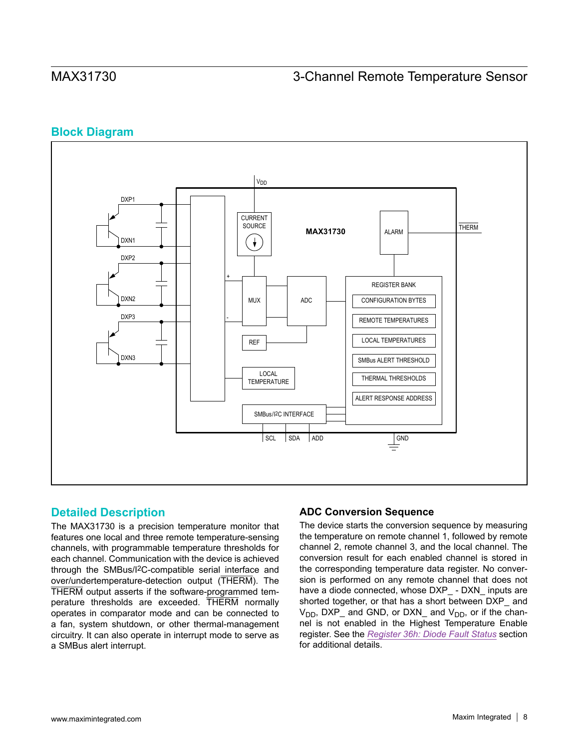## Block Diagram

## Detailed Description

The MAX31730 is a precision temperature monitor that features one local and three remote temperature-sensing channels, with programmable temperature thresholds for each channel. Communication with the device is achieved through the SMBus/I2C-compatible serial interface and over/undertemperature-detection output ($\overline{\text{THERM}}$). The $\overline{\text{THERM}}$ output asserts if the software-programmed temperature thresholds are exceeded. $\overline{\text{THERM}}$ normally operates in comparator mode and can be connected to a fan, system shutdown, or other thermal-management circuitry. It can also operate in interrupt mode to serve as a SMBus alert interrupt.

### ADC Conversion Sequence

The device starts the conversion sequence by measuring the temperature on remote channel 1, followed by remote channel 2, remote channel 3, and the local channel. The conversion result for each enabled channel is stored in the corresponding temperature data register. No conversion is performed on any remote channel that does not have a diode connected, whose DXP_ - DXN_ inputs are shorted together, or that has a short between DXP_ and $V_{DD}$, DXP_ and GND, or DXN_ and $V_{DD}$, or if the channel is not enabled in the Highest Temperature Enable register. See the *Register 36h: Diode Fault Status* section for additional details.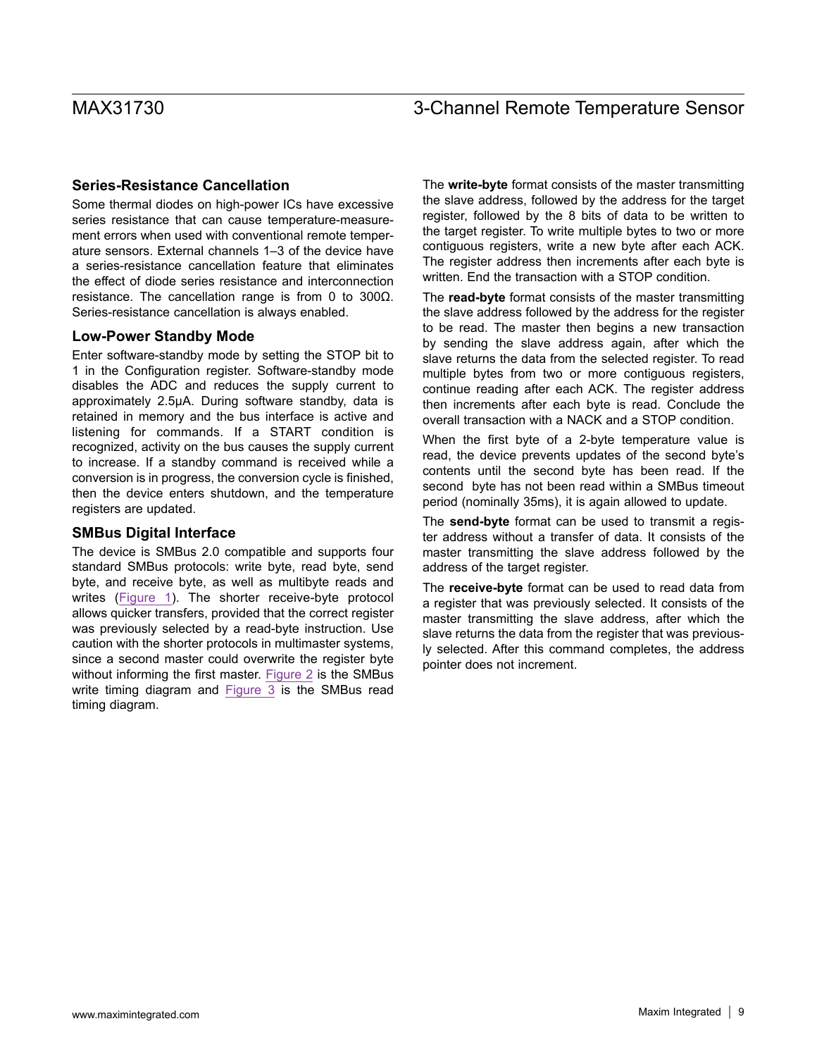## Series-Resistance Cancellation

Some thermal diodes on high-power ICs have excessive series resistance that can cause temperature-measurement errors when used with conventional remote temperature sensors. External channels 1–3 of the device have a series-resistance cancellation feature that eliminates the effect of diode series resistance and interconnection resistance. The cancellation range is from 0 to 300Ω. Series-resistance cancellation is always enabled.

## Low-Power Standby Mode

Enter software-standby mode by setting the STOP bit to 1 in the Configuration register. Software-standby mode disables the ADC and reduces the supply current to approximately 2.5μA. During software standby, data is retained in memory and the bus interface is active and listening for commands. If a START condition is recognized, activity on the bus causes the supply current to increase. If a standby command is received while a conversion is in progress, the conversion cycle is finished, then the device enters shutdown, and the temperature registers are updated.

## SMBus Digital Interface

The device is SMBus 2.0 compatible and supports four standard SMBus protocols: write byte, read byte, send byte, and receive byte, as well as multibyte reads and writes (Figure 1). The shorter receive-byte protocol allows quicker transfers, provided that the correct register was previously selected by a read-byte instruction. Use caution with the shorter protocols in multimaster systems, since a second master could overwrite the register byte without informing the first master. Figure 2 is the SMBus write timing diagram and Figure 3 is the SMBus read timing diagram.

The **write-byte** format consists of the master transmitting the slave address, followed by the address for the target register, followed by the 8 bits of data to be written to the target register. To write multiple bytes to two or more contiguous registers, write a new byte after each ACK. The register address then increments after each byte is written. End the transaction with a STOP condition.

The **read-byte** format consists of the master transmitting the slave address followed by the address for the register to be read. The master then begins a new transaction by sending the slave address again, after which the slave returns the data from the selected register. To read multiple bytes from two or more contiguous registers, continue reading after each ACK. The register address then increments after each byte is read. Conclude the overall transaction with a NACK and a STOP condition.

When the first byte of a 2-byte temperature value is read, the device prevents updates of the second byte's contents until the second byte has been read. If the second byte has not been read within a SMBus timeout period (nominally 35ms), it is again allowed to update.

The **send-byte** format can be used to transmit a register address without a transfer of data. It consists of the master transmitting the slave address followed by the address of the target register.

The **receive-byte** format can be used to read data from a register that was previously selected. It consists of the master transmitting the slave address, after which the slave returns the data from the register that was previously selected. After this command completes, the address pointer does not increment.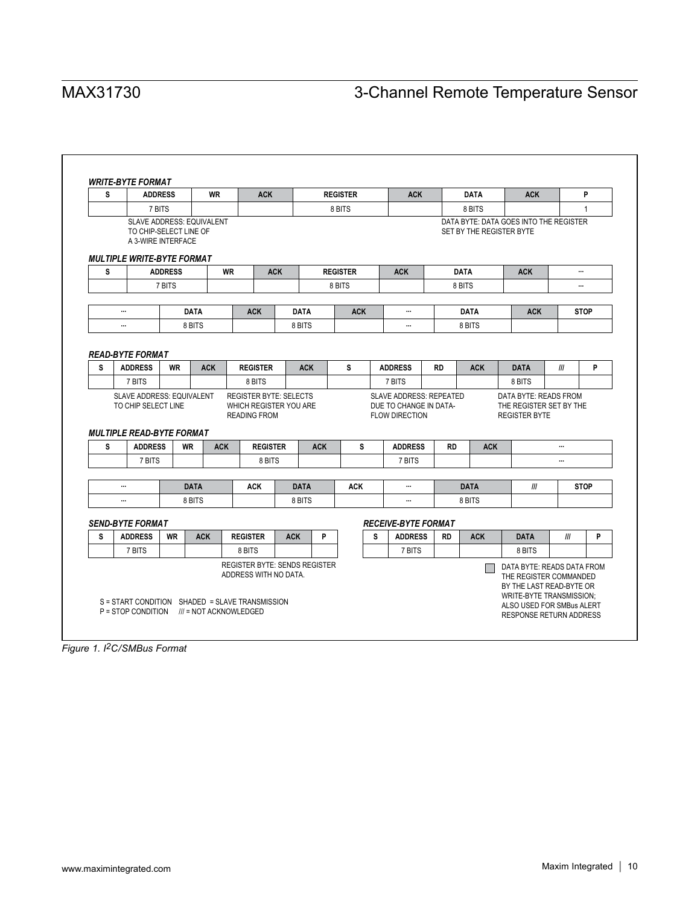***WRITE-BYTE FORMAT***

| S | ADDRESS | WR | ACK | REGISTER | ACK | DATA | ACK | P |
|---|---|---|---|---|---|---|---|---|
| | 7 BITS | | | 8 BITS | | 8 BITS | | 1 |

SLAVE ADDRESS: EQUIVALENT TO CHIP-SELECT LINE OF A 3-WIRE INTERFACE

DATA BYTE: DATA GOES INTO THE REGISTER SET BY THE REGISTER BYTE

***MULTIPLE WRITE-BYTE FORMAT***

| S | ADDRESS | WR | ACK | REGISTER | ACK | DATA | ACK | ... |
|---|---|---|---|---|---|---|---|---|
| | 7 BITS | | | 8 BITS | | 8 BITS | | ... |

| ... | DATA | ACK | DATA | ACK | ... | DATA | ACK | STOP |
|---|---|---|---|---|---|---|---|---|
| ... | 8 BITS | | 8 BITS | | ... | 8 BITS | | |

***READ-BYTE FORMAT***

| S | ADDRESS | WR | ACK | REGISTER | ACK | S | ADDRESS | RD | ACK | DATA | /// | P |
|---|---|---|---|---|---|---|---|---|---|---|---|---|
| | 7 BITS | | | 8 BITS | | | 7 BITS | | | 8 BITS | | |

SLAVE ADDRESS: EQUIVALENT TO CHIP SELECT LINE

REGISTER BYTE: SELECTS WHICH REGISTER YOU ARE READING FROM

SLAVE ADDRESS: REPEATED DUE TO CHANGE IN DATA-FLOW DIRECTION

DATA BYTE: READS FROM THE REGISTER SET BY THE REGISTER BYTE

***MULTIPLE READ-BYTE FORMAT***

| S | ADDRESS | WR | ACK | REGISTER | ACK | S | ADDRESS | RD | ACK | ... |
|---|---|---|---|---|---|---|---|---|---|---|
| | 7 BITS | | | 8 BITS | | | 7 BITS | | | ... |

| ... | DATA | ACK | DATA | ACK | ... | DATA | /// | STOP |
|---|---|---|---|---|---|---|---|---|
| ... | 8 BITS | | 8 BITS | | ... | 8 BITS | | |

***SEND-BYTE FORMAT***

| S | ADDRESS | WR | ACK | REGISTER | ACK | P |
|---|---|---|---|---|---|---|
| | 7 BITS | | | 8 BITS | | |

REGISTER BYTE: SENDS REGISTER ADDRESS WITH NO DATA.

***RECEIVE-BYTE FORMAT***

| S | ADDRESS | RD | ACK | DATA | /// | P |
|---|---|---|---|---|---|---|
| | 7 BITS | | | 8 BITS | | |

DATA BYTE: READS DATA FROM THE REGISTER COMMANDED BY THE LAST READ-BYTE OR WRITE-BYTE TRANSMISSION; ALSO USED FOR SMBus ALERT RESPONSE RETURN ADDRESS

S = START CONDITION SHADED = SLAVE TRANSMISSION
P = STOP CONDITION /// = NOT ACKNOWLEDGED

*Figure 1. I²C/SMBus Format*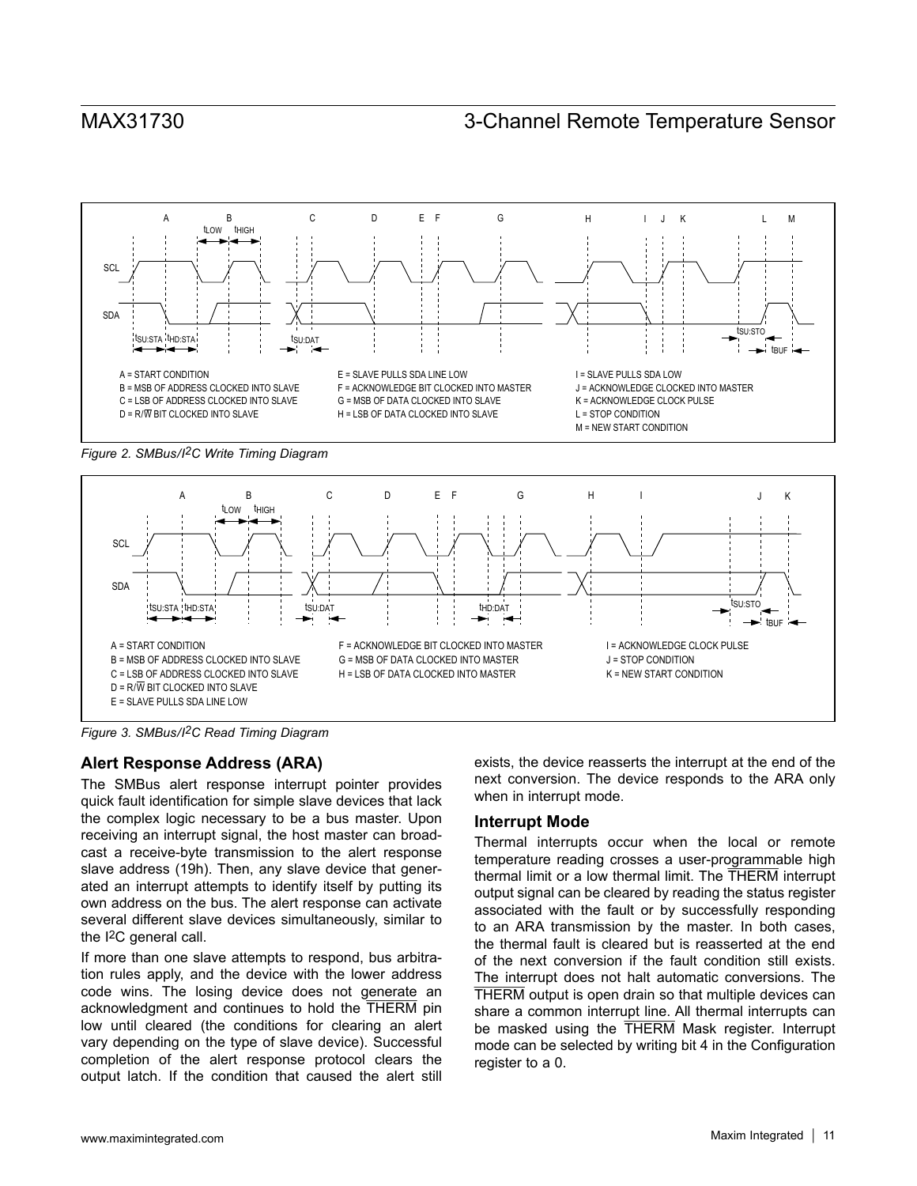A = START CONDITION
B = MSB OF ADDRESS CLOCKED INTO SLAVE
C = LSB OF ADDRESS CLOCKED INTO SLAVE
D = R/$\overline{W}$ BIT CLOCKED INTO SLAVE
E = SLAVE PULLS SDA LINE LOW
F = ACKNOWLEDGE BIT CLOCKED INTO MASTER
G = MSB OF DATA CLOCKED INTO SLAVE
H = LSB OF DATA CLOCKED INTO SLAVE
I = SLAVE PULLS SDA LOW
J = ACKNOWLEDGE CLOCKED INTO MASTER
K = ACKNOWLEDGE CLOCK PULSE
L = STOP CONDITION
M = NEW START CONDITION

*Figure 2. SMBus/I2C Write Timing Diagram*

A = START CONDITION
B = MSB OF ADDRESS CLOCKED INTO SLAVE
C = LSB OF ADDRESS CLOCKED INTO SLAVE
D = R/$\overline{W}$ BIT CLOCKED INTO SLAVE
E = SLAVE PULLS SDA LINE LOW
F = ACKNOWLEDGE BIT CLOCKED INTO MASTER
G = MSB OF DATA CLOCKED INTO MASTER
H = LSB OF DATA CLOCKED INTO MASTER
I = ACKNOWLEDGE CLOCK PULSE
J = STOP CONDITION
K = NEW START CONDITION

*Figure 3. SMBus/I2C Read Timing Diagram*

### Alert Response Address (ARA)

The SMBus alert response interrupt pointer provides quick fault identification for simple slave devices that lack the complex logic necessary to be a bus master. Upon receiving an interrupt signal, the host master can broadcast a receive-byte transmission to the alert response slave address (19h). Then, any slave device that generated an interrupt attempts to identify itself by putting its own address on the bus. The alert response can activate several different slave devices simultaneously, similar to the I2C general call.

If more than one slave attempts to respond, bus arbitration rules apply, and the device with the lower address code wins. The losing device does not generate an acknowledgment and continues to hold the $\overline{\text{THERM}}$ pin low until cleared (the conditions for clearing an alert vary depending on the type of slave device). Successful completion of the alert response protocol clears the output latch. If the condition that caused the alert still exists, the device reasserts the interrupt at the end of the next conversion. The device responds to the ARA only when in interrupt mode.

### Interrupt Mode

Thermal interrupts occur when the local or remote temperature reading crosses a user-programmable high thermal limit or a low thermal limit. The $\overline{\text{THERM}}$ interrupt output signal can be cleared by reading the status register associated with the fault or by successfully responding to an ARA transmission by the master. In both cases, the thermal fault is cleared but is reasserted at the end of the next conversion if the fault condition still exists. The interrupt does not halt automatic conversions. The $\overline{\text{THERM}}$ output is open drain so that multiple devices can share a common interrupt line. All thermal interrupts can be masked using the $\overline{\text{THERM}}$ Mask register. Interrupt mode can be selected by writing bit 4 in the Configuration register to a 0.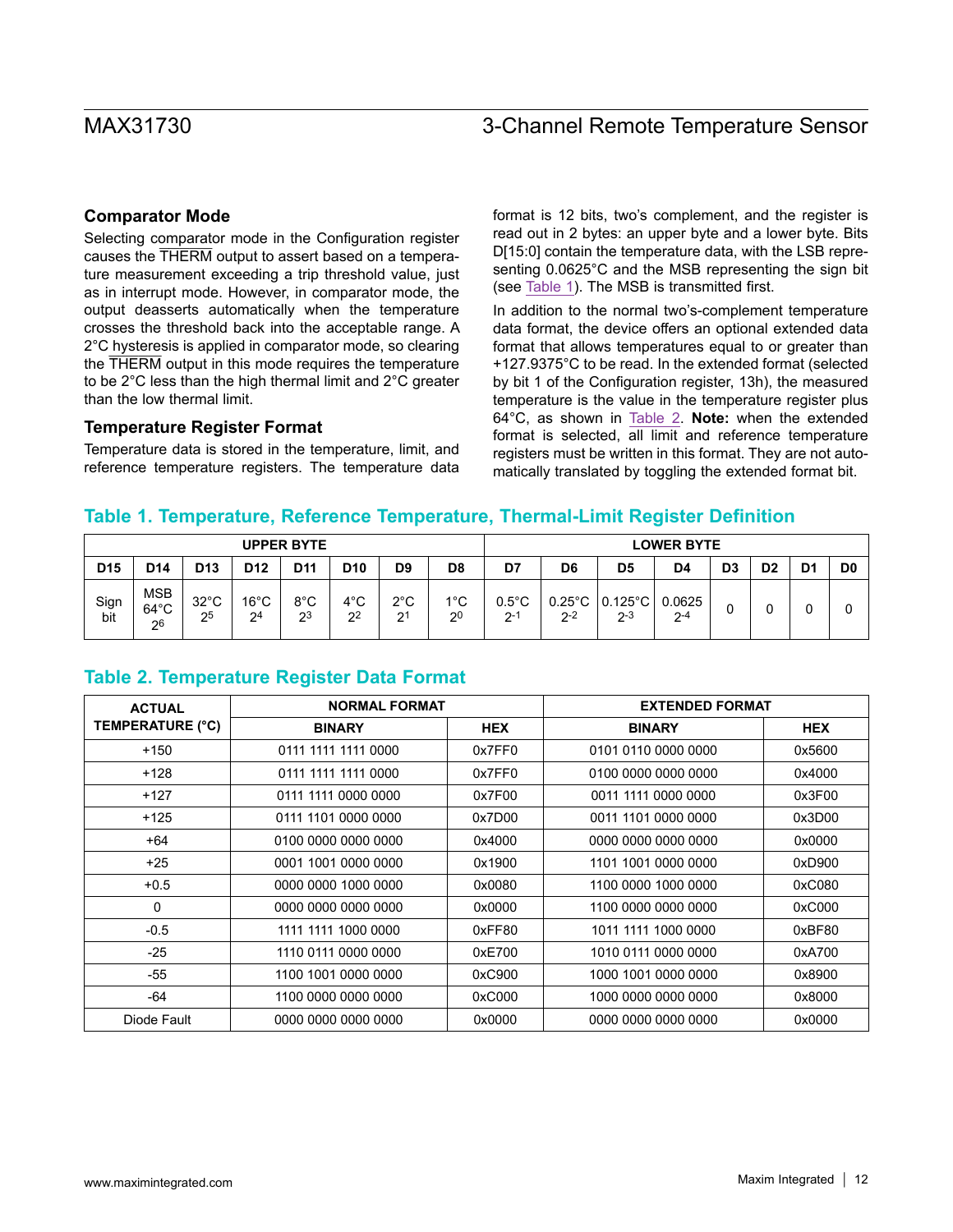### Comparator Mode

Selecting comparator mode in the Configuration register causes the $\overline{\text{THERM}}$ output to assert based on a temperature measurement exceeding a trip threshold value, just as in interrupt mode. However, in comparator mode, the output deasserts automatically when the temperature crosses the threshold back into the acceptable range. A 2°C hysteresis is applied in comparator mode, so clearing the $\overline{\text{THERM}}$ output in this mode requires the temperature to be 2°C less than the high thermal limit and 2°C greater than the low thermal limit.

### Temperature Register Format

Temperature data is stored in the temperature, limit, and reference temperature registers. The temperature data format is 12 bits, two's complement, and the register is read out in 2 bytes: an upper byte and a lower byte. Bits D[15:0] contain the temperature data, with the LSB representing 0.0625°C and the MSB representing the sign bit (see Table 1). The MSB is transmitted first.

In addition to the normal two's-complement temperature data format, the device offers an optional extended data format that allows temperatures equal to or greater than +127.9375°C to be read. In the extended format (selected by bit 1 of the Configuration register, 13h), the measured temperature is the value in the temperature register plus 64°C, as shown in Table 2. **Note:** when the extended format is selected, all limit and reference temperature registers must be written in this format. They are not automatically translated by toggling the extended format bit.

## Table 1. Temperature, Reference Temperature, Thermal-Limit Register Definition

| UPPER BYTE | | | | | | | | LOWER BYTE | | | | | | | |
|---|---|---|---|---|---|---|---|---|---|---|---|---|---|---|---|
| D15 | D14 | D13 | D12 | D11 | D10 | D9 | D8 | D7 | D6 | D5 | D4 | D3 | D2 | D1 | D0 |
| Sign bit | MSB 64°C $2^6$ | 32°C $2^5$ | 16°C $2^4$ | 8°C $2^3$ | 4°C $2^2$ | 2°C $2^1$ | 1°C $2^0$ | 0.5°C $2^{-1}$ | 0.25°C $2^{-2}$ | 0.125°C $2^{-3}$ | 0.0625 $2^{-4}$ | 0 | 0 | 0 | 0 |

## Table 2. Temperature Register Data Format

| ACTUAL TEMPERATURE (°C) | NORMAL FORMAT | | EXTENDED FORMAT | |
|---|---|---|---|---|
| | BINARY | HEX | BINARY | HEX |
| +150 | 0111 1111 1111 0000 | 0x7FF0 | 0101 0110 0000 0000 | 0x5600 |
| +128 | 0111 1111 1111 0000 | 0x7FF0 | 0100 0000 0000 0000 | 0x4000 |
| +127 | 0111 1111 0000 0000 | 0x7F00 | 0011 1111 0000 0000 | 0x3F00 |
| +125 | 0111 1101 0000 0000 | 0x7D00 | 0011 1101 0000 0000 | 0x3D00 |
| +64 | 0100 0000 0000 0000 | 0x4000 | 0000 0000 0000 0000 | 0x0000 |
| +25 | 0001 1001 0000 0000 | 0x1900 | 1101 1001 0000 0000 | 0xD900 |
| +0.5 | 0000 0000 1000 0000 | 0x0080 | 1100 0000 1000 0000 | 0xC080 |
| 0 | 0000 0000 0000 0000 | 0x0000 | 1100 0000 0000 0000 | 0xC000 |
| -0.5 | 1111 1111 1000 0000 | 0xFF80 | 1011 1111 1000 0000 | 0xBF80 |
| -25 | 1110 0111 0000 0000 | 0xE700 | 1010 0111 0000 0000 | 0xA700 |
| -55 | 1100 1001 0000 0000 | 0xC900 | 1000 1001 0000 0000 | 0x8900 |
| -64 | 1100 0000 0000 0000 | 0xC000 | 1000 0000 0000 0000 | 0x8000 |
| Diode Fault | 0000 0000 0000 0000 | 0x0000 | 0000 0000 0000 0000 | 0x0000 |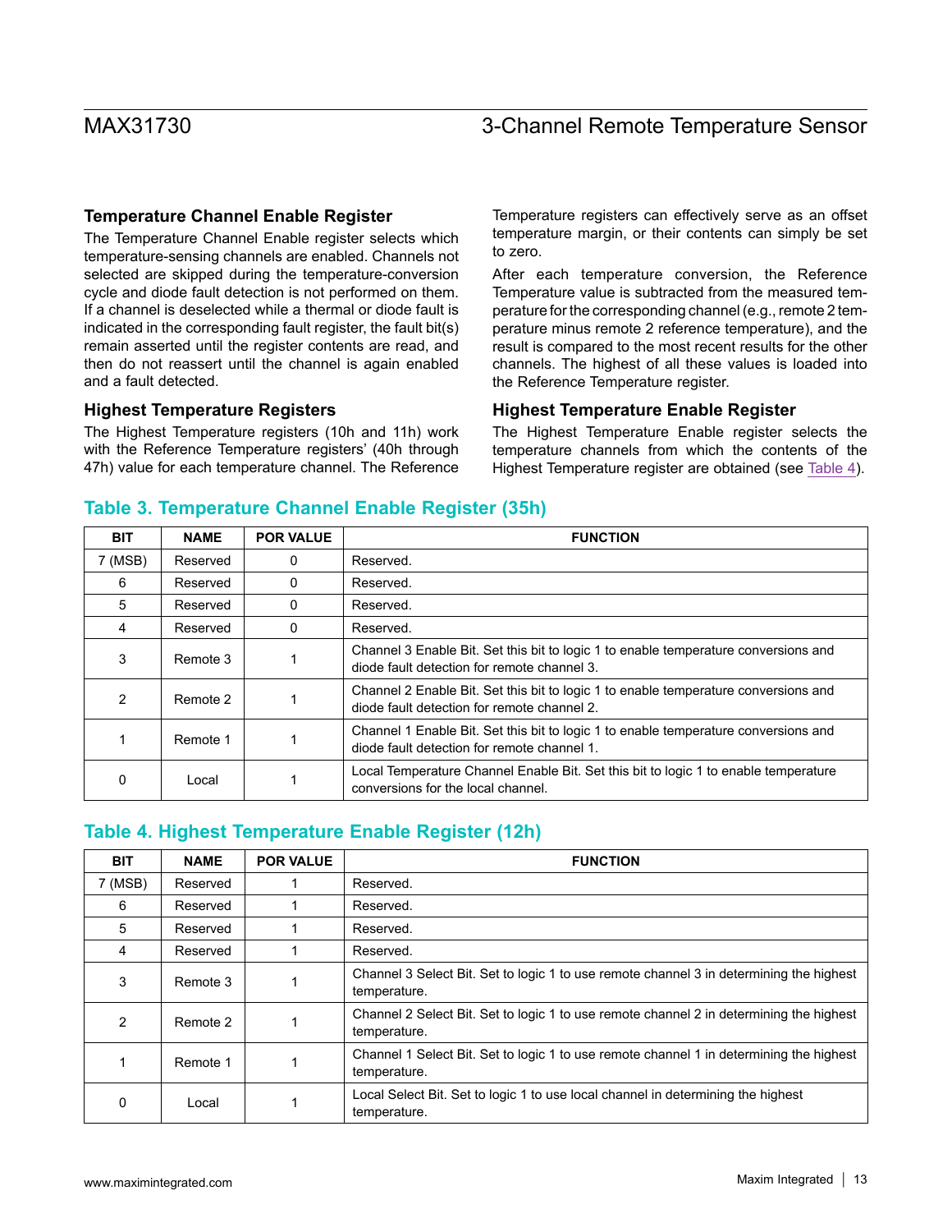### Temperature Channel Enable Register

The Temperature Channel Enable register selects which temperature-sensing channels are enabled. Channels not selected are skipped during the temperature-conversion cycle and diode fault detection is not performed on them. If a channel is deselected while a thermal or diode fault is indicated in the corresponding fault register, the fault bit(s) remain asserted until the register contents are read, and then do not reassert until the channel is again enabled and a fault detected.

### Highest Temperature Registers

The Highest Temperature registers (10h and 11h) work with the Reference Temperature registers' (40h through 47h) value for each temperature channel. The Reference Temperature registers can effectively serve as an offset temperature margin, or their contents can simply be set to zero.

After each temperature conversion, the Reference Temperature value is subtracted from the measured temperature for the corresponding channel (e.g., remote 2 temperature minus remote 2 reference temperature), and the result is compared to the most recent results for the other channels. The highest of all these values is loaded into the Reference Temperature register.

### Highest Temperature Enable Register

The Highest Temperature Enable register selects the temperature channels from which the contents of the Highest Temperature register are obtained (see Table 4).

## Table 3. Temperature Channel Enable Register (35h)

| BIT | NAME | POR VALUE | FUNCTION |
|---|---|---|---|
| 7 (MSB) | Reserved | 0 | Reserved. |
| 6 | Reserved | 0 | Reserved. |
| 5 | Reserved | 0 | Reserved. |
| 4 | Reserved | 0 | Reserved. |
| 3 | Remote 3 | 1 | Channel 3 Enable Bit. Set this bit to logic 1 to enable temperature conversions and diode fault detection for remote channel 3. |
| 2 | Remote 2 | 1 | Channel 2 Enable Bit. Set this bit to logic 1 to enable temperature conversions and diode fault detection for remote channel 2. |
| 1 | Remote 1 | 1 | Channel 1 Enable Bit. Set this bit to logic 1 to enable temperature conversions and diode fault detection for remote channel 1. |
| 0 | Local | 1 | Local Temperature Channel Enable Bit. Set this bit to logic 1 to enable temperature conversions for the local channel. |

## Table 4. Highest Temperature Enable Register (12h)

| BIT | NAME | POR VALUE | FUNCTION |
|---|---|---|---|
| 7 (MSB) | Reserved | 1 | Reserved. |
| 6 | Reserved | 1 | Reserved. |
| 5 | Reserved | 1 | Reserved. |
| 4 | Reserved | 1 | Reserved. |
| 3 | Remote 3 | 1 | Channel 3 Select Bit. Set to logic 1 to use remote channel 3 in determining the highest temperature. |
| 2 | Remote 2 | 1 | Channel 2 Select Bit. Set to logic 1 to use remote channel 2 in determining the highest temperature. |
| 1 | Remote 1 | 1 | Channel 1 Select Bit. Set to logic 1 to use remote channel 1 in determining the highest temperature. |
| 0 | Local | 1 | Local Select Bit. Set to logic 1 to use local channel in determining the highest temperature. |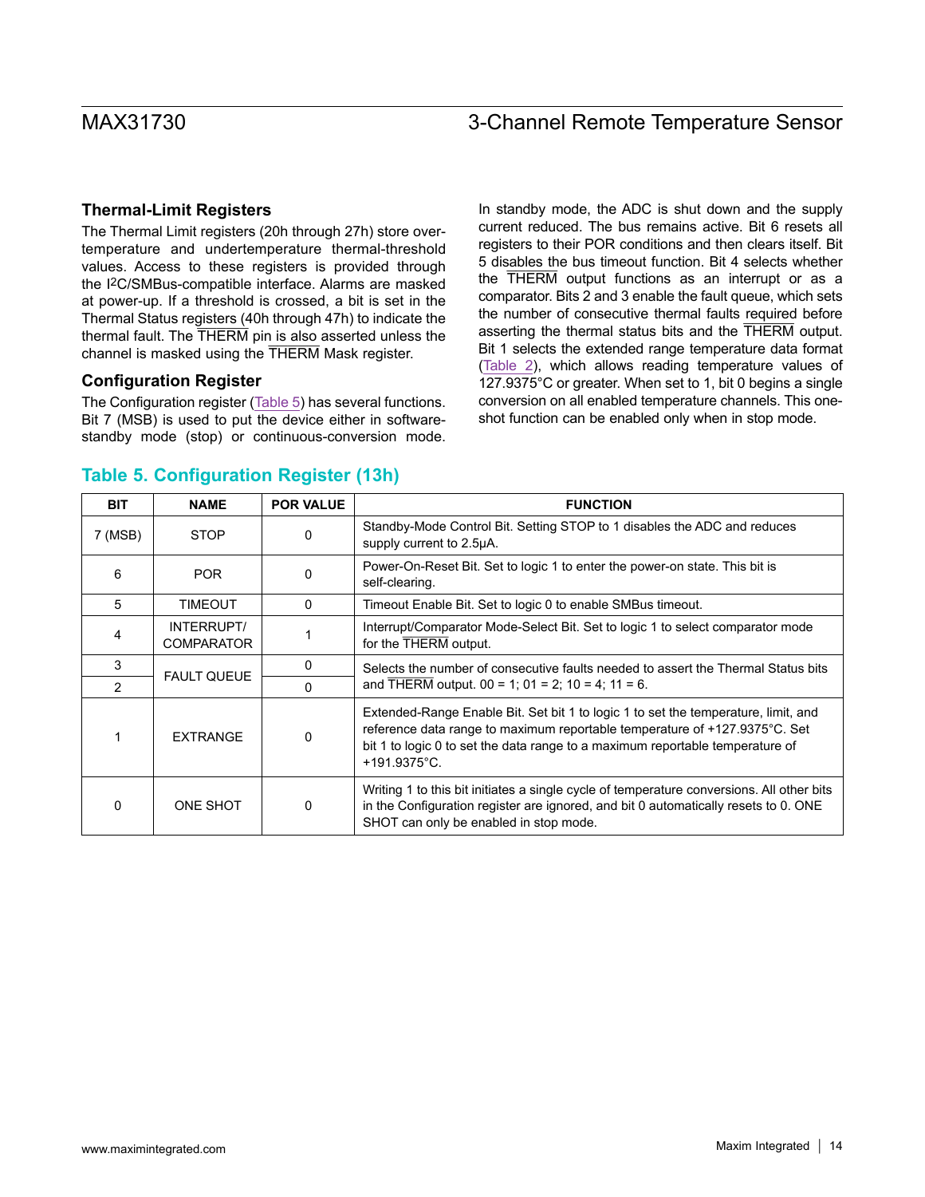## Thermal-Limit Registers

The Thermal Limit registers (20h through 27h) store over-temperature and undertemperature thermal-threshold values. Access to these registers is provided through the I2C/SMBus-compatible interface. Alarms are masked at power-up. If a threshold is crossed, a bit is set in the Thermal Status registers (40h through 47h) to indicate the thermal fault. The $\overline{\text{THERM}}$ pin is also asserted unless the channel is masked using the $\overline{\text{THERM}}$ Mask register.

## Configuration Register

The Configuration register (Table 5) has several functions. Bit 7 (MSB) is used to put the device either in software-standby mode (stop) or continuous-conversion mode. In standby mode, the ADC is shut down and the supply current reduced. The bus remains active. Bit 6 resets all registers to their POR conditions and then clears itself. Bit 5 disables the bus timeout function. Bit 4 selects whether the $\overline{\text{THERM}}$ output functions as an interrupt or as a comparator. Bits 2 and 3 enable the fault queue, which sets the number of consecutive thermal faults required before asserting the thermal status bits and the $\overline{\text{THERM}}$ output. Bit 1 selects the extended range temperature data format (Table 2), which allows reading temperature values of 127.9375°C or greater. When set to 1, bit 0 begins a single conversion on all enabled temperature channels. This one-shot function can be enabled only when in stop mode.

### Table 5. Configuration Register (13h)

| BIT | NAME | POR VALUE | FUNCTION |
|---|---|---|---|
| 7 (MSB) | STOP | 0 | Standby-Mode Control Bit. Setting STOP to 1 disables the ADC and reduces supply current to 2.5µA. |
| 6 | POR | 0 | Power-On-Reset Bit. Set to logic 1 to enter the power-on state. This bit is self-clearing. |
| 5 | TIMEOUT | 0 | Timeout Enable Bit. Set to logic 0 to enable SMBus timeout. |
| 4 | INTERRUPT/ COMPARATOR | 1 | Interrupt/Comparator Mode-Select Bit. Set to logic 1 to select comparator mode for the $\overline{\text{THERM}}$ output. |
| 3 | FAULT QUEUE | 0 | Selects the number of consecutive faults needed to assert the Thermal Status bits and $\overline{\text{THERM}}$ output. 00 = 1; 01 = 2; 10 = 4; 11 = 6. |
| 2 | | 0 | |
| 1 | EXTRANGE | 0 | Extended-Range Enable Bit. Set bit 1 to logic 1 to set the temperature, limit, and reference data range to maximum reportable temperature of +127.9375°C. Set bit 1 to logic 0 to set the data range to a maximum reportable temperature of +191.9375°C. |
| 0 | ONE SHOT | 0 | Writing 1 to this bit initiates a single cycle of temperature conversions. All other bits in the Configuration register are ignored, and bit 0 automatically resets to 0. ONE SHOT can only be enabled in stop mode. |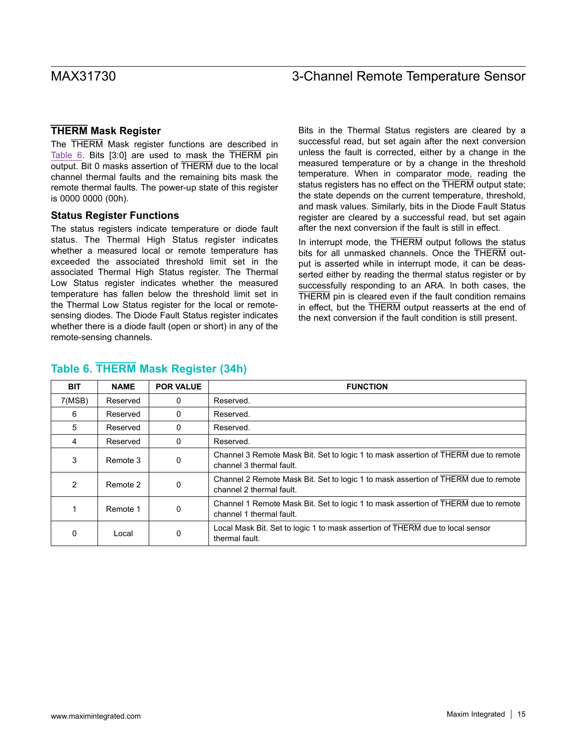## THERM Mask Register

The THERM Mask register functions are described in Table 6. Bits [3:0] are used to mask the THERM pin output. Bit 0 masks assertion of THERM due to the local channel thermal faults and the remaining bits mask the remote thermal faults. The power-up state of this register is 0000 0000 (00h).

## Status Register Functions

The status registers indicate temperature or diode fault status. The Thermal High Status register indicates whether a measured local or remote temperature has exceeded the associated threshold limit set in the associated Thermal High Status register. The Thermal Low Status register indicates whether the measured temperature has fallen below the threshold limit set in the Thermal Low Status register for the local or remote-sensing diodes. The Diode Fault Status register indicates whether there is a diode fault (open or short) in any of the remote-sensing channels.

Bits in the Thermal Status registers are cleared by a successful read, but set again after the next conversion unless the fault is corrected, either by a change in the measured temperature or by a change in the threshold temperature. When in comparator mode, reading the status registers has no effect on the THERM output state; the state depends on the current temperature, threshold, and mask values. Similarly, bits in the Diode Fault Status register are cleared by a successful read, but set again after the next conversion if the fault is still in effect.

In interrupt mode, the THERM output follows the status bits for all unmasked channels. Once the THERM output is asserted while in interrupt mode, it can be deasserted either by reading the thermal status register or by successfully responding to an ARA. In both cases, the THERM pin is cleared even if the fault condition remains in effect, but the THERM output reasserts at the end of the next conversion if the fault condition is still present.

### Table 6. THERM Mask Register (34h)

| BIT | NAME | POR VALUE | FUNCTION |
|---|---|---|---|
| 7(MSB) | Reserved | 0 | Reserved. |
| 6 | Reserved | 0 | Reserved. |
| 5 | Reserved | 0 | Reserved. |
| 4 | Reserved | 0 | Reserved. |
| 3 | Remote 3 | 0 | Channel 3 Remote Mask Bit. Set to logic 1 to mask assertion of THERM due to remote channel 3 thermal fault. |
| 2 | Remote 2 | 0 | Channel 2 Remote Mask Bit. Set to logic 1 to mask assertion of THERM due to remote channel 2 thermal fault. |
| 1 | Remote 1 | 0 | Channel 1 Remote Mask Bit. Set to logic 1 to mask assertion of THERM due to remote channel 1 thermal fault. |
| 0 | Local | 0 | Local Mask Bit. Set to logic 1 to mask assertion of THERM due to local sensor thermal fault. |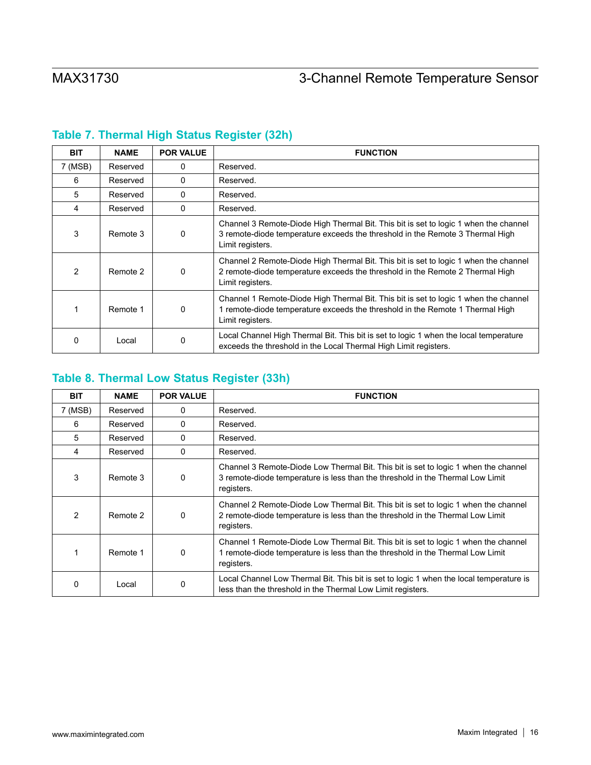### Table 7. Thermal High Status Register (32h)

| BIT | NAME | POR VALUE | FUNCTION |
|---|---|---|---|
| 7 (MSB) | Reserved | 0 | Reserved. |
| 6 | Reserved | 0 | Reserved. |
| 5 | Reserved | 0 | Reserved. |
| 4 | Reserved | 0 | Reserved. |
| 3 | Remote 3 | 0 | Channel 3 Remote-Diode High Thermal Bit. This bit is set to logic 1 when the channel 3 remote-diode temperature exceeds the threshold in the Remote 3 Thermal High Limit registers. |
| 2 | Remote 2 | 0 | Channel 2 Remote-Diode High Thermal Bit. This bit is set to logic 1 when the channel 2 remote-diode temperature exceeds the threshold in the Remote 2 Thermal High Limit registers. |
| 1 | Remote 1 | 0 | Channel 1 Remote-Diode High Thermal Bit. This bit is set to logic 1 when the channel 1 remote-diode temperature exceeds the threshold in the Remote 1 Thermal High Limit registers. |
| 0 | Local | 0 | Local Channel High Thermal Bit. This bit is set to logic 1 when the local temperature exceeds the threshold in the Local Thermal High Limit registers. |

### Table 8. Thermal Low Status Register (33h)

| BIT | NAME | POR VALUE | FUNCTION |
|---|---|---|---|
| 7 (MSB) | Reserved | 0 | Reserved. |
| 6 | Reserved | 0 | Reserved. |
| 5 | Reserved | 0 | Reserved. |
| 4 | Reserved | 0 | Reserved. |
| 3 | Remote 3 | 0 | Channel 3 Remote-Diode Low Thermal Bit. This bit is set to logic 1 when the channel 3 remote-diode temperature is less than the threshold in the Thermal Low Limit registers. |
| 2 | Remote 2 | 0 | Channel 2 Remote-Diode Low Thermal Bit. This bit is set to logic 1 when the channel 2 remote-diode temperature is less than the threshold in the Thermal Low Limit registers. |
| 1 | Remote 1 | 0 | Channel 1 Remote-Diode Low Thermal Bit. This bit is set to logic 1 when the channel 1 remote-diode temperature is less than the threshold in the Thermal Low Limit registers. |
| 0 | Local | 0 | Local Channel Low Thermal Bit. This bit is set to logic 1 when the local temperature is less than the threshold in the Thermal Low Limit registers. |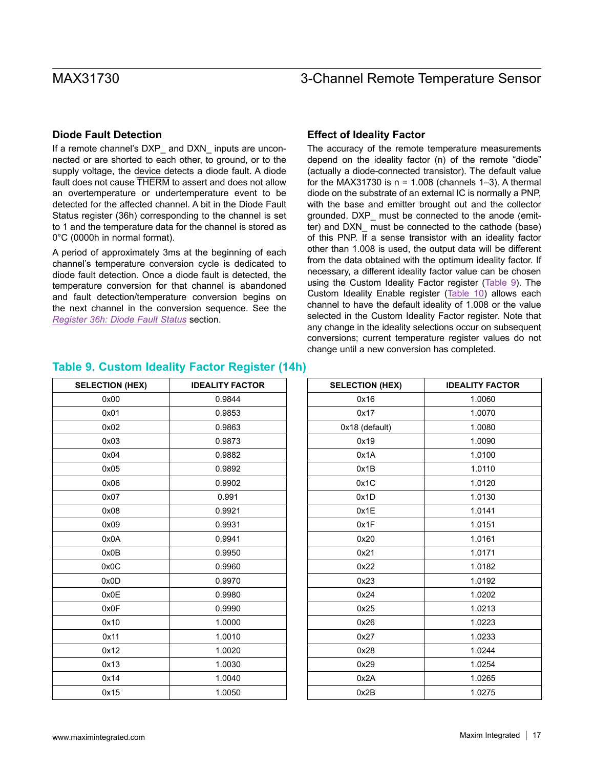## Diode Fault Detection

If a remote channel's DXP_ and DXN_ inputs are unconnected or are shorted to each other, to ground, or to the supply voltage, the device detects a diode fault. A diode fault does not cause $\overline{\text{THERM}}$ to assert and does not allow an overtemperature or undertemperature event to be detected for the affected channel. A bit in the Diode Fault Status register (36h) corresponding to the channel is set to 1 and the temperature data for the channel is stored as 0°C (0000h in normal format).

A period of approximately 3ms at the beginning of each channel's temperature conversion cycle is dedicated to diode fault detection. Once a diode fault is detected, the temperature conversion for that channel is abandoned and fault detection/temperature conversion begins on the next channel in the conversion sequence. See the *Register 36h: Diode Fault Status* section.

## Effect of Ideality Factor

The accuracy of the remote temperature measurements depend on the ideality factor (n) of the remote "diode" (actually a diode-connected transistor). The default value for the MAX31730 is n = 1.008 (channels 1–3). A thermal diode on the substrate of an external IC is normally a PNP, with the base and emitter brought out and the collector grounded. DXP_ must be connected to the anode (emitter) and DXN_ must be connected to the cathode (base) of this PNP. If a sense transistor with an ideality factor other than 1.008 is used, the output data will be different from the data obtained with the optimum ideality factor. If necessary, a different ideality factor value can be chosen using the Custom Ideality Factor register (Table 9). The Custom Ideality Enable register (Table 10) allows each channel to have the default ideality of 1.008 or the value selected in the Custom Ideality Factor register. Note that any change in the ideality selections occur on subsequent conversions; current temperature register values do not change until a new conversion has completed.

### Table 9. Custom Ideality Factor Register (14h)

| SELECTION (HEX) | IDEALITY FACTOR |
|---|---|
| 0x00 | 0.9844 |
| 0x01 | 0.9853 |
| 0x02 | 0.9863 |
| 0x03 | 0.9873 |
| 0x04 | 0.9882 |
| 0x05 | 0.9892 |
| 0x06 | 0.9902 |
| 0x07 | 0.991 |
| 0x08 | 0.9921 |
| 0x09 | 0.9931 |
| 0x0A | 0.9941 |
| 0x0B | 0.9950 |
| 0x0C | 0.9960 |
| 0x0D | 0.9970 |
| 0x0E | 0.9980 |
| 0x0F | 0.9990 |
| 0x10 | 1.0000 |
| 0x11 | 1.0010 |
| 0x12 | 1.0020 |
| 0x13 | 1.0030 |
| 0x14 | 1.0040 |
| 0x15 | 1.0050 |
| 0x16 | 1.0060 |
| 0x17 | 1.0070 |
| 0x18 (default) | 1.0080 |
| 0x19 | 1.0090 |
| 0x1A | 1.0100 |
| 0x1B | 1.0110 |
| 0x1C | 1.0120 |
| 0x1D | 1.0130 |
| 0x1E | 1.0141 |
| 0x1F | 1.0151 |
| 0x20 | 1.0161 |
| 0x21 | 1.0171 |
| 0x22 | 1.0182 |
| 0x23 | 1.0192 |
| 0x24 | 1.0202 |
| 0x25 | 1.0213 |
| 0x26 | 1.0223 |
| 0x27 | 1.0233 |
| 0x28 | 1.0244 |
| 0x29 | 1.0254 |
| 0x2A | 1.0265 |
| 0x2B | 1.0275 |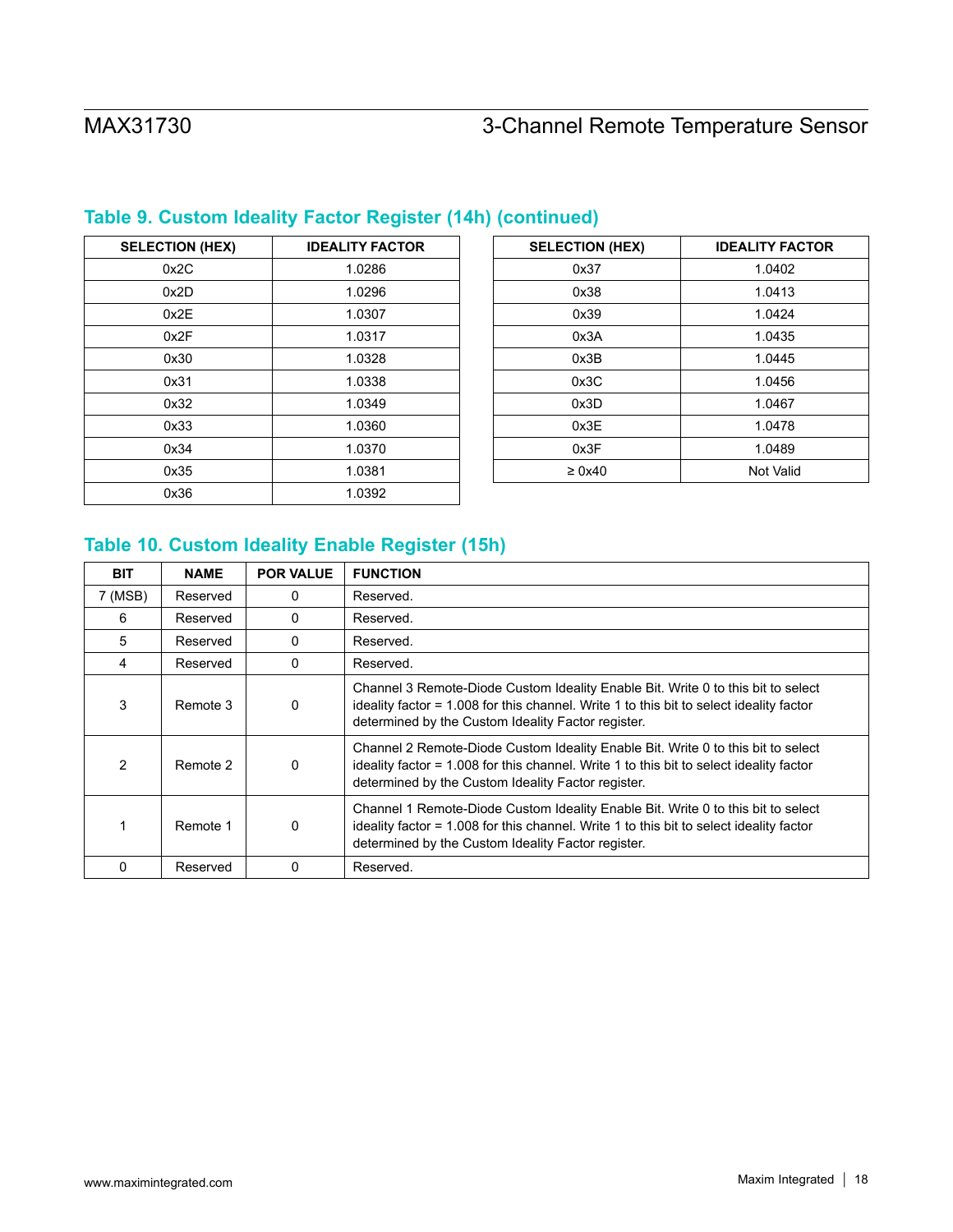## Table 9. Custom Ideality Factor Register (14h) (continued)

| SELECTION (HEX) | IDEALITY FACTOR |
|---|---|
| 0x2C | 1.0286 |
| 0x2D | 1.0296 |
| 0x2E | 1.0307 |
| 0x2F | 1.0317 |
| 0x30 | 1.0328 |
| 0x31 | 1.0338 |
| 0x32 | 1.0349 |
| 0x33 | 1.0360 |
| 0x34 | 1.0370 |
| 0x35 | 1.0381 |
| 0x36 | 1.0392 |
| 0x37 | 1.0402 |
| 0x38 | 1.0413 |
| 0x39 | 1.0424 |
| 0x3A | 1.0435 |
| 0x3B | 1.0445 |
| 0x3C | 1.0456 |
| 0x3D | 1.0467 |
| 0x3E | 1.0478 |
| 0x3F | 1.0489 |
| ≥ 0x40 | Not Valid |

## Table 10. Custom Ideality Enable Register (15h)

| BIT | NAME | POR VALUE | FUNCTION |
|---|---|---|---|
| 7 (MSB) | Reserved | 0 | Reserved. |
| 6 | Reserved | 0 | Reserved. |
| 5 | Reserved | 0 | Reserved. |
| 4 | Reserved | 0 | Reserved. |
| 3 | Remote 3 | 0 | Channel 3 Remote-Diode Custom Ideality Enable Bit. Write 0 to this bit to select ideality factor = 1.008 for this channel. Write 1 to this bit to select ideality factor determined by the Custom Ideality Factor register. |
| 2 | Remote 2 | 0 | Channel 2 Remote-Diode Custom Ideality Enable Bit. Write 0 to this bit to select ideality factor = 1.008 for this channel. Write 1 to this bit to select ideality factor determined by the Custom Ideality Factor register. |
| 1 | Remote 1 | 0 | Channel 1 Remote-Diode Custom Ideality Enable Bit. Write 0 to this bit to select ideality factor = 1.008 for this channel. Write 1 to this bit to select ideality factor determined by the Custom Ideality Factor register. |
| 0 | Reserved | 0 | Reserved. |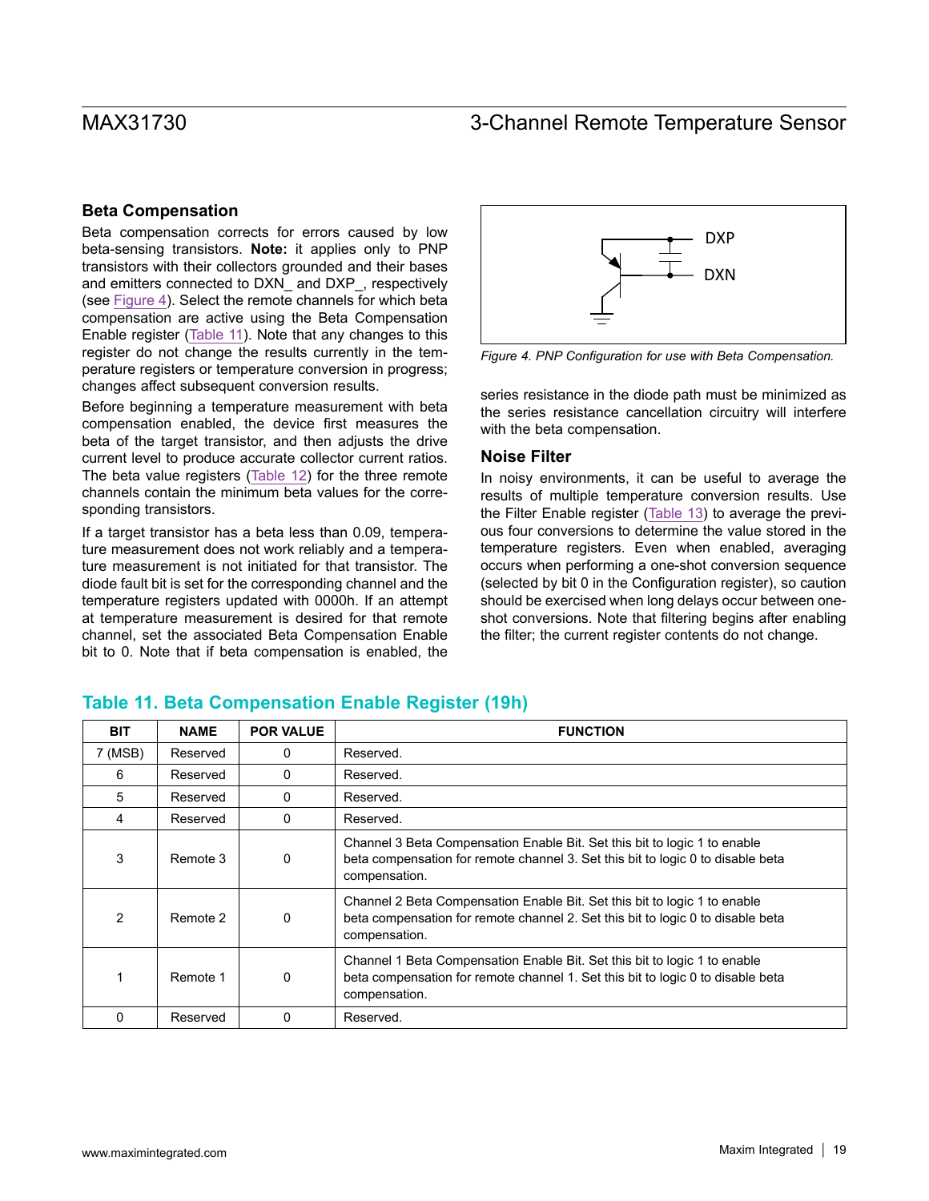### Beta Compensation

Beta compensation corrects for errors caused by low beta-sensing transistors. **Note:** it applies only to PNP transistors with their collectors grounded and their bases and emitters connected to DXN_ and DXP_, respectively (see Figure 4). Select the remote channels for which beta compensation are active using the Beta Compensation Enable register (Table 11). Note that any changes to this register do not change the results currently in the temperature registers or temperature conversion in progress; changes affect subsequent conversion results.

Before beginning a temperature measurement with beta compensation enabled, the device first measures the beta of the target transistor, and then adjusts the drive current level to produce accurate collector current ratios. The beta value registers (Table 12) for the three remote channels contain the minimum beta values for the corresponding transistors.

If a target transistor has a beta less than 0.09, temperature measurement does not work reliably and a temperature measurement is not initiated for that transistor. The diode fault bit is set for the corresponding channel and the temperature registers updated with 0000h. If an attempt at temperature measurement is desired for that remote channel, set the associated Beta Compensation Enable bit to 0. Note that if beta compensation is enabled, the series resistance in the diode path must be minimized as the series resistance cancellation circuitry will interfere with the beta compensation.

*Figure 4. PNP Configuration for use with Beta Compensation.*

### Noise Filter

In noisy environments, it can be useful to average the results of multiple temperature conversion results. Use the Filter Enable register (Table 13) to average the previous four conversions to determine the value stored in the temperature registers. Even when enabled, averaging occurs when performing a one-shot conversion sequence (selected by bit 0 in the Configuration register), so caution should be exercised when long delays occur between one-shot conversions. Note that filtering begins after enabling the filter; the current register contents do not change.

### Table 11. Beta Compensation Enable Register (19h)

| BIT | NAME | POR VALUE | FUNCTION |
|---|---|---|---|
| 7 (MSB) | Reserved | 0 | Reserved. |
| 6 | Reserved | 0 | Reserved. |
| 5 | Reserved | 0 | Reserved. |
| 4 | Reserved | 0 | Reserved. |
| 3 | Remote 3 | 0 | Channel 3 Beta Compensation Enable Bit. Set this bit to logic 1 to enable beta compensation for remote channel 3. Set this bit to logic 0 to disable beta compensation. |
| 2 | Remote 2 | 0 | Channel 2 Beta Compensation Enable Bit. Set this bit to logic 1 to enable beta compensation for remote channel 2. Set this bit to logic 0 to disable beta compensation. |
| 1 | Remote 1 | 0 | Channel 1 Beta Compensation Enable Bit. Set this bit to logic 1 to enable beta compensation for remote channel 1. Set this bit to logic 0 to disable beta compensation. |
| 0 | Reserved | 0 | Reserved. |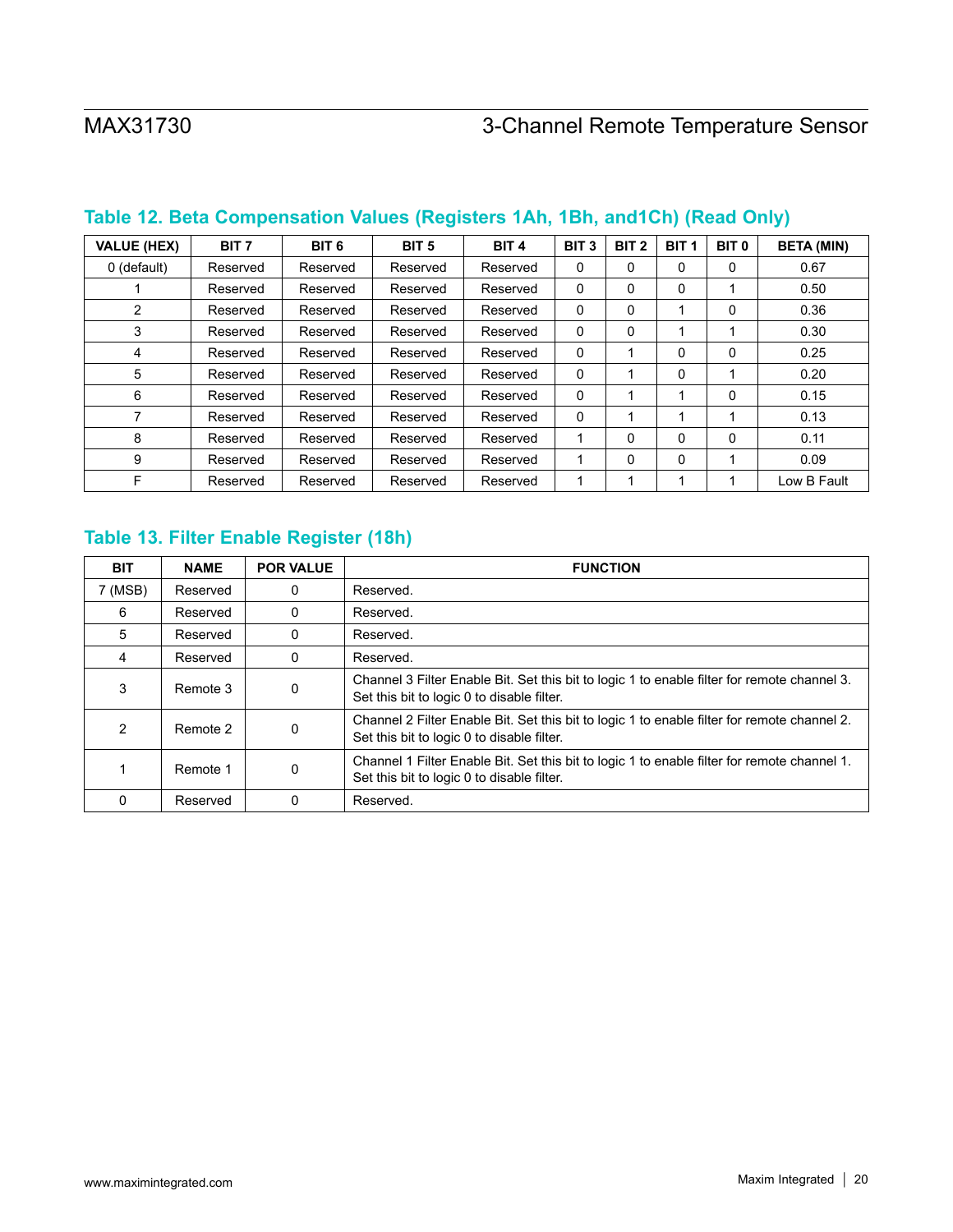### Table 12. Beta Compensation Values (Registers 1Ah, 1Bh, and1Ch) (Read Only)

| VALUE (HEX) | BIT 7 | BIT 6 | BIT 5 | BIT 4 | BIT 3 | BIT 2 | BIT 1 | BIT 0 | BETA (MIN) |
|---|---|---|---|---|---|---|---|---|---|
| 0 (default) | Reserved | Reserved | Reserved | Reserved | 0 | 0 | 0 | 0 | 0.67 |
| 1 | Reserved | Reserved | Reserved | Reserved | 0 | 0 | 0 | 1 | 0.50 |
| 2 | Reserved | Reserved | Reserved | Reserved | 0 | 0 | 1 | 0 | 0.36 |
| 3 | Reserved | Reserved | Reserved | Reserved | 0 | 0 | 1 | 1 | 0.30 |
| 4 | Reserved | Reserved | Reserved | Reserved | 0 | 1 | 0 | 0 | 0.25 |
| 5 | Reserved | Reserved | Reserved | Reserved | 0 | 1 | 0 | 1 | 0.20 |
| 6 | Reserved | Reserved | Reserved | Reserved | 0 | 1 | 1 | 0 | 0.15 |
| 7 | Reserved | Reserved | Reserved | Reserved | 0 | 1 | 1 | 1 | 0.13 |
| 8 | Reserved | Reserved | Reserved | Reserved | 1 | 0 | 0 | 0 | 0.11 |
| 9 | Reserved | Reserved | Reserved | Reserved | 1 | 0 | 0 | 1 | 0.09 |
| F | Reserved | Reserved | Reserved | Reserved | 1 | 1 | 1 | 1 | Low B Fault |

### Table 13. Filter Enable Register (18h)

| BIT | NAME | POR VALUE | FUNCTION |
|---|---|---|---|
| 7 (MSB) | Reserved | 0 | Reserved. |
| 6 | Reserved | 0 | Reserved. |
| 5 | Reserved | 0 | Reserved. |
| 4 | Reserved | 0 | Reserved. |
| 3 | Remote 3 | 0 | Channel 3 Filter Enable Bit. Set this bit to logic 1 to enable filter for remote channel 3. Set this bit to logic 0 to disable filter. |
| 2 | Remote 2 | 0 | Channel 2 Filter Enable Bit. Set this bit to logic 1 to enable filter for remote channel 2. Set this bit to logic 0 to disable filter. |
| 1 | Remote 1 | 0 | Channel 1 Filter Enable Bit. Set this bit to logic 1 to enable filter for remote channel 1. Set this bit to logic 0 to disable filter. |
| 0 | Reserved | 0 | Reserved. |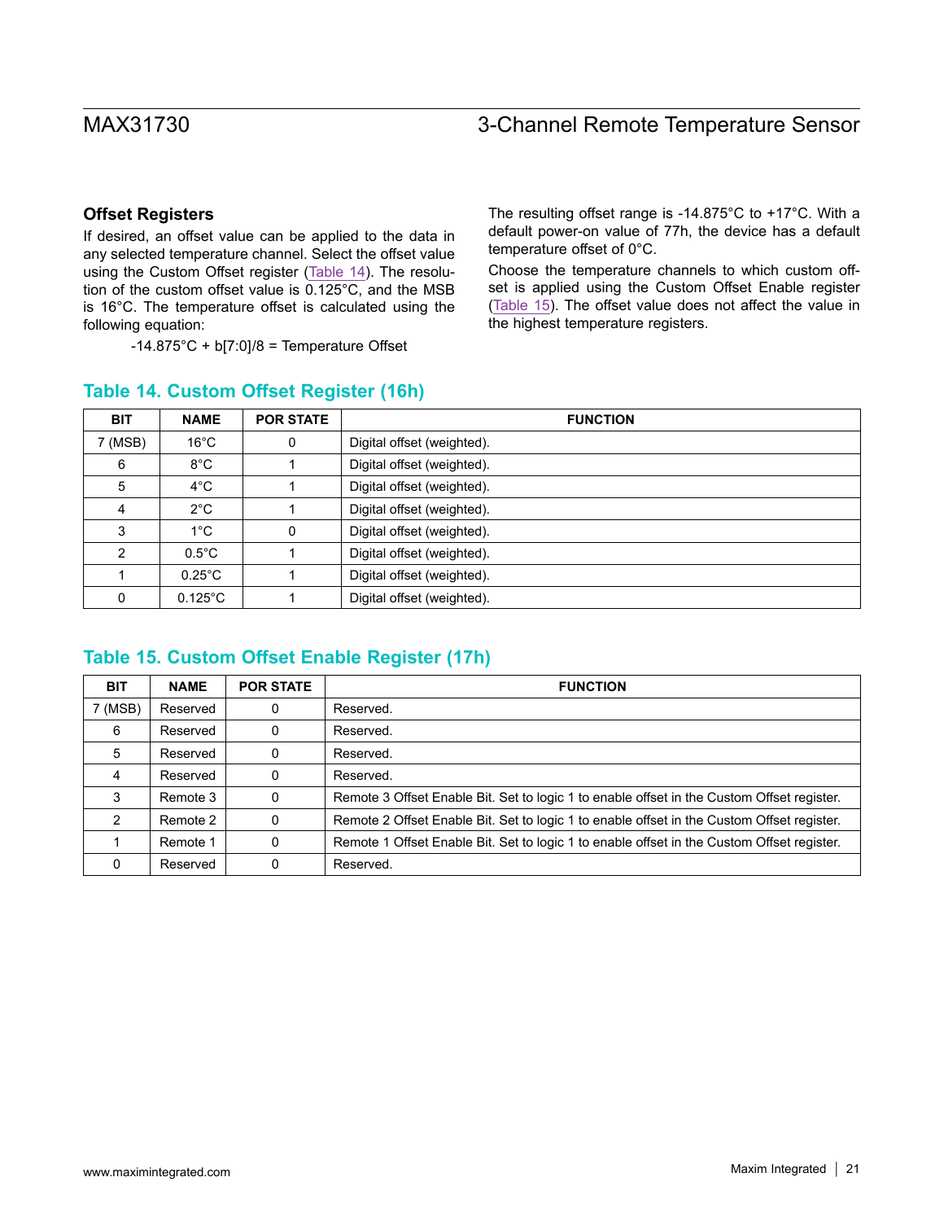### Offset Registers

If desired, an offset value can be applied to the data in any selected temperature channel. Select the offset value using the Custom Offset register (Table 14). The resolution of the custom offset value is 0.125°C, and the MSB is 16°C. The temperature offset is calculated using the following equation:

$$-14.875°C + b[7:0]/8 = \text{Temperature Offset}$$

The resulting offset range is -14.875°C to +17°C. With a default power-on value of 77h, the device has a default temperature offset of 0°C.

Choose the temperature channels to which custom offset is applied using the Custom Offset Enable register (Table 15). The offset value does not affect the value in the highest temperature registers.

## Table 14. Custom Offset Register (16h)

| BIT | NAME | POR STATE | FUNCTION |
|---|---|---|---|
| 7 (MSB) | 16°C | 0 | Digital offset (weighted). |
| 6 | 8°C | 1 | Digital offset (weighted). |
| 5 | 4°C | 1 | Digital offset (weighted). |
| 4 | 2°C | 1 | Digital offset (weighted). |
| 3 | 1°C | 0 | Digital offset (weighted). |
| 2 | 0.5°C | 1 | Digital offset (weighted). |
| 1 | 0.25°C | 1 | Digital offset (weighted). |
| 0 | 0.125°C | 1 | Digital offset (weighted). |

## Table 15. Custom Offset Enable Register (17h)

| BIT | NAME | POR STATE | FUNCTION |
|---|---|---|---|
| 7 (MSB) | Reserved | 0 | Reserved. |
| 6 | Reserved | 0 | Reserved. |
| 5 | Reserved | 0 | Reserved. |
| 4 | Reserved | 0 | Reserved. |
| 3 | Remote 3 | 0 | Remote 3 Offset Enable Bit. Set to logic 1 to enable offset in the Custom Offset register. |
| 2 | Remote 2 | 0 | Remote 2 Offset Enable Bit. Set to logic 1 to enable offset in the Custom Offset register. |
| 1 | Remote 1 | 0 | Remote 1 Offset Enable Bit. Set to logic 1 to enable offset in the Custom Offset register. |
| 0 | Reserved | 0 | Reserved. |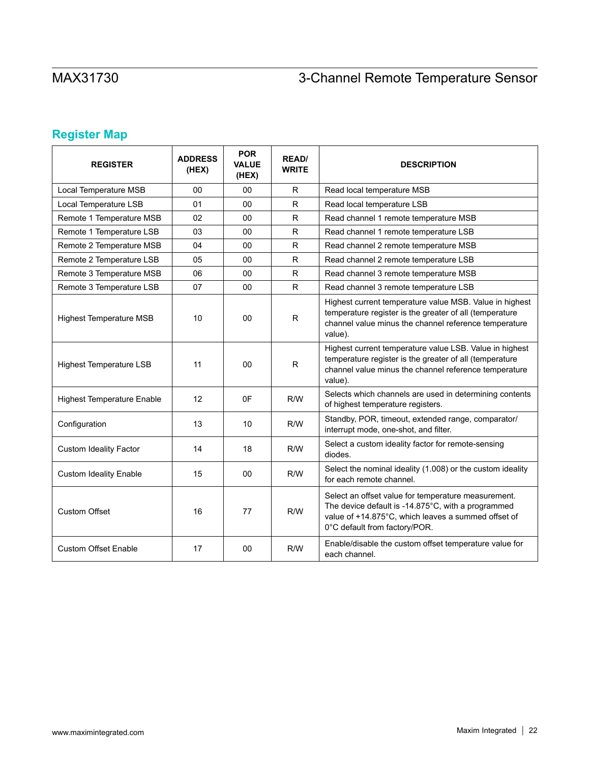## Register Map

| REGISTER | ADDRESS (HEX) | POR VALUE (HEX) | READ/ WRITE | DESCRIPTION |
|---|---|---|---|---|
| Local Temperature MSB | 00 | 00 | R | Read local temperature MSB |
| Local Temperature LSB | 01 | 00 | R | Read local temperature LSB |
| Remote 1 Temperature MSB | 02 | 00 | R | Read channel 1 remote temperature MSB |
| Remote 1 Temperature LSB | 03 | 00 | R | Read channel 1 remote temperature LSB |
| Remote 2 Temperature MSB | 04 | 00 | R | Read channel 2 remote temperature MSB |
| Remote 2 Temperature LSB | 05 | 00 | R | Read channel 2 remote temperature LSB |
| Remote 3 Temperature MSB | 06 | 00 | R | Read channel 3 remote temperature MSB |
| Remote 3 Temperature LSB | 07 | 00 | R | Read channel 3 remote temperature LSB |
| Highest Temperature MSB | 10 | 00 | R | Highest current temperature value MSB. Value in highest temperature register is the greater of all (temperature channel value minus the channel reference temperature value). |
| Highest Temperature LSB | 11 | 00 | R | Highest current temperature value LSB. Value in highest temperature register is the greater of all (temperature channel value minus the channel reference temperature value). |
| Highest Temperature Enable | 12 | 0F | R/W | Selects which channels are used in determining contents of highest temperature registers. |
| Configuration | 13 | 10 | R/W | Standby, POR, timeout, extended range, comparator/ interrupt mode, one-shot, and filter. |
| Custom Ideality Factor | 14 | 18 | R/W | Select a custom ideality factor for remote-sensing diodes. |
| Custom Ideality Enable | 15 | 00 | R/W | Select the nominal ideality (1.008) or the custom ideality for each remote channel. |
| Custom Offset | 16 | 77 | R/W | Select an offset value for temperature measurement. The device default is -14.875°C, with a programmed value of +14.875°C, which leaves a summed offset of 0°C default from factory/POR. |
| Custom Offset Enable | 17 | 00 | R/W | Enable/disable the custom offset temperature value for each channel. |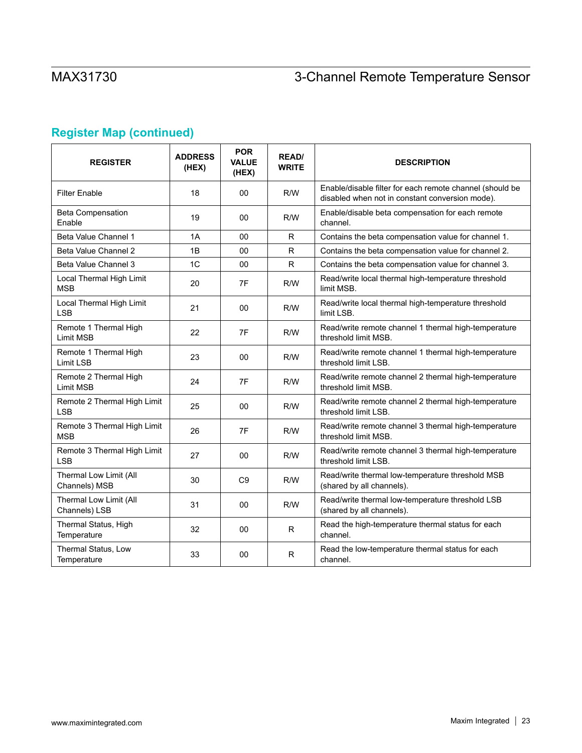## Register Map (continued)

| REGISTER | ADDRESS (HEX) | POR VALUE (HEX) | READ/ WRITE | DESCRIPTION |
|---|---|---|---|---|
| Filter Enable | 18 | 00 | R/W | Enable/disable filter for each remote channel (should be disabled when not in constant conversion mode). |
| Beta Compensation Enable | 19 | 00 | R/W | Enable/disable beta compensation for each remote channel. |
| Beta Value Channel 1 | 1A | 00 | R | Contains the beta compensation value for channel 1. |
| Beta Value Channel 2 | 1B | 00 | R | Contains the beta compensation value for channel 2. |
| Beta Value Channel 3 | 1C | 00 | R | Contains the beta compensation value for channel 3. |
| Local Thermal High Limit MSB | 20 | 7F | R/W | Read/write local thermal high-temperature threshold limit MSB. |
| Local Thermal High Limit LSB | 21 | 00 | R/W | Read/write local thermal high-temperature threshold limit LSB. |
| Remote 1 Thermal High Limit MSB | 22 | 7F | R/W | Read/write remote channel 1 thermal high-temperature threshold limit MSB. |
| Remote 1 Thermal High Limit LSB | 23 | 00 | R/W | Read/write remote channel 1 thermal high-temperature threshold limit LSB. |
| Remote 2 Thermal High Limit MSB | 24 | 7F | R/W | Read/write remote channel 2 thermal high-temperature threshold limit MSB. |
| Remote 2 Thermal High Limit LSB | 25 | 00 | R/W | Read/write remote channel 2 thermal high-temperature threshold limit LSB. |
| Remote 3 Thermal High Limit MSB | 26 | 7F | R/W | Read/write remote channel 3 thermal high-temperature threshold limit MSB. |
| Remote 3 Thermal High Limit LSB | 27 | 00 | R/W | Read/write remote channel 3 thermal high-temperature threshold limit LSB. |
| Thermal Low Limit (All Channels) MSB | 30 | C9 | R/W | Read/write thermal low-temperature threshold MSB (shared by all channels). |
| Thermal Low Limit (All Channels) LSB | 31 | 00 | R/W | Read/write thermal low-temperature threshold LSB (shared by all channels). |
| Thermal Status, High Temperature | 32 | 00 | R | Read the high-temperature thermal status for each channel. |
| Thermal Status, Low Temperature | 33 | 00 | R | Read the low-temperature thermal status for each channel. |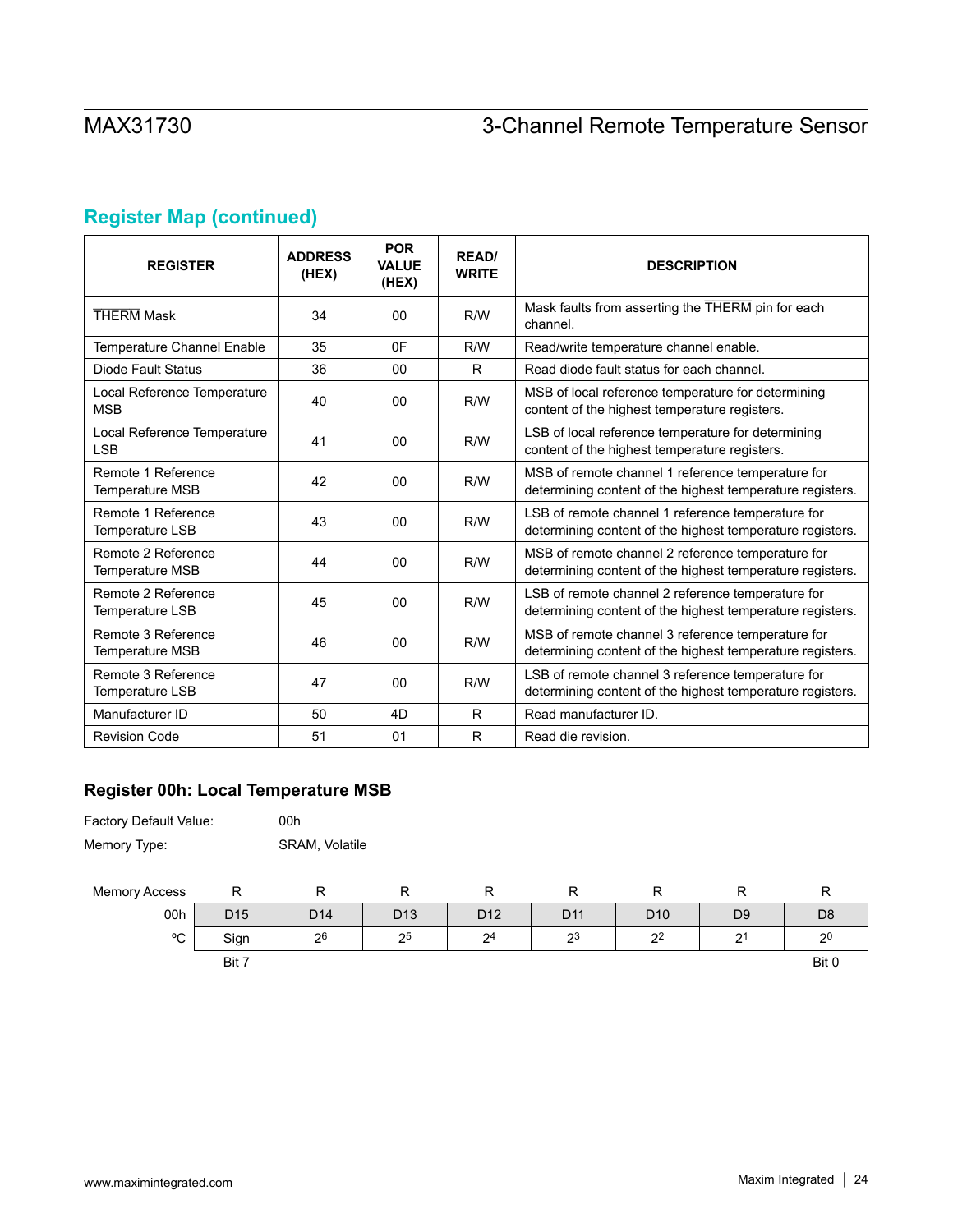## Register Map (continued)

| REGISTER | ADDRESS (HEX) | POR VALUE (HEX) | READ/ WRITE | DESCRIPTION |
|---|---|---|---|---|
| $\overline{\text{THERM}}$ Mask | 34 | 00 | R/W | Mask faults from asserting the $\overline{\text{THERM}}$ pin for each channel. |
| Temperature Channel Enable | 35 | 0F | R/W | Read/write temperature channel enable. |
| Diode Fault Status | 36 | 00 | R | Read diode fault status for each channel. |
| Local Reference Temperature MSB | 40 | 00 | R/W | MSB of local reference temperature for determining content of the highest temperature registers. |
| Local Reference Temperature LSB | 41 | 00 | R/W | LSB of local reference temperature for determining content of the highest temperature registers. |
| Remote 1 Reference Temperature MSB | 42 | 00 | R/W | MSB of remote channel 1 reference temperature for determining content of the highest temperature registers. |
| Remote 1 Reference Temperature LSB | 43 | 00 | R/W | LSB of remote channel 1 reference temperature for determining content of the highest temperature registers. |
| Remote 2 Reference Temperature MSB | 44 | 00 | R/W | MSB of remote channel 2 reference temperature for determining content of the highest temperature registers. |
| Remote 2 Reference Temperature LSB | 45 | 00 | R/W | LSB of remote channel 2 reference temperature for determining content of the highest temperature registers. |
| Remote 3 Reference Temperature MSB | 46 | 00 | R/W | MSB of remote channel 3 reference temperature for determining content of the highest temperature registers. |
| Remote 3 Reference Temperature LSB | 47 | 00 | R/W | LSB of remote channel 3 reference temperature for determining content of the highest temperature registers. |
| Manufacturer ID | 50 | 4D | R | Read manufacturer ID. |
| Revision Code | 51 | 01 | R | Read die revision. |

### Register 00h: Local Temperature MSB

Factory Default Value: 00h

Memory Type: SRAM, Volatile

| Memory Access | R | R | R | R | R | R | R | R |
|---|---|---|---|---|---|---|---|---|
| 00h | D15 | D14 | D13 | D12 | D11 | D10 | D9 | D8 |
| ºC | Sign | $2^6$ | $2^5$ | $2^4$ | $2^3$ | $2^2$ | $2^1$ | $2^0$ |
| | Bit 7 | | | | | | | Bit 0 |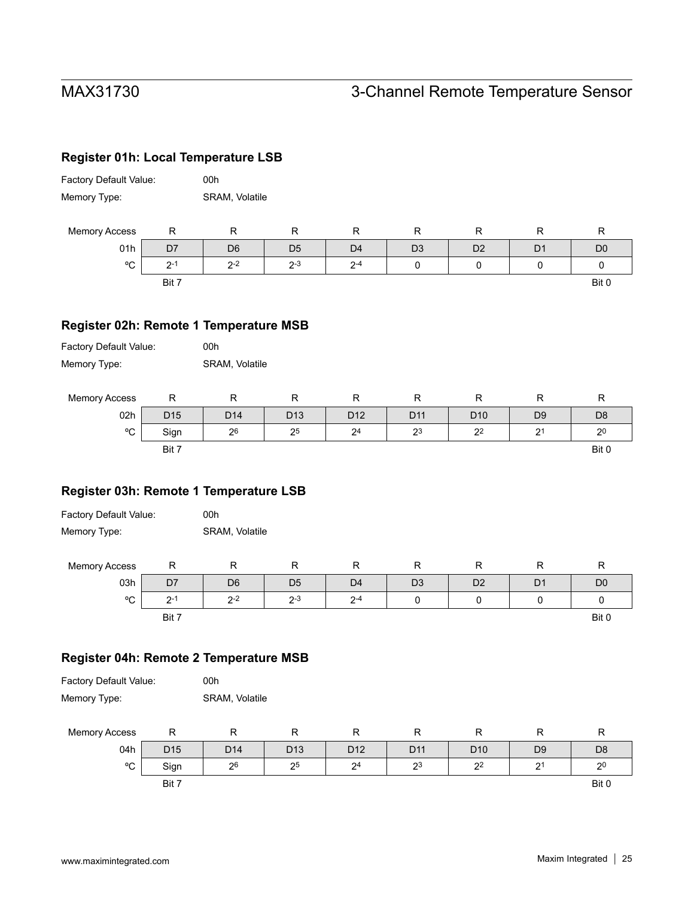## Register 01h: Local Temperature LSB

Factory Default Value: 00h

Memory Type: SRAM, Volatile

| Memory Access | R | R | R | R | R | R | R | R |
|---|---|---|---|---|---|---|---|---|
| 01h | D7 | D6 | D5 | D4 | D3 | D2 | D1 | D0 |
| ºC | $2^{-1}$ | $2^{-2}$ | $2^{-3}$ | $2^{-4}$ | 0 | 0 | 0 | 0 |
| | Bit 7 | | | | | | | Bit 0 |

## Register 02h: Remote 1 Temperature MSB

Factory Default Value: 00h

Memory Type: SRAM, Volatile

| Memory Access | R | R | R | R | R | R | R | R |
|---|---|---|---|---|---|---|---|---|
| 02h | D15 | D14 | D13 | D12 | D11 | D10 | D9 | D8 |
| ºC | Sign | $2^{6}$ | $2^{5}$ | $2^{4}$ | $2^{3}$ | $2^{2}$ | $2^{1}$ | $2^{0}$ |
| | Bit 7 | | | | | | | Bit 0 |

## Register 03h: Remote 1 Temperature LSB

Factory Default Value: 00h

Memory Type: SRAM, Volatile

| Memory Access | R | R | R | R | R | R | R | R |
|---|---|---|---|---|---|---|---|---|
| 03h | D7 | D6 | D5 | D4 | D3 | D2 | D1 | D0 |
| ºC | $2^{-1}$ | $2^{-2}$ | $2^{-3}$ | $2^{-4}$ | 0 | 0 | 0 | 0 |
| | Bit 7 | | | | | | | Bit 0 |

## Register 04h: Remote 2 Temperature MSB

Factory Default Value: 00h

Memory Type: SRAM, Volatile

| Memory Access | R | R | R | R | R | R | R | R |
|---|---|---|---|---|---|---|---|---|
| 04h | D15 | D14 | D13 | D12 | D11 | D10 | D9 | D8 |
| ºC | Sign | $2^{6}$ | $2^{5}$ | $2^{4}$ | $2^{3}$ | $2^{2}$ | $2^{1}$ | $2^{0}$ |
| | Bit 7 | | | | | | | Bit 0 |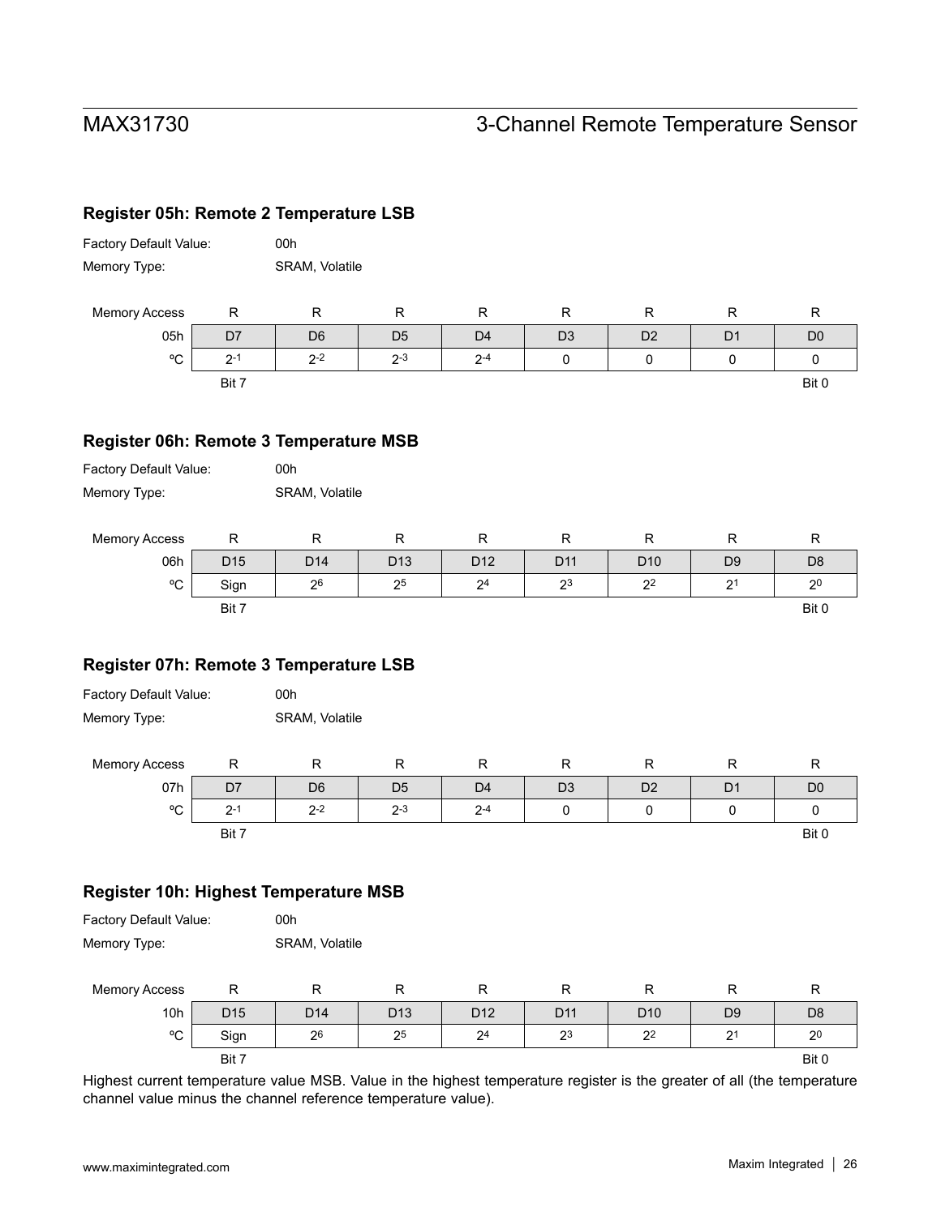### Register 05h: Remote 2 Temperature LSB

Factory Default Value: 00h

Memory Type: SRAM, Volatile

| Memory Access | R | R | R | R | R | R | R | R |
|---|---|---|---|---|---|---|---|---|
| 05h | D7 | D6 | D5 | D4 | D3 | D2 | D1 | D0 |
| ºC | $2^{-1}$ | $2^{-2}$ | $2^{-3}$ | $2^{-4}$ | 0 | 0 | 0 | 0 |
| | Bit 7 | | | | | | | Bit 0 |

### Register 06h: Remote 3 Temperature MSB

Factory Default Value: 00h

Memory Type: SRAM, Volatile

| Memory Access | R | R | R | R | R | R | R | R |
|---|---|---|---|---|---|---|---|---|
| 06h | D15 | D14 | D13 | D12 | D11 | D10 | D9 | D8 |
| ºC | Sign | $2^{6}$ | $2^{5}$ | $2^{4}$ | $2^{3}$ | $2^{2}$ | $2^{1}$ | $2^{0}$ |
| | Bit 7 | | | | | | | Bit 0 |

### Register 07h: Remote 3 Temperature LSB

Factory Default Value: 00h

Memory Type: SRAM, Volatile

| Memory Access | R | R | R | R | R | R | R | R |
|---|---|---|---|---|---|---|---|---|
| 07h | D7 | D6 | D5 | D4 | D3 | D2 | D1 | D0 |
| ºC | $2^{-1}$ | $2^{-2}$ | $2^{-3}$ | $2^{-4}$ | 0 | 0 | 0 | 0 |
| | Bit 7 | | | | | | | Bit 0 |

### Register 10h: Highest Temperature MSB

Factory Default Value: 00h

Memory Type: SRAM, Volatile

| Memory Access | R | R | R | R | R | R | R | R |
|---|---|---|---|---|---|---|---|---|
| 10h | D15 | D14 | D13 | D12 | D11 | D10 | D9 | D8 |
| ºC | Sign | $2^{6}$ | $2^{5}$ | $2^{4}$ | $2^{3}$ | $2^{2}$ | $2^{1}$ | $2^{0}$ |
| | Bit 7 | | | | | | | Bit 0 |

Highest current temperature value MSB. Value in the highest temperature register is the greater of all (the temperature channel value minus the channel reference temperature value).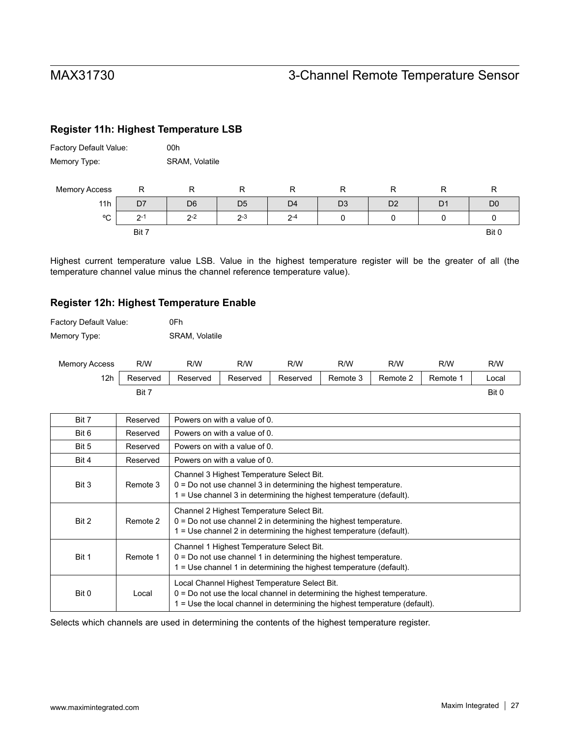### Register 11h: Highest Temperature LSB

Factory Default Value: 00h

Memory Type: SRAM, Volatile

| Memory Access | R | R | R | R | R | R | R | R |
|---|---|---|---|---|---|---|---|---|
| 11h | D7 | D6 | D5 | D4 | D3 | D2 | D1 | D0 |
| ºC | $2^{-1}$ | $2^{-2}$ | $2^{-3}$ | $2^{-4}$ | 0 | 0 | 0 | 0 |
| | Bit 7 | | | | | | | Bit 0 |

Highest current temperature value LSB. Value in the highest temperature register will be the greater of all (the temperature channel value minus the channel reference temperature value).

### Register 12h: Highest Temperature Enable

Factory Default Value: 0Fh

Memory Type: SRAM, Volatile

| Memory Access | R/W | R/W | R/W | R/W | R/W | R/W | R/W | R/W |
|---|---|---|---|---|---|---|---|---|
| 12h | Reserved | Reserved | Reserved | Reserved | Remote 3 | Remote 2 | Remote 1 | Local |
| | Bit 7 | | | | | | | Bit 0 |

| Bit | Name | Description |
|---|---|---|
| Bit 7 | Reserved | Powers on with a value of 0. |
| Bit 6 | Reserved | Powers on with a value of 0. |
| Bit 5 | Reserved | Powers on with a value of 0. |
| Bit 4 | Reserved | Powers on with a value of 0. |
| Bit 3 | Remote 3 | Channel 3 Highest Temperature Select Bit.<br>0 = Do not use channel 3 in determining the highest temperature.<br>1 = Use channel 3 in determining the highest temperature (default). |
| Bit 2 | Remote 2 | Channel 2 Highest Temperature Select Bit.<br>0 = Do not use channel 2 in determining the highest temperature.<br>1 = Use channel 2 in determining the highest temperature (default). |
| Bit 1 | Remote 1 | Channel 1 Highest Temperature Select Bit.<br>0 = Do not use channel 1 in determining the highest temperature.<br>1 = Use channel 1 in determining the highest temperature (default). |
| Bit 0 | Local | Local Channel Highest Temperature Select Bit.<br>0 = Do not use the local channel in determining the highest temperature.<br>1 = Use the local channel in determining the highest temperature (default). |

Selects which channels are used in determining the contents of the highest temperature register.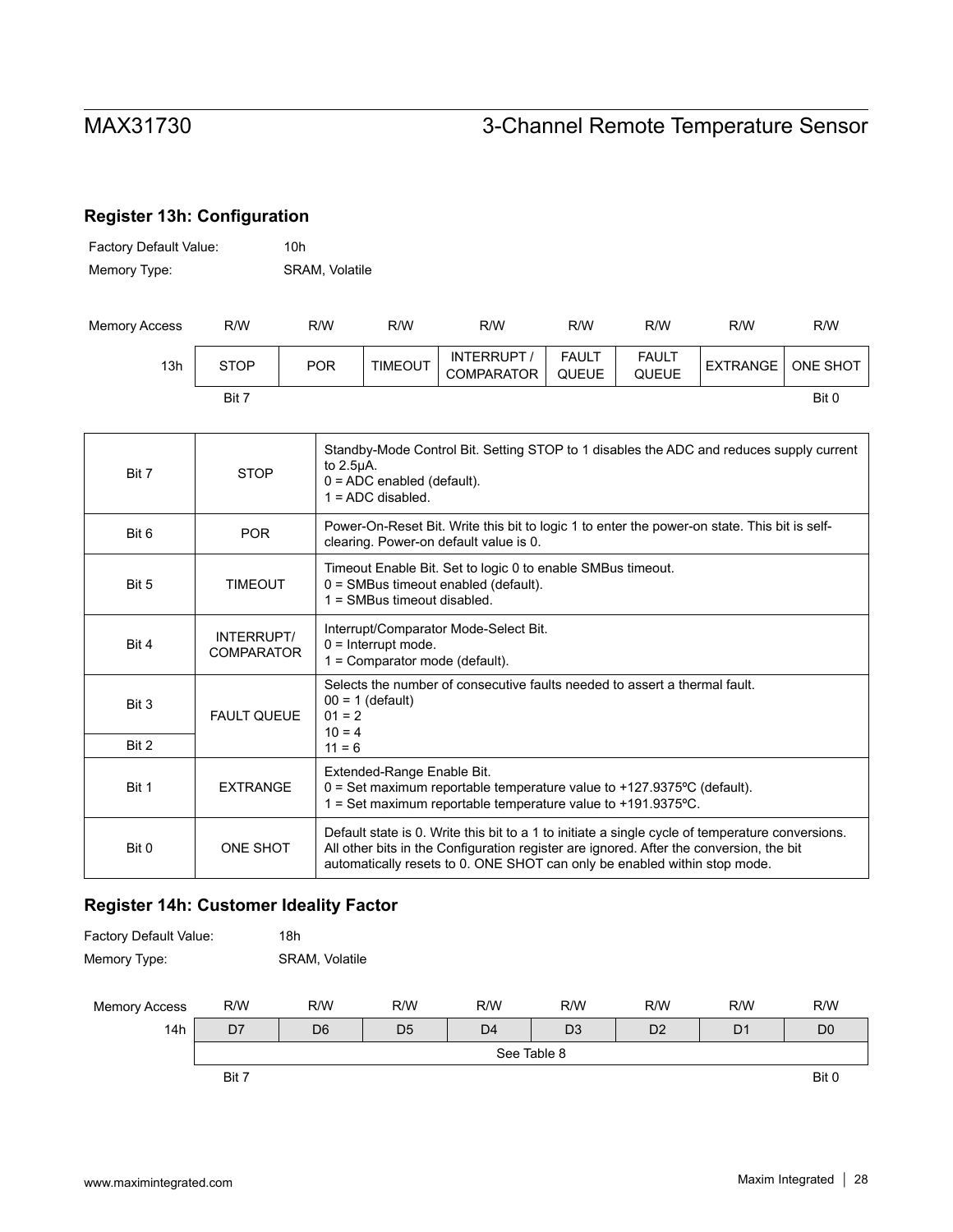## Register 13h: Configuration

Factory Default Value: 10h

Memory Type: SRAM, Volatile

| Memory Access | R/W | R/W | R/W | R/W | R/W | R/W | R/W | R/W |
|---|---|---|---|---|---|---|---|---|
| 13h | STOP | POR | TIMEOUT | INTERRUPT / COMPARATOR | FAULT QUEUE | FAULT QUEUE | EXTRANGE | ONE SHOT |
| | Bit 7 | | | | | | | Bit 0 |

| Bit | Name | Description |
|---|---|---|
| Bit 7 | STOP | Standby-Mode Control Bit. Setting STOP to 1 disables the ADC and reduces supply current to 2.5µA.<br>0 = ADC enabled (default).<br>1 = ADC disabled. |
| Bit 6 | POR | Power-On-Reset Bit. Write this bit to logic 1 to enter the power-on state. This bit is self-clearing. Power-on default value is 0. |
| Bit 5 | TIMEOUT | Timeout Enable Bit. Set to logic 0 to enable SMBus timeout.<br>0 = SMBus timeout enabled (default).<br>1 = SMBus timeout disabled. |
| Bit 4 | INTERRUPT/ COMPARATOR | Interrupt/Comparator Mode-Select Bit.<br>0 = Interrupt mode.<br>1 = Comparator mode (default). |
| Bit 3 | FAULT QUEUE | Selects the number of consecutive faults needed to assert a thermal fault.<br>00 = 1 (default)<br>01 = 2<br>10 = 4<br>11 = 6 |
| Bit 2 | | |
| Bit 1 | EXTRANGE | Extended-Range Enable Bit.<br>0 = Set maximum reportable temperature value to +127.9375ºC (default).<br>1 = Set maximum reportable temperature value to +191.9375ºC. |
| Bit 0 | ONE SHOT | Default state is 0. Write this bit to a 1 to initiate a single cycle of temperature conversions. All other bits in the Configuration register are ignored. After the conversion, the bit automatically resets to 0. ONE SHOT can only be enabled within stop mode. |

## Register 14h: Customer Ideality Factor

Factory Default Value: 18h

Memory Type: SRAM, Volatile

| Memory Access | R/W | R/W | R/W | R/W | R/W | R/W | R/W | R/W |
|---|---|---|---|---|---|---|---|---|
| 14h | D7 | D6 | D5 | D4 | D3 | D2 | D1 | D0 |
| | See Table 8 | | | | | | | |
| | Bit 7 | | | | | | | Bit 0 |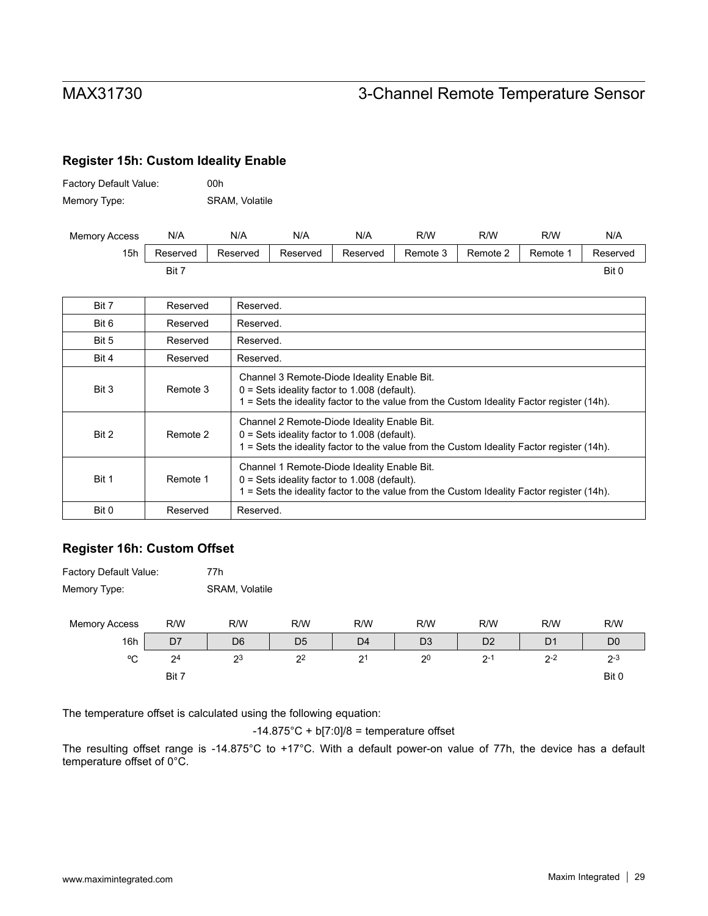## Register 15h: Custom Ideality Enable

Factory Default Value: 00h

Memory Type: SRAM, Volatile

| Memory Access | N/A | N/A | N/A | N/A | R/W | R/W | R/W | N/A |
|---|---|---|---|---|---|---|---|---|
| 15h | Reserved | Reserved | Reserved | Reserved | Remote 3 | Remote 2 | Remote 1 | Reserved |
| | Bit 7 | | | | | | | Bit 0 |

| | | |
|---|---|---|
| Bit 7 | Reserved | Reserved. |
| Bit 6 | Reserved | Reserved. |
| Bit 5 | Reserved | Reserved. |
| Bit 4 | Reserved | Reserved. |
| Bit 3 | Remote 3 | Channel 3 Remote-Diode Ideality Enable Bit.<br>0 = Sets ideality factor to 1.008 (default).<br>1 = Sets the ideality factor to the value from the Custom Ideality Factor register (14h). |
| Bit 2 | Remote 2 | Channel 2 Remote-Diode Ideality Enable Bit.<br>0 = Sets ideality factor to 1.008 (default).<br>1 = Sets the ideality factor to the value from the Custom Ideality Factor register (14h). |
| Bit 1 | Remote 1 | Channel 1 Remote-Diode Ideality Enable Bit.<br>0 = Sets ideality factor to 1.008 (default).<br>1 = Sets the ideality factor to the value from the Custom Ideality Factor register (14h). |
| Bit 0 | Reserved | Reserved. |

## Register 16h: Custom Offset

Factory Default Value: 77h

Memory Type: SRAM, Volatile

| Memory Access | R/W | R/W | R/W | R/W | R/W | R/W | R/W | R/W |
|---|---|---|---|---|---|---|---|---|
| 16h | D7 | D6 | D5 | D4 | D3 | D2 | D1 | D0 |
| ºC | $2^4$ | $2^3$ | $2^2$ | $2^1$ | $2^0$ | $2^{-1}$ | $2^{-2}$ | $2^{-3}$ |
| | Bit 7 | | | | | | | Bit 0 |

The temperature offset is calculated using the following equation:

$$-14.875°C + b[7:0]/8 = \text{temperature offset}$$

The resulting offset range is -14.875°C to +17°C. With a default power-on value of 77h, the device has a default temperature offset of 0°C.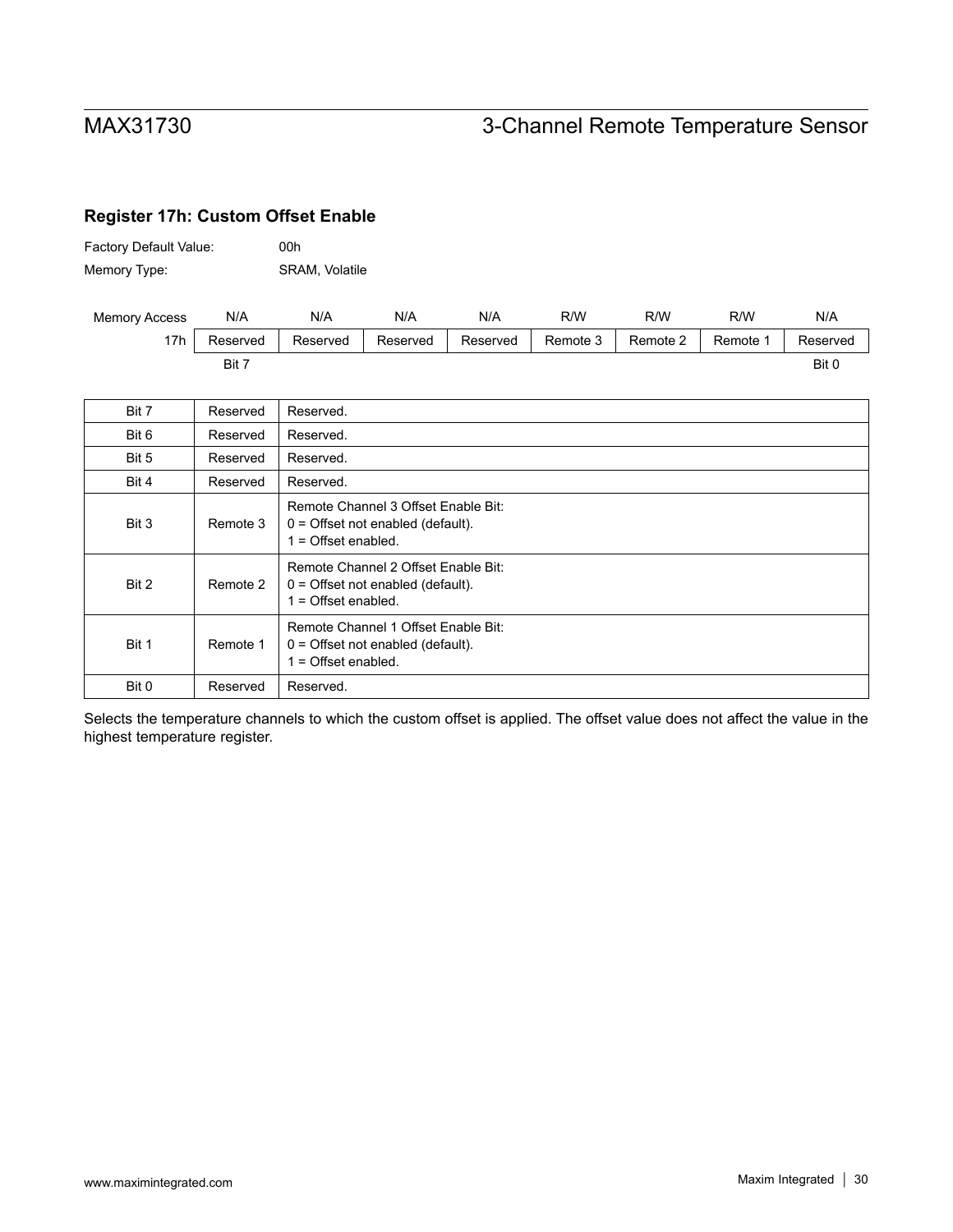### Register 17h: Custom Offset Enable

Factory Default Value: 00h

Memory Type: SRAM, Volatile

| Memory Access | N/A | N/A | N/A | N/A | R/W | R/W | R/W | N/A |
|---|---|---|---|---|---|---|---|---|
| 17h | Reserved | Reserved | Reserved | Reserved | Remote 3 | Remote 2 | Remote 1 | Reserved |
| | Bit 7 | | | | | | | Bit 0 |

| Bit | Name | Description |
|---|---|---|
| Bit 7 | Reserved | Reserved. |
| Bit 6 | Reserved | Reserved. |
| Bit 5 | Reserved | Reserved. |
| Bit 4 | Reserved | Reserved. |
| Bit 3 | Remote 3 | Remote Channel 3 Offset Enable Bit:<br>0 = Offset not enabled (default).<br>1 = Offset enabled. |
| Bit 2 | Remote 2 | Remote Channel 2 Offset Enable Bit:<br>0 = Offset not enabled (default).<br>1 = Offset enabled. |
| Bit 1 | Remote 1 | Remote Channel 1 Offset Enable Bit:<br>0 = Offset not enabled (default).<br>1 = Offset enabled. |
| Bit 0 | Reserved | Reserved. |

Selects the temperature channels to which the custom offset is applied. The offset value does not affect the value in the highest temperature register.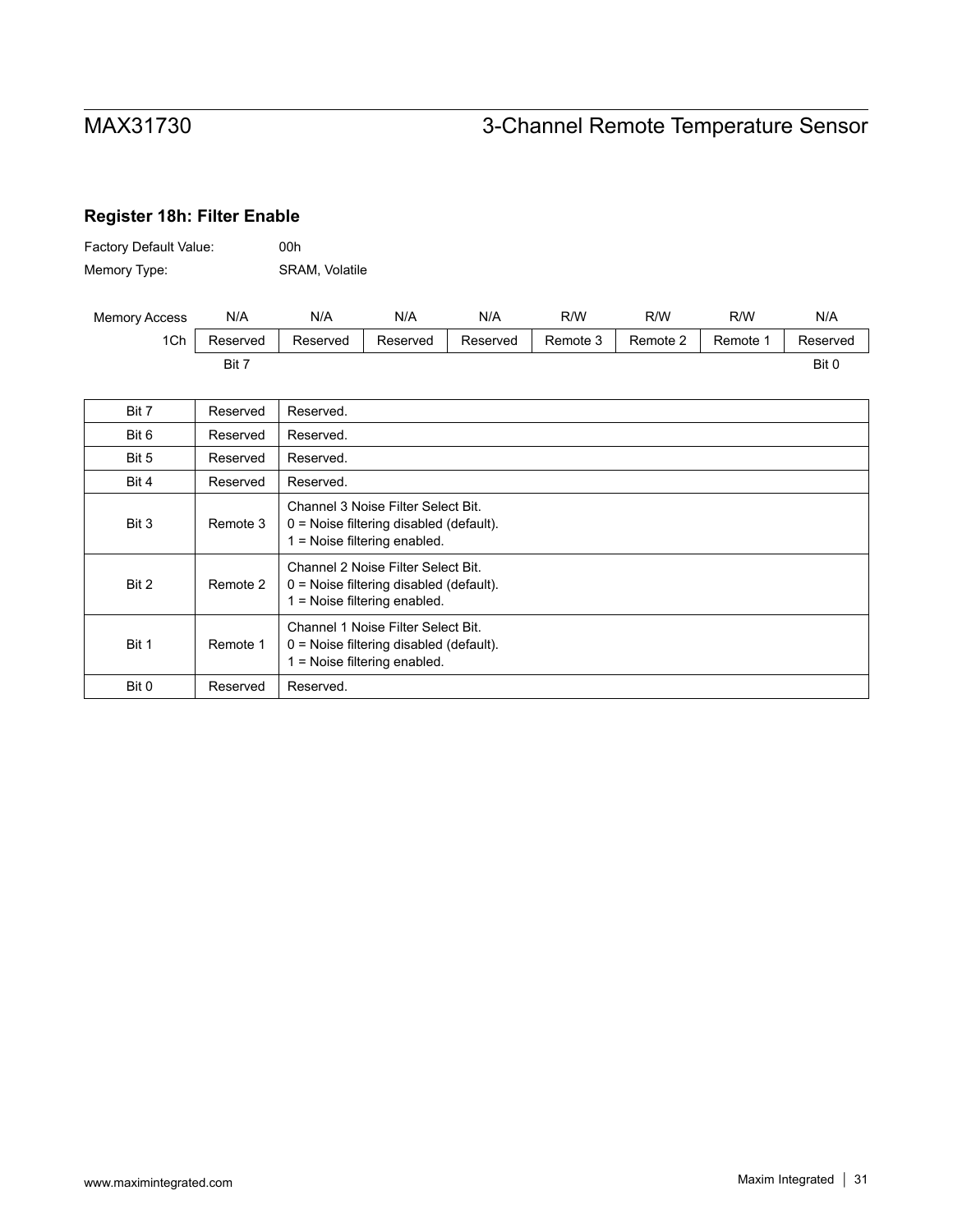## Register 18h: Filter Enable

Factory Default Value: 00h

Memory Type: SRAM, Volatile

| Memory Access | N/A | N/A | N/A | N/A | R/W | R/W | R/W | N/A |
|---|---|---|---|---|---|---|---|---|
| 1Ch | Reserved | Reserved | Reserved | Reserved | Remote 3 | Remote 2 | Remote 1 | Reserved |
| | Bit 7 | | | | | | | Bit 0 |

| Bit | Name | Description |
|---|---|---|
| Bit 7 | Reserved | Reserved. |
| Bit 6 | Reserved | Reserved. |
| Bit 5 | Reserved | Reserved. |
| Bit 4 | Reserved | Reserved. |
| Bit 3 | Remote 3 | Channel 3 Noise Filter Select Bit.<br>0 = Noise filtering disabled (default).<br>1 = Noise filtering enabled. |
| Bit 2 | Remote 2 | Channel 2 Noise Filter Select Bit.<br>0 = Noise filtering disabled (default).<br>1 = Noise filtering enabled. |
| Bit 1 | Remote 1 | Channel 1 Noise Filter Select Bit.<br>0 = Noise filtering disabled (default).<br>1 = Noise filtering enabled. |
| Bit 0 | Reserved | Reserved. |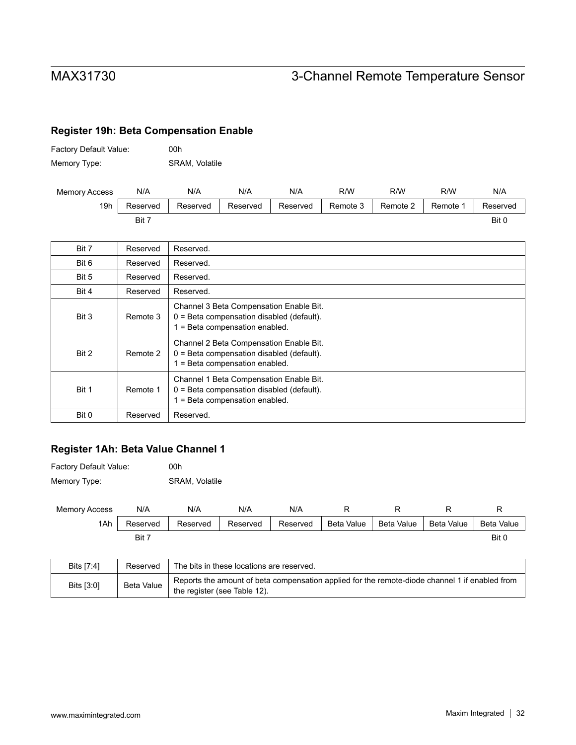## Register 19h: Beta Compensation Enable

Factory Default Value: 00h

Memory Type: SRAM, Volatile

| Memory Access | N/A | N/A | N/A | N/A | R/W | R/W | R/W | N/A |
|---|---|---|---|---|---|---|---|---|
| 19h | Reserved | Reserved | Reserved | Reserved | Remote 3 | Remote 2 | Remote 1 | Reserved |
| | Bit 7 | | | | | | | Bit 0 |

| Bit | Name | Description |
|---|---|---|
| Bit 7 | Reserved | Reserved. |
| Bit 6 | Reserved | Reserved. |
| Bit 5 | Reserved | Reserved. |
| Bit 4 | Reserved | Reserved. |
| Bit 3 | Remote 3 | Channel 3 Beta Compensation Enable Bit.<br>0 = Beta compensation disabled (default).<br>1 = Beta compensation enabled. |
| Bit 2 | Remote 2 | Channel 2 Beta Compensation Enable Bit.<br>0 = Beta compensation disabled (default).<br>1 = Beta compensation enabled. |
| Bit 1 | Remote 1 | Channel 1 Beta Compensation Enable Bit.<br>0 = Beta compensation disabled (default).<br>1 = Beta compensation enabled. |
| Bit 0 | Reserved | Reserved. |

## Register 1Ah: Beta Value Channel 1

Factory Default Value: 00h

Memory Type: SRAM, Volatile

| Memory Access | N/A | N/A | N/A | N/A | R | R | R | R |
|---|---|---|---|---|---|---|---|---|
| 1Ah | Reserved | Reserved | Reserved | Reserved | Beta Value | Beta Value | Beta Value | Beta Value |
| | Bit 7 | | | | | | | Bit 0 |

| Bits | Name | Description |
|---|---|---|
| Bits [7:4] | Reserved | The bits in these locations are reserved. |
| Bits [3:0] | Beta Value | Reports the amount of beta compensation applied for the remote-diode channel 1 if enabled from the register (see Table 12). |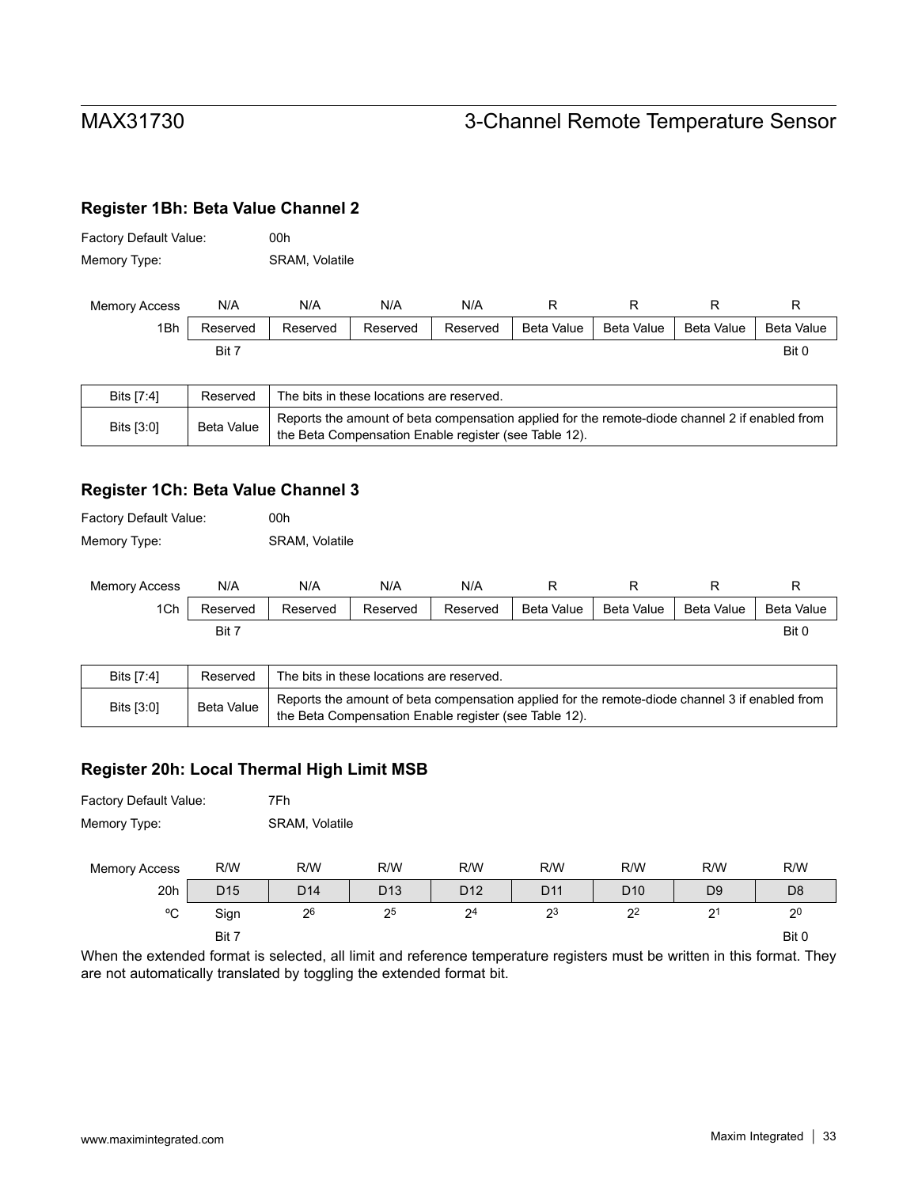### Register 1Bh: Beta Value Channel 2

Factory Default Value: 00h

Memory Type: SRAM, Volatile

| Memory Access | N/A | N/A | N/A | N/A | R | R | R | R |
|---|---|---|---|---|---|---|---|---|
| 1Bh | Reserved | Reserved | Reserved | Reserved | Beta Value | Beta Value | Beta Value | Beta Value |
| | Bit 7 | | | | | | | Bit 0 |

| Bits [7:4] | Reserved | The bits in these locations are reserved. |
|---|---|---|
| Bits [3:0] | Beta Value | Reports the amount of beta compensation applied for the remote-diode channel 2 if enabled from the Beta Compensation Enable register (see Table 12). |

### Register 1Ch: Beta Value Channel 3

Factory Default Value: 00h

Memory Type: SRAM, Volatile

| Memory Access | N/A | N/A | N/A | N/A | R | R | R | R |
|---|---|---|---|---|---|---|---|---|
| 1Ch | Reserved | Reserved | Reserved | Reserved | Beta Value | Beta Value | Beta Value | Beta Value |
| | Bit 7 | | | | | | | Bit 0 |

| Bits [7:4] | Reserved | The bits in these locations are reserved. |
|---|---|---|
| Bits [3:0] | Beta Value | Reports the amount of beta compensation applied for the remote-diode channel 3 if enabled from the Beta Compensation Enable register (see Table 12). |

### Register 20h: Local Thermal High Limit MSB

Factory Default Value: 7Fh

Memory Type: SRAM, Volatile

| Memory Access | R/W | R/W | R/W | R/W | R/W | R/W | R/W | R/W |
|---|---|---|---|---|---|---|---|---|
| 20h | D15 | D14 | D13 | D12 | D11 | D10 | D9 | D8 |
| ºC | Sign | $2^6$ | $2^5$ | $2^4$ | $2^3$ | $2^2$ | $2^1$ | $2^0$ |
| | Bit 7 | | | | | | | Bit 0 |

When the extended format is selected, all limit and reference temperature registers must be written in this format. They are not automatically translated by toggling the extended format bit.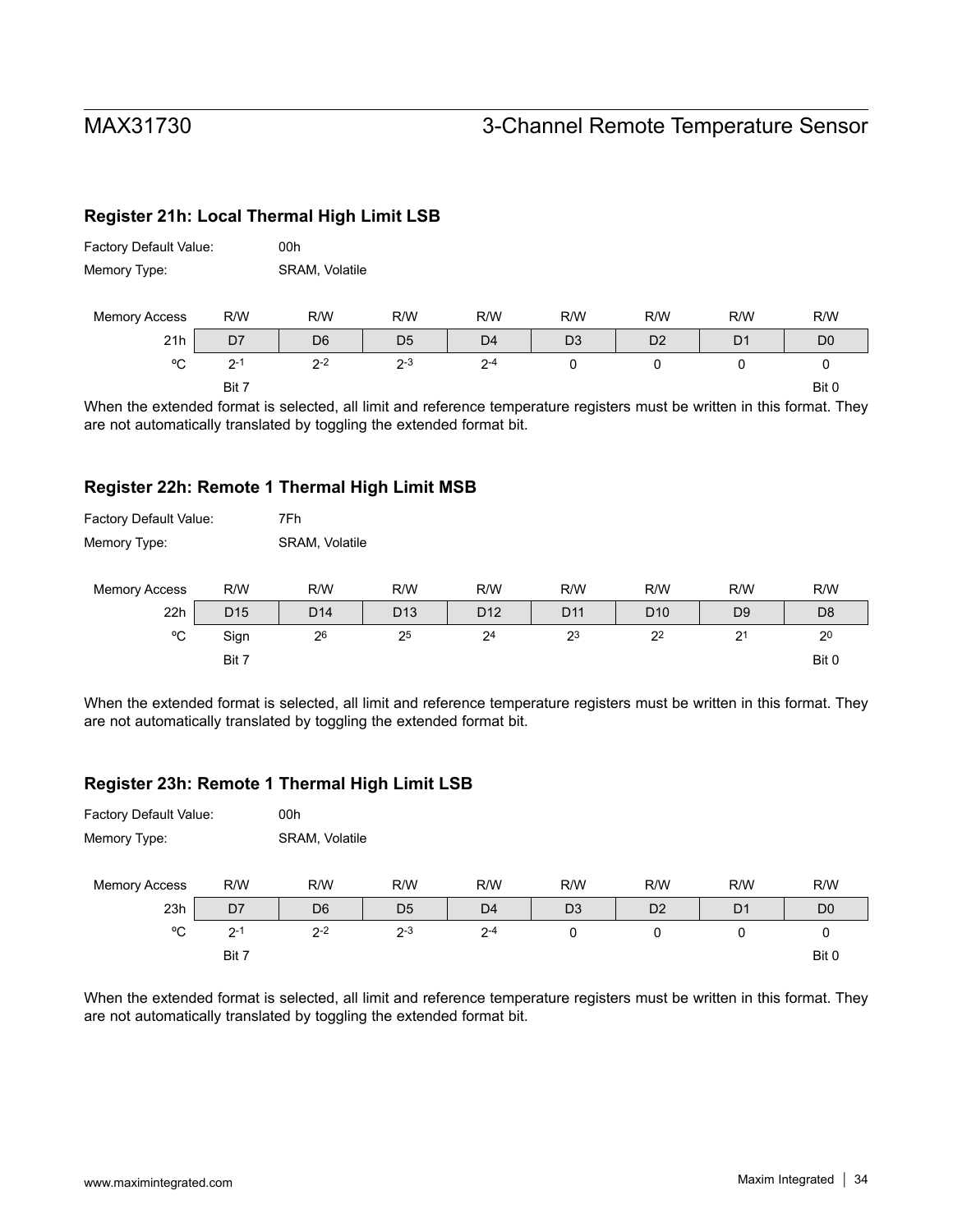### Register 21h: Local Thermal High Limit LSB

Factory Default Value: 00h

Memory Type: SRAM, Volatile

| Memory Access | R/W | R/W | R/W | R/W | R/W | R/W | R/W | R/W |
|---|---|---|---|---|---|---|---|---|
| 21h | D7 | D6 | D5 | D4 | D3 | D2 | D1 | D0 |
| ºC | $2^{-1}$ | $2^{-2}$ | $2^{-3}$ | $2^{-4}$ | 0 | 0 | 0 | 0 |
| | Bit 7 | | | | | | | Bit 0 |

When the extended format is selected, all limit and reference temperature registers must be written in this format. They are not automatically translated by toggling the extended format bit.

### Register 22h: Remote 1 Thermal High Limit MSB

Factory Default Value: 7Fh

Memory Type: SRAM, Volatile

| Memory Access | R/W | R/W | R/W | R/W | R/W | R/W | R/W | R/W |
|---|---|---|---|---|---|---|---|---|
| 22h | D15 | D14 | D13 | D12 | D11 | D10 | D9 | D8 |
| ºC | Sign | $2^{6}$ | $2^{5}$ | $2^{4}$ | $2^{3}$ | $2^{2}$ | $2^{1}$ | $2^{0}$ |
| | Bit 7 | | | | | | | Bit 0 |

When the extended format is selected, all limit and reference temperature registers must be written in this format. They are not automatically translated by toggling the extended format bit.

### Register 23h: Remote 1 Thermal High Limit LSB

Factory Default Value: 00h

Memory Type: SRAM, Volatile

| Memory Access | R/W | R/W | R/W | R/W | R/W | R/W | R/W | R/W |
|---|---|---|---|---|---|---|---|---|
| 23h | D7 | D6 | D5 | D4 | D3 | D2 | D1 | D0 |
| ºC | $2^{-1}$ | $2^{-2}$ | $2^{-3}$ | $2^{-4}$ | 0 | 0 | 0 | 0 |
| | Bit 7 | | | | | | | Bit 0 |

When the extended format is selected, all limit and reference temperature registers must be written in this format. They are not automatically translated by toggling the extended format bit.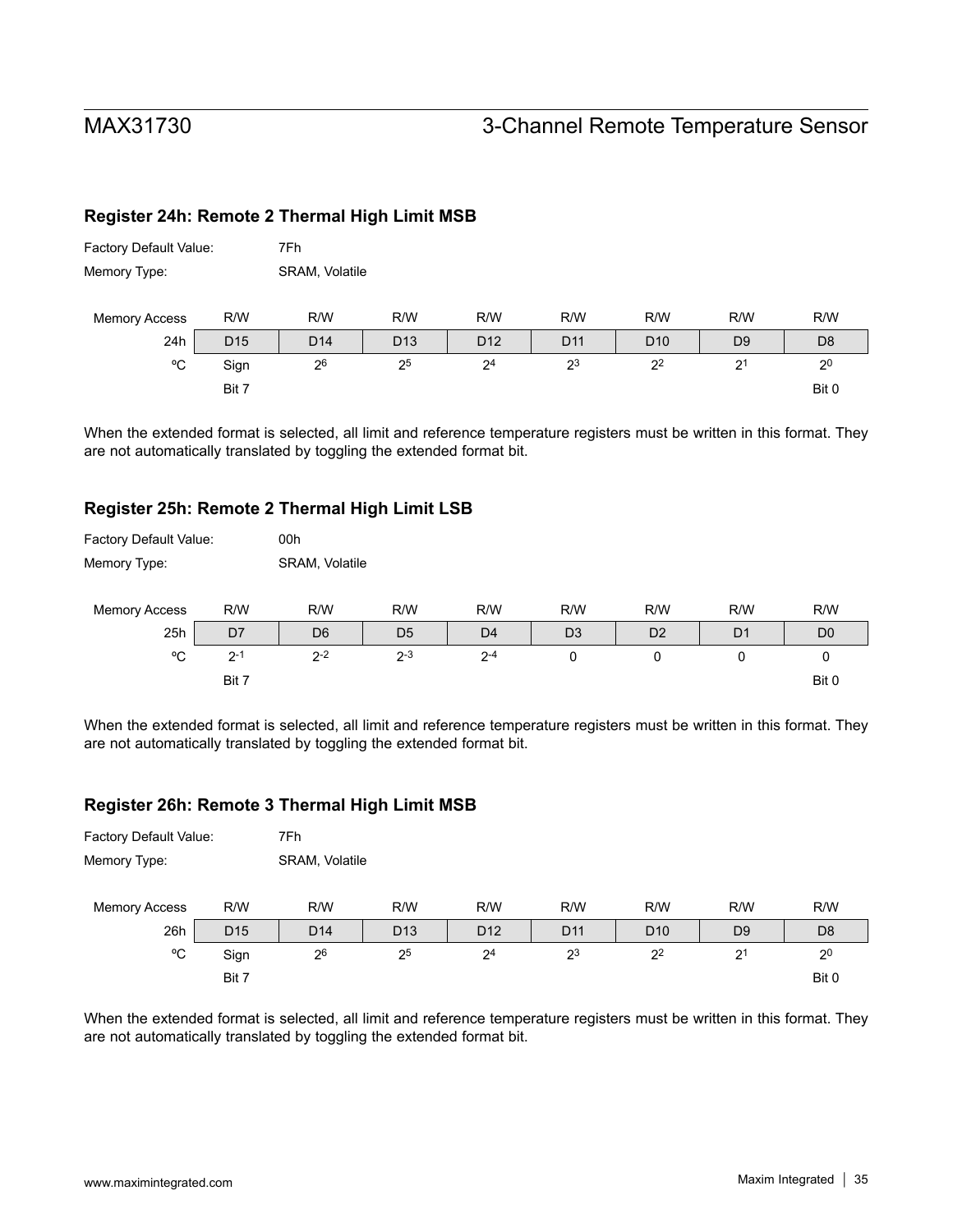### Register 24h: Remote 2 Thermal High Limit MSB

Factory Default Value: 7Fh

Memory Type: SRAM, Volatile

| Memory Access | R/W | R/W | R/W | R/W | R/W | R/W | R/W | R/W |
|---|---|---|---|---|---|---|---|---|
| 24h | D15 | D14 | D13 | D12 | D11 | D10 | D9 | D8 |
| ºC | Sign | $2^6$ | $2^5$ | $2^4$ | $2^3$ | $2^2$ | $2^1$ | $2^0$ |
| | Bit 7 | | | | | | | Bit 0 |

When the extended format is selected, all limit and reference temperature registers must be written in this format. They are not automatically translated by toggling the extended format bit.

### Register 25h: Remote 2 Thermal High Limit LSB

Factory Default Value: 00h

Memory Type: SRAM, Volatile

| Memory Access | R/W | R/W | R/W | R/W | R/W | R/W | R/W | R/W |
|---|---|---|---|---|---|---|---|---|
| 25h | D7 | D6 | D5 | D4 | D3 | D2 | D1 | D0 |
| ºC | $2^{-1}$ | $2^{-2}$ | $2^{-3}$ | $2^{-4}$ | 0 | 0 | 0 | 0 |
| | Bit 7 | | | | | | | Bit 0 |

When the extended format is selected, all limit and reference temperature registers must be written in this format. They are not automatically translated by toggling the extended format bit.

### Register 26h: Remote 3 Thermal High Limit MSB

Factory Default Value: 7Fh

Memory Type: SRAM, Volatile

| Memory Access | R/W | R/W | R/W | R/W | R/W | R/W | R/W | R/W |
|---|---|---|---|---|---|---|---|---|
| 26h | D15 | D14 | D13 | D12 | D11 | D10 | D9 | D8 |
| ºC | Sign | $2^6$ | $2^5$ | $2^4$ | $2^3$ | $2^2$ | $2^1$ | $2^0$ |
| | Bit 7 | | | | | | | Bit 0 |

When the extended format is selected, all limit and reference temperature registers must be written in this format. They are not automatically translated by toggling the extended format bit.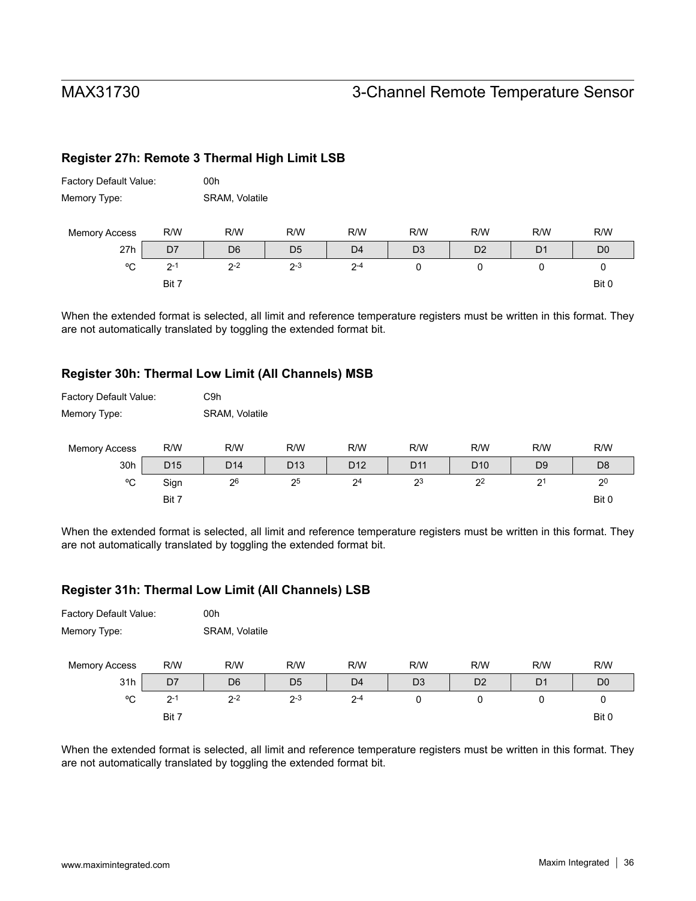### Register 27h: Remote 3 Thermal High Limit LSB

Factory Default Value: 00h

Memory Type: SRAM, Volatile

| Memory Access | R/W | R/W | R/W | R/W | R/W | R/W | R/W | R/W |
|---|---|---|---|---|---|---|---|---|
| 27h | D7 | D6 | D5 | D4 | D3 | D2 | D1 | D0 |
| ºC | $2^{-1}$ | $2^{-2}$ | $2^{-3}$ | $2^{-4}$ | 0 | 0 | 0 | 0 |
| | Bit 7 | | | | | | | Bit 0 |

When the extended format is selected, all limit and reference temperature registers must be written in this format. They are not automatically translated by toggling the extended format bit.

### Register 30h: Thermal Low Limit (All Channels) MSB

Factory Default Value: C9h

Memory Type: SRAM, Volatile

| Memory Access | R/W | R/W | R/W | R/W | R/W | R/W | R/W | R/W |
|---|---|---|---|---|---|---|---|---|
| 30h | D15 | D14 | D13 | D12 | D11 | D10 | D9 | D8 |
| ºC | Sign | $2^{6}$ | $2^{5}$ | $2^{4}$ | $2^{3}$ | $2^{2}$ | $2^{1}$ | $2^{0}$ |
| | Bit 7 | | | | | | | Bit 0 |

When the extended format is selected, all limit and reference temperature registers must be written in this format. They are not automatically translated by toggling the extended format bit.

### Register 31h: Thermal Low Limit (All Channels) LSB

Factory Default Value: 00h

Memory Type: SRAM, Volatile

| Memory Access | R/W | R/W | R/W | R/W | R/W | R/W | R/W | R/W |
|---|---|---|---|---|---|---|---|---|
| 31h | D7 | D6 | D5 | D4 | D3 | D2 | D1 | D0 |
| ºC | $2^{-1}$ | $2^{-2}$ | $2^{-3}$ | $2^{-4}$ | 0 | 0 | 0 | 0 |
| | Bit 7 | | | | | | | Bit 0 |

When the extended format is selected, all limit and reference temperature registers must be written in this format. They are not automatically translated by toggling the extended format bit.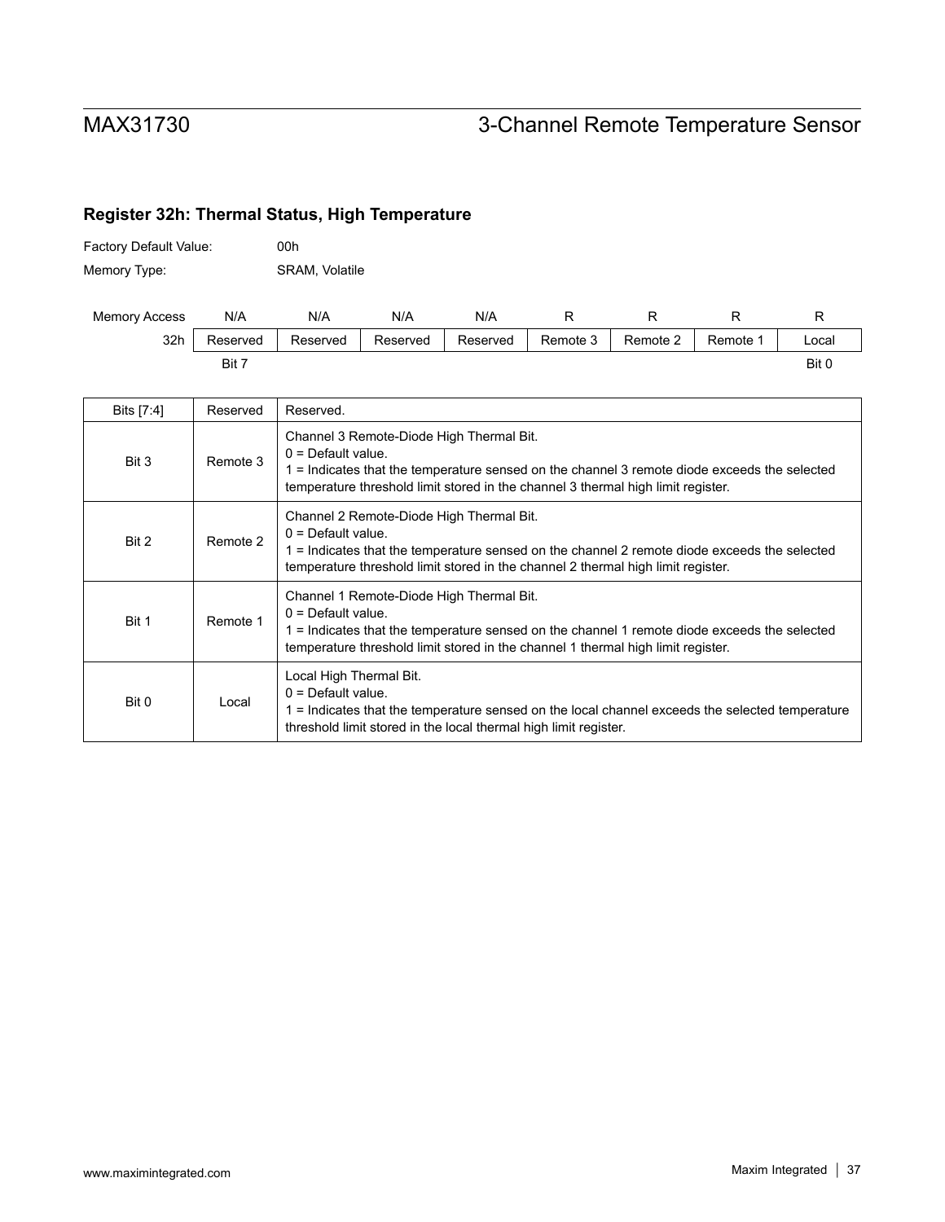## Register 32h: Thermal Status, High Temperature

Factory Default Value: 00h

Memory Type: SRAM, Volatile

| Memory Access | N/A | N/A | N/A | N/A | R | R | R | R |
|---|---|---|---|---|---|---|---|---|
| 32h | Reserved | Reserved | Reserved | Reserved | Remote 3 | Remote 2 | Remote 1 | Local |
| | Bit 7 | | | | | | | Bit 0 |

| Bits [7:4] | Reserved | Reserved. |
|---|---|---|
| Bit 3 | Remote 3 | Channel 3 Remote-Diode High Thermal Bit.<br>0 = Default value.<br>1 = Indicates that the temperature sensed on the channel 3 remote diode exceeds the selected temperature threshold limit stored in the channel 3 thermal high limit register. |
| Bit 2 | Remote 2 | Channel 2 Remote-Diode High Thermal Bit.<br>0 = Default value.<br>1 = Indicates that the temperature sensed on the channel 2 remote diode exceeds the selected temperature threshold limit stored in the channel 2 thermal high limit register. |
| Bit 1 | Remote 1 | Channel 1 Remote-Diode High Thermal Bit.<br>0 = Default value.<br>1 = Indicates that the temperature sensed on the channel 1 remote diode exceeds the selected temperature threshold limit stored in the channel 1 thermal high limit register. |
| Bit 0 | Local | Local High Thermal Bit.<br>0 = Default value.<br>1 = Indicates that the temperature sensed on the local channel exceeds the selected temperature threshold limit stored in the local thermal high limit register. |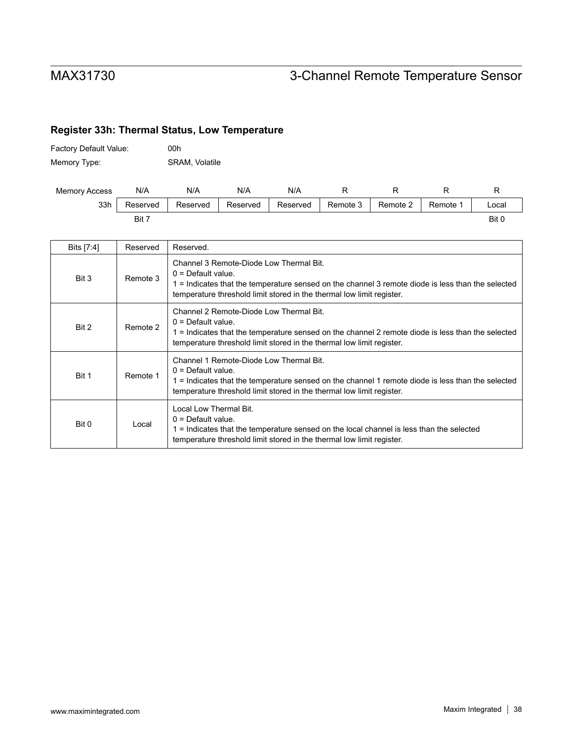### Register 33h: Thermal Status, Low Temperature

Factory Default Value: 00h

Memory Type: SRAM, Volatile

| Memory Access | N/A | N/A | N/A | N/A | R | R | R | R |
|---|---|---|---|---|---|---|---|---|
| 33h | Reserved | Reserved | Reserved | Reserved | Remote 3 | Remote 2 | Remote 1 | Local |
| | Bit 7 | | | | | | | Bit 0 |

| Bits [7:4] | Reserved | Reserved. |
|---|---|---|
| Bit 3 | Remote 3 | Channel 3 Remote-Diode Low Thermal Bit.<br>0 = Default value.<br>1 = Indicates that the temperature sensed on the channel 3 remote diode is less than the selected temperature threshold limit stored in the thermal low limit register. |
| Bit 2 | Remote 2 | Channel 2 Remote-Diode Low Thermal Bit.<br>0 = Default value.<br>1 = Indicates that the temperature sensed on the channel 2 remote diode is less than the selected temperature threshold limit stored in the thermal low limit register. |
| Bit 1 | Remote 1 | Channel 1 Remote-Diode Low Thermal Bit.<br>0 = Default value.<br>1 = Indicates that the temperature sensed on the channel 1 remote diode is less than the selected temperature threshold limit stored in the thermal low limit register. |
| Bit 0 | Local | Local Low Thermal Bit.<br>0 = Default value.<br>1 = Indicates that the temperature sensed on the local channel is less than the selected temperature threshold limit stored in the thermal low limit register. |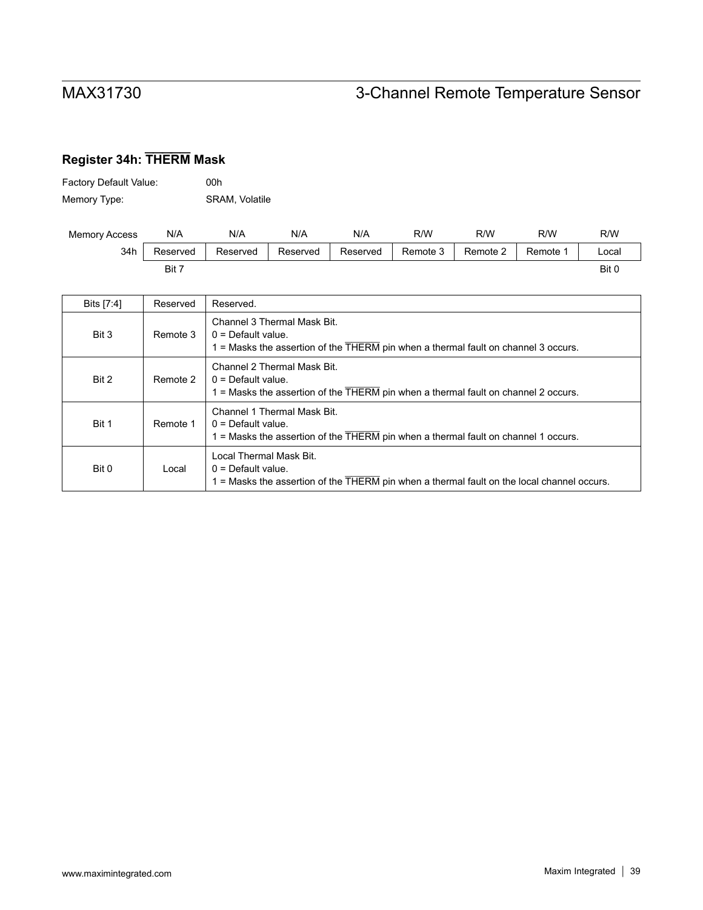### Register 34h: $\overline{\text{THERM}}$ Mask

Factory Default Value: 00h

Memory Type: SRAM, Volatile

| Memory Access | N/A | N/A | N/A | N/A | R/W | R/W | R/W | R/W |
|---|---|---|---|---|---|---|---|---|
| 34h | Reserved | Reserved | Reserved | Reserved | Remote 3 | Remote 2 | Remote 1 | Local |
| | Bit 7 | | | | | | | Bit 0 |

| Bits [7:4] | Reserved | Reserved. |
|---|---|---|
| Bit 3 | Remote 3 | Channel 3 Thermal Mask Bit.<br>0 = Default value.<br>1 = Masks the assertion of the $\overline{\text{THERM}}$ pin when a thermal fault on channel 3 occurs. |
| Bit 2 | Remote 2 | Channel 2 Thermal Mask Bit.<br>0 = Default value.<br>1 = Masks the assertion of the $\overline{\text{THERM}}$ pin when a thermal fault on channel 2 occurs. |
| Bit 1 | Remote 1 | Channel 1 Thermal Mask Bit.<br>0 = Default value.<br>1 = Masks the assertion of the $\overline{\text{THERM}}$ pin when a thermal fault on channel 1 occurs. |
| Bit 0 | Local | Local Thermal Mask Bit.<br>0 = Default value.<br>1 = Masks the assertion of the $\overline{\text{THERM}}$ pin when a thermal fault on the local channel occurs. |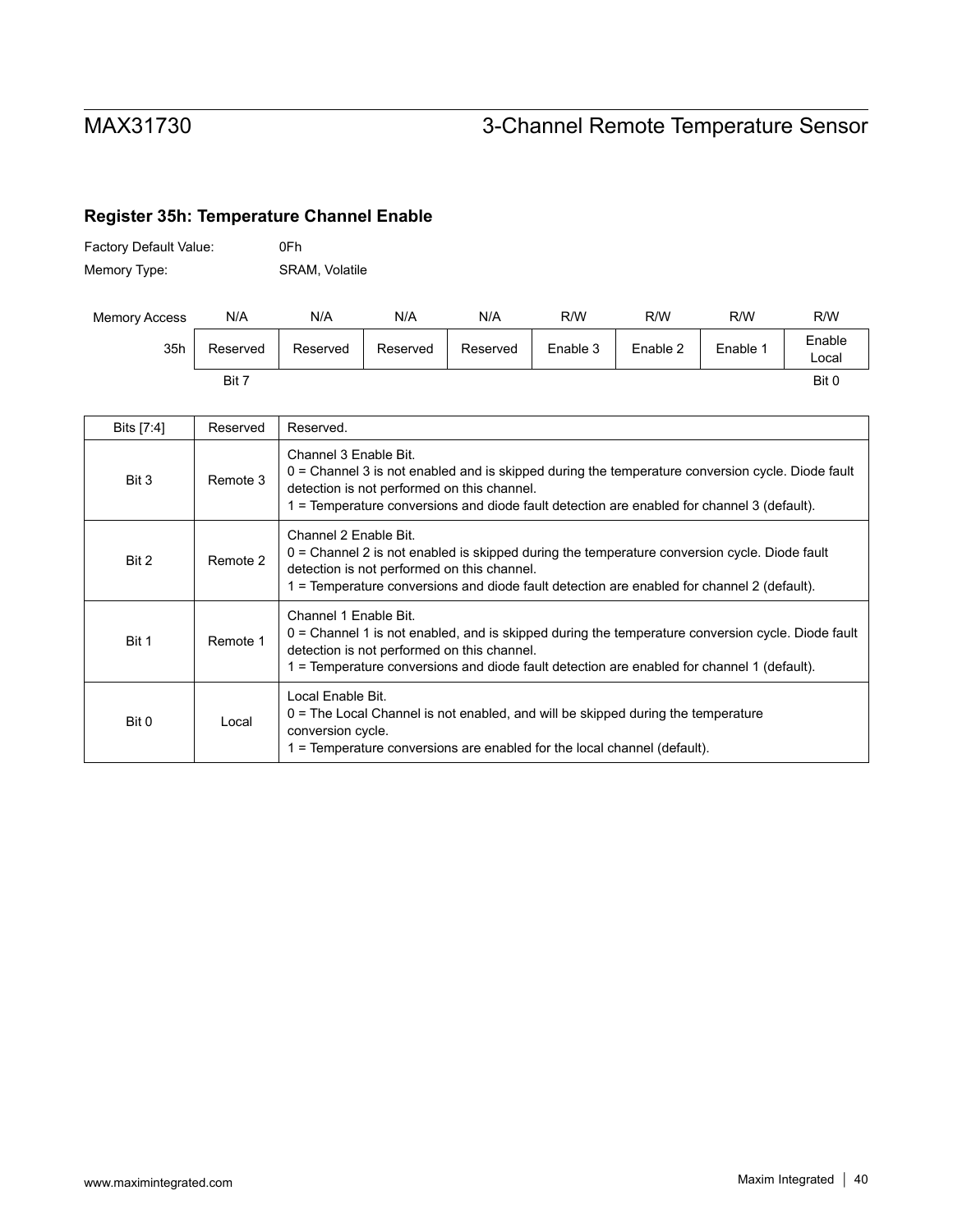## Register 35h: Temperature Channel Enable

Factory Default Value: 0Fh

Memory Type: SRAM, Volatile

| Memory Access | N/A | N/A | N/A | N/A | R/W | R/W | R/W | R/W |
|---|---|---|---|---|---|---|---|---|
| 35h | Reserved | Reserved | Reserved | Reserved | Enable 3 | Enable 2 | Enable 1 | Enable Local |
| | Bit 7 | | | | | | | Bit 0 |

| Bits [7:4] | Reserved | Reserved. |
|---|---|---|
| Bit 3 | Remote 3 | Channel 3 Enable Bit.<br>0 = Channel 3 is not enabled and is skipped during the temperature conversion cycle. Diode fault detection is not performed on this channel.<br>1 = Temperature conversions and diode fault detection are enabled for channel 3 (default). |
| Bit 2 | Remote 2 | Channel 2 Enable Bit.<br>0 = Channel 2 is not enabled is skipped during the temperature conversion cycle. Diode fault detection is not performed on this channel.<br>1 = Temperature conversions and diode fault detection are enabled for channel 2 (default). |
| Bit 1 | Remote 1 | Channel 1 Enable Bit.<br>0 = Channel 1 is not enabled, and is skipped during the temperature conversion cycle. Diode fault detection is not performed on this channel.<br>1 = Temperature conversions and diode fault detection are enabled for channel 1 (default). |
| Bit 0 | Local | Local Enable Bit.<br>0 = The Local Channel is not enabled, and will be skipped during the temperature conversion cycle.<br>1 = Temperature conversions are enabled for the local channel (default). |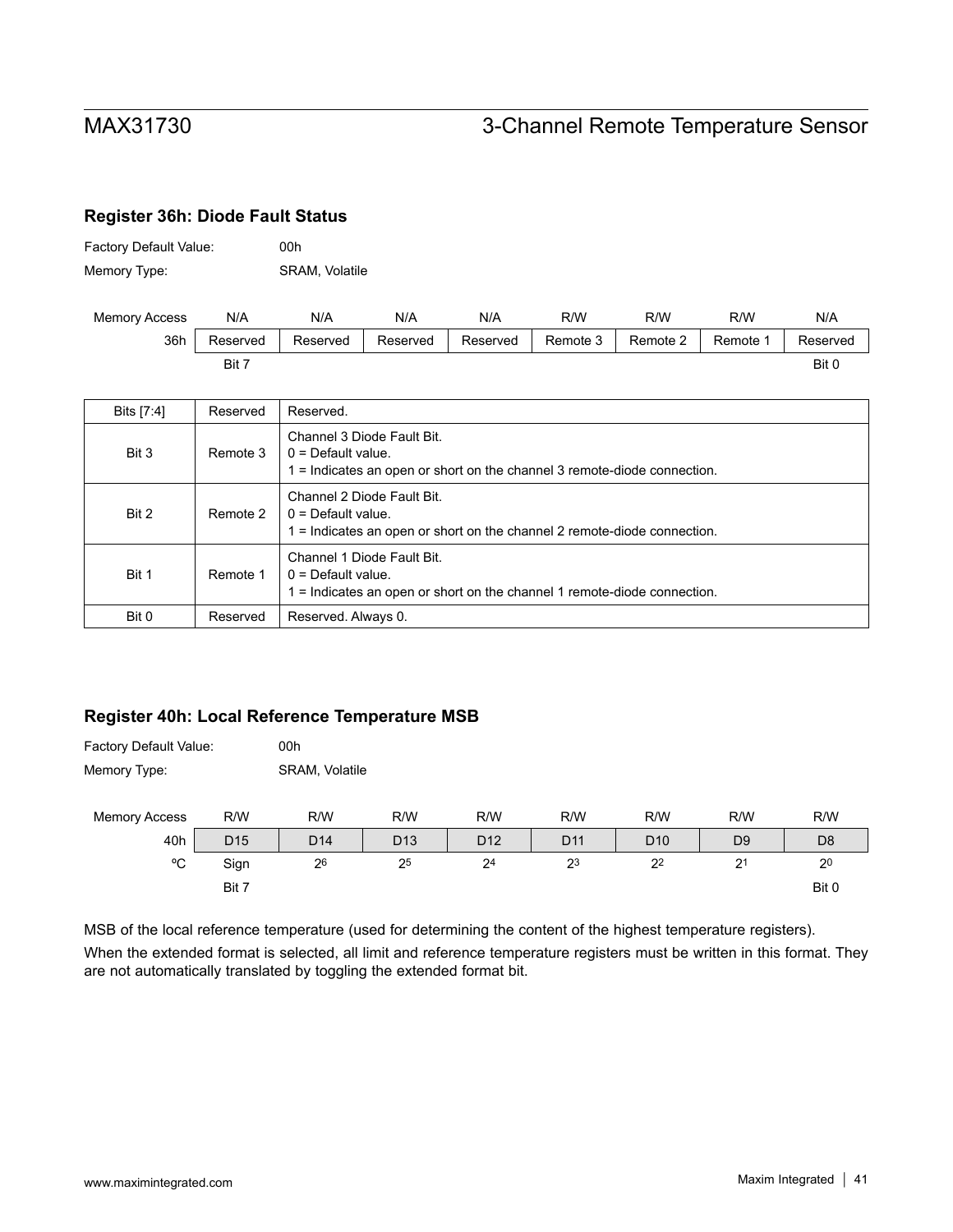## Register 36h: Diode Fault Status

Factory Default Value: 00h

Memory Type: SRAM, Volatile

| Memory Access | N/A | N/A | N/A | N/A | R/W | R/W | R/W | N/A |
|---|---|---|---|---|---|---|---|---|
| 36h | Reserved | Reserved | Reserved | Reserved | Remote 3 | Remote 2 | Remote 1 | Reserved |
| | Bit 7 | | | | | | | Bit 0 |

| Bits [7:4] | Reserved | Reserved. |
|---|---|---|
| Bit 3 | Remote 3 | Channel 3 Diode Fault Bit.<br>0 = Default value.<br>1 = Indicates an open or short on the channel 3 remote-diode connection. |
| Bit 2 | Remote 2 | Channel 2 Diode Fault Bit.<br>0 = Default value.<br>1 = Indicates an open or short on the channel 2 remote-diode connection. |
| Bit 1 | Remote 1 | Channel 1 Diode Fault Bit.<br>0 = Default value.<br>1 = Indicates an open or short on the channel 1 remote-diode connection. |
| Bit 0 | Reserved | Reserved. Always 0. |

## Register 40h: Local Reference Temperature MSB

Factory Default Value: 00h

Memory Type: SRAM, Volatile

| Memory Access | R/W | R/W | R/W | R/W | R/W | R/W | R/W | R/W |
|---|---|---|---|---|---|---|---|---|
| 40h | D15 | D14 | D13 | D12 | D11 | D10 | D9 | D8 |
| ºC | Sign | $2^6$ | $2^5$ | $2^4$ | $2^3$ | $2^2$ | $2^1$ | $2^0$ |
| | Bit 7 | | | | | | | Bit 0 |

MSB of the local reference temperature (used for determining the content of the highest temperature registers).

When the extended format is selected, all limit and reference temperature registers must be written in this format. They are not automatically translated by toggling the extended format bit.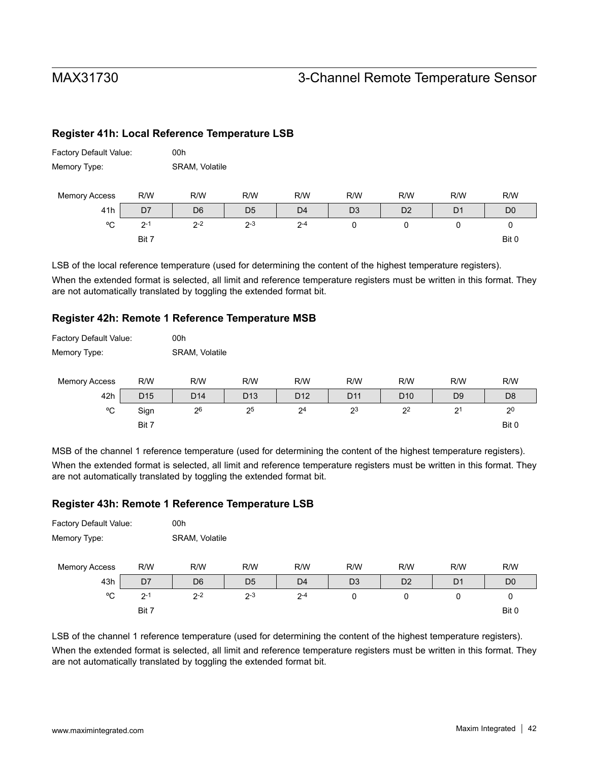### Register 41h: Local Reference Temperature LSB

Factory Default Value: 00h

Memory Type: SRAM, Volatile

| Memory Access | R/W | R/W | R/W | R/W | R/W | R/W | R/W | R/W |
|---|---|---|---|---|---|---|---|---|
| 41h | D7 | D6 | D5 | D4 | D3 | D2 | D1 | D0 |
| ºC | $2^{-1}$ | $2^{-2}$ | $2^{-3}$ | $2^{-4}$ | 0 | 0 | 0 | 0 |
| | Bit 7 | | | | | | | Bit 0 |

LSB of the local reference temperature (used for determining the content of the highest temperature registers).

When the extended format is selected, all limit and reference temperature registers must be written in this format. They are not automatically translated by toggling the extended format bit.

### Register 42h: Remote 1 Reference Temperature MSB

Factory Default Value: 00h

Memory Type: SRAM, Volatile

| Memory Access | R/W | R/W | R/W | R/W | R/W | R/W | R/W | R/W |
|---|---|---|---|---|---|---|---|---|
| 42h | D15 | D14 | D13 | D12 | D11 | D10 | D9 | D8 |
| ºC | Sign | $2^{6}$ | $2^{5}$ | $2^{4}$ | $2^{3}$ | $2^{2}$ | $2^{1}$ | $2^{0}$ |
| | Bit 7 | | | | | | | Bit 0 |

MSB of the channel 1 reference temperature (used for determining the content of the highest temperature registers).

When the extended format is selected, all limit and reference temperature registers must be written in this format. They are not automatically translated by toggling the extended format bit.

### Register 43h: Remote 1 Reference Temperature LSB

Factory Default Value: 00h

Memory Type: SRAM, Volatile

| Memory Access | R/W | R/W | R/W | R/W | R/W | R/W | R/W | R/W |
|---|---|---|---|---|---|---|---|---|
| 43h | D7 | D6 | D5 | D4 | D3 | D2 | D1 | D0 |
| ºC | $2^{-1}$ | $2^{-2}$ | $2^{-3}$ | $2^{-4}$ | 0 | 0 | 0 | 0 |
| | Bit 7 | | | | | | | Bit 0 |

LSB of the channel 1 reference temperature (used for determining the content of the highest temperature registers).

When the extended format is selected, all limit and reference temperature registers must be written in this format. They are not automatically translated by toggling the extended format bit.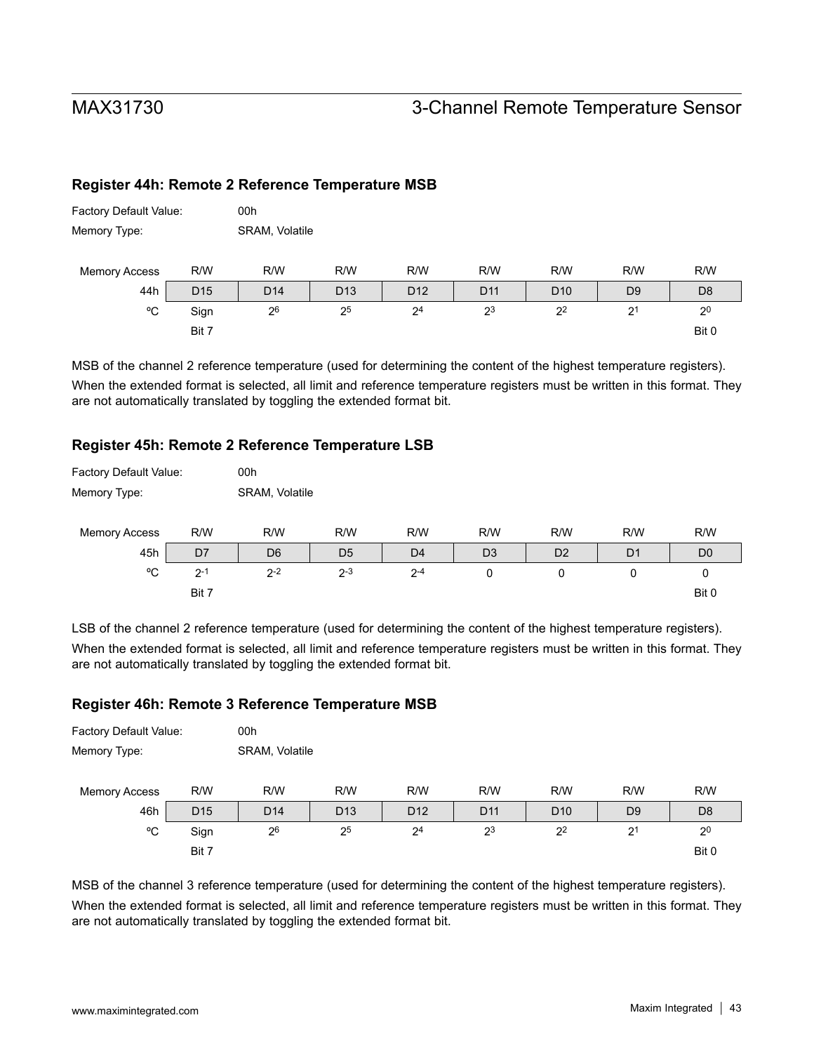### Register 44h: Remote 2 Reference Temperature MSB

Factory Default Value: 00h

Memory Type: SRAM, Volatile

| Memory Access | R/W | R/W | R/W | R/W | R/W | R/W | R/W | R/W |
|---|---|---|---|---|---|---|---|---|
| 44h | D15 | D14 | D13 | D12 | D11 | D10 | D9 | D8 |
| ºC | Sign | $2^6$ | $2^5$ | $2^4$ | $2^3$ | $2^2$ | $2^1$ | $2^0$ |
| | Bit 7 | | | | | | | Bit 0 |

MSB of the channel 2 reference temperature (used for determining the content of the highest temperature registers).

When the extended format is selected, all limit and reference temperature registers must be written in this format. They are not automatically translated by toggling the extended format bit.

### Register 45h: Remote 2 Reference Temperature LSB

Factory Default Value: 00h

Memory Type: SRAM, Volatile

| Memory Access | R/W | R/W | R/W | R/W | R/W | R/W | R/W | R/W |
|---|---|---|---|---|---|---|---|---|
| 45h | D7 | D6 | D5 | D4 | D3 | D2 | D1 | D0 |
| ºC | $2^{-1}$ | $2^{-2}$ | $2^{-3}$ | $2^{-4}$ | 0 | 0 | 0 | 0 |
| | Bit 7 | | | | | | | Bit 0 |

LSB of the channel 2 reference temperature (used for determining the content of the highest temperature registers).

When the extended format is selected, all limit and reference temperature registers must be written in this format. They are not automatically translated by toggling the extended format bit.

### Register 46h: Remote 3 Reference Temperature MSB

Factory Default Value: 00h

Memory Type: SRAM, Volatile

| Memory Access | R/W | R/W | R/W | R/W | R/W | R/W | R/W | R/W |
|---|---|---|---|---|---|---|---|---|
| 46h | D15 | D14 | D13 | D12 | D11 | D10 | D9 | D8 |
| ºC | Sign | $2^6$ | $2^5$ | $2^4$ | $2^3$ | $2^2$ | $2^1$ | $2^0$ |
| | Bit 7 | | | | | | | Bit 0 |

MSB of the channel 3 reference temperature (used for determining the content of the highest temperature registers).

When the extended format is selected, all limit and reference temperature registers must be written in this format. They are not automatically translated by toggling the extended format bit.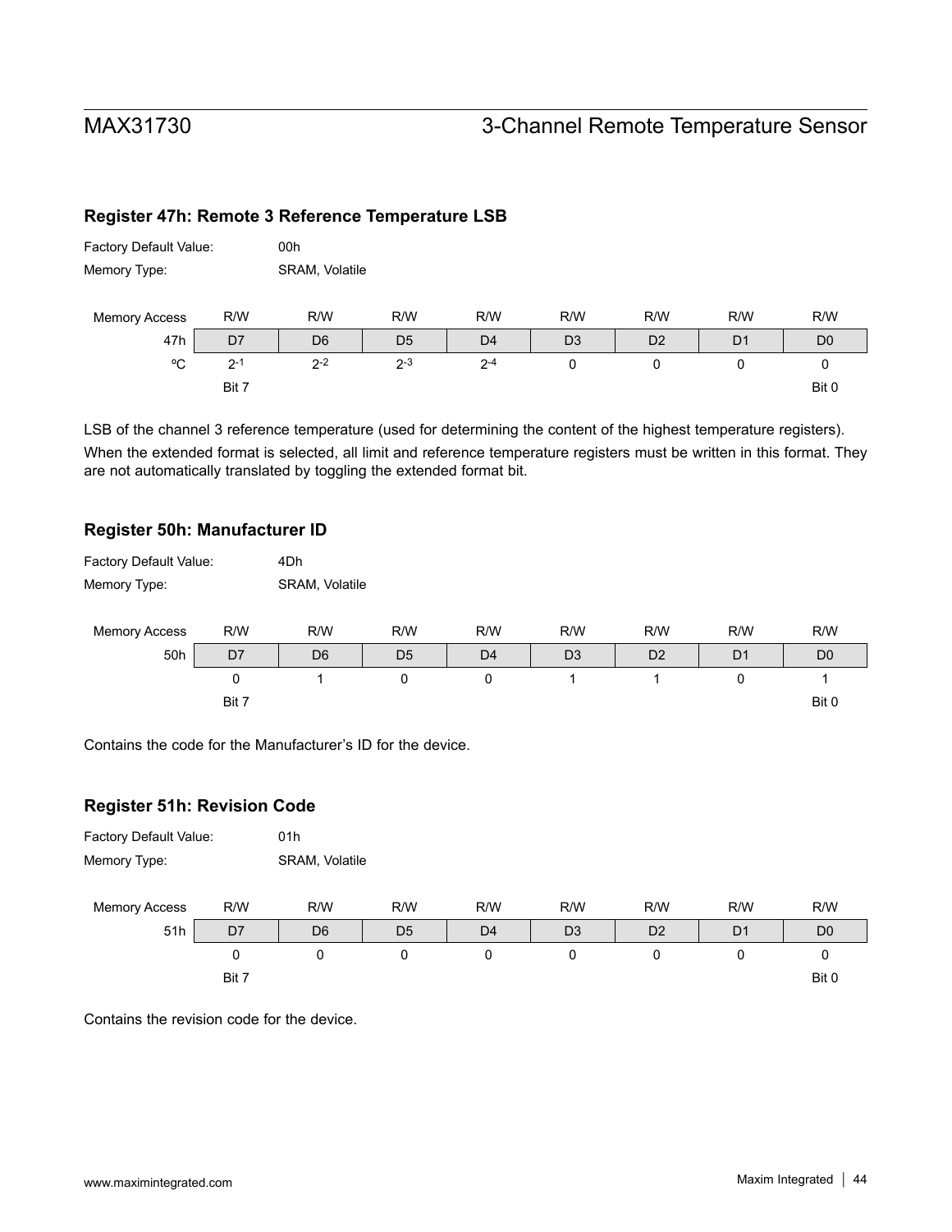### Register 47h: Remote 3 Reference Temperature LSB

Factory Default Value: 00h

Memory Type: SRAM, Volatile

| Memory Access | R/W | R/W | R/W | R/W | R/W | R/W | R/W | R/W |
|---|---|---|---|---|---|---|---|---|
| 47h | D7 | D6 | D5 | D4 | D3 | D2 | D1 | D0 |
| ºC | $2^{-1}$ | $2^{-2}$ | $2^{-3}$ | $2^{-4}$ | 0 | 0 | 0 | 0 |
| | Bit 7 | | | | | | | Bit 0 |

LSB of the channel 3 reference temperature (used for determining the content of the highest temperature registers).

When the extended format is selected, all limit and reference temperature registers must be written in this format. They are not automatically translated by toggling the extended format bit.

### Register 50h: Manufacturer ID

Factory Default Value: 4Dh

Memory Type: SRAM, Volatile

| Memory Access | R/W | R/W | R/W | R/W | R/W | R/W | R/W | R/W |
|---|---|---|---|---|---|---|---|---|
| 50h | D7 | D6 | D5 | D4 | D3 | D2 | D1 | D0 |
| | 0 | 1 | 0 | 0 | 1 | 1 | 0 | 1 |
| | Bit 7 | | | | | | | Bit 0 |

Contains the code for the Manufacturer's ID for the device.

### Register 51h: Revision Code

Factory Default Value: 01h

Memory Type: SRAM, Volatile

| Memory Access | R/W | R/W | R/W | R/W | R/W | R/W | R/W | R/W |
|---|---|---|---|---|---|---|---|---|
| 51h | D7 | D6 | D5 | D4 | D3 | D2 | D1 | D0 |
| | 0 | 0 | 0 | 0 | 0 | 0 | 0 | 0 |
| | Bit 7 | | | | | | | Bit 0 |

Contains the revision code for the device.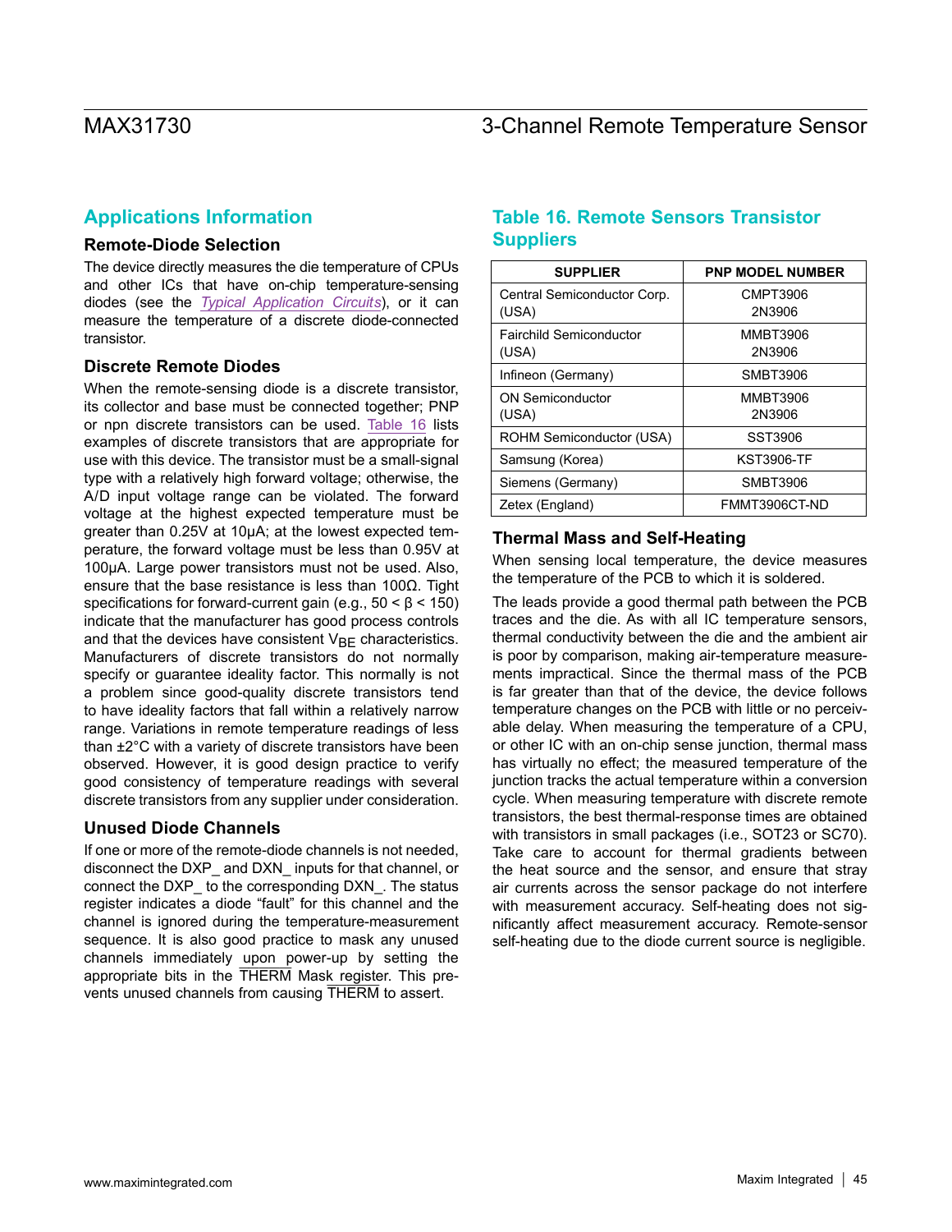## Applications Information

### Remote-Diode Selection

The device directly measures the die temperature of CPUs and other ICs that have on-chip temperature-sensing diodes (see the *Typical Application Circuits*), or it can measure the temperature of a discrete diode-connected transistor.

### Discrete Remote Diodes

When the remote-sensing diode is a discrete transistor, its collector and base must be connected together; PNP or npn discrete transistors can be used. Table 16 lists examples of discrete transistors that are appropriate for use with this device. The transistor must be a small-signal type with a relatively high forward voltage; otherwise, the A/D input voltage range can be violated. The forward voltage at the highest expected temperature must be greater than 0.25V at 10µA; at the lowest expected temperature, the forward voltage must be less than 0.95V at 100µA. Large power transistors must not be used. Also, ensure that the base resistance is less than 100Ω. Tight specifications for forward-current gain (e.g., $50 < \beta < 150$) indicate that the manufacturer has good process controls and that the devices have consistent $V_{BE}$ characteristics. Manufacturers of discrete transistors do not normally specify or guarantee ideality factor. This normally is not a problem since good-quality discrete transistors tend to have ideality factors that fall within a relatively narrow range. Variations in remote temperature readings of less than ±2°C with a variety of discrete transistors have been observed. However, it is good design practice to verify good consistency of temperature readings with several discrete transistors from any supplier under consideration.

### Unused Diode Channels

If one or more of the remote-diode channels is not needed, disconnect the DXP_ and DXN_ inputs for that channel, or connect the DXP_ to the corresponding DXN_. The status register indicates a diode "fault" for this channel and the channel is ignored during the temperature-measurement sequence. It is also good practice to mask any unused channels immediately upon power-up by setting the appropriate bits in the $\overline{\text{THERM}}$ Mask register. This prevents unused channels from causing $\overline{\text{THERM}}$ to assert.

## Table 16. Remote Sensors Transistor Suppliers

| SUPPLIER | PNP MODEL NUMBER |
|---|---|
| Central Semiconductor Corp. (USA) | CMPT3906<br>2N3906 |
| Fairchild Semiconductor (USA) | MMBT3906<br>2N3906 |
| Infineon (Germany) | SMBT3906 |
| ON Semiconductor (USA) | MMBT3906<br>2N3906 |
| ROHM Semiconductor (USA) | SST3906 |
| Samsung (Korea) | KST3906-TF |
| Siemens (Germany) | SMBT3906 |
| Zetex (England) | FMMT3906CT-ND |

### Thermal Mass and Self-Heating

When sensing local temperature, the device measures the temperature of the PCB to which it is soldered.

The leads provide a good thermal path between the PCB traces and the die. As with all IC temperature sensors, thermal conductivity between the die and the ambient air is poor by comparison, making air-temperature measurements impractical. Since the thermal mass of the PCB is far greater than that of the device, the device follows temperature changes on the PCB with little or no perceivable delay. When measuring the temperature of a CPU, or other IC with an on-chip sense junction, thermal mass has virtually no effect; the measured temperature of the junction tracks the actual temperature within a conversion cycle. When measuring temperature with discrete remote transistors, the best thermal-response times are obtained with transistors in small packages (i.e., SOT23 or SC70). Take care to account for thermal gradients between the heat source and the sensor, and ensure that stray air currents across the sensor package do not interfere with measurement accuracy. Self-heating does not significantly affect measurement accuracy. Remote-sensor self-heating due to the diode current source is negligible.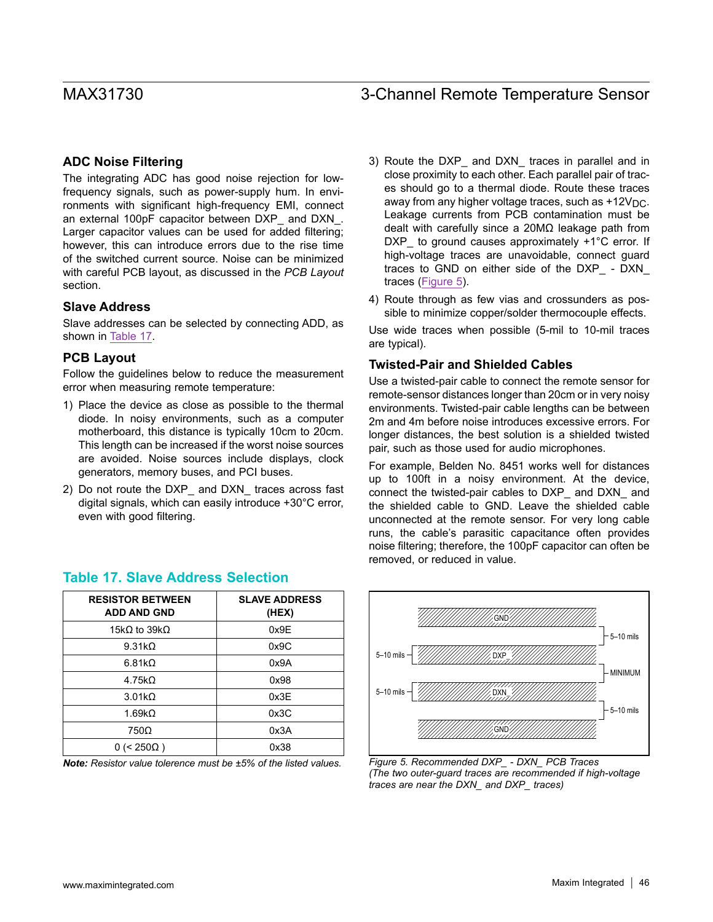## ADC Noise Filtering

The integrating ADC has good noise rejection for low-frequency signals, such as power-supply hum. In environments with significant high-frequency EMI, connect an external 100pF capacitor between DXP_ and DXN_. Larger capacitor values can be used for added filtering; however, this can introduce errors due to the rise time of the switched current source. Noise can be minimized with careful PCB layout, as discussed in the *PCB Layout* section.

## Slave Address

Slave addresses can be selected by connecting ADD, as shown in Table 17.

## PCB Layout

Follow the guidelines below to reduce the measurement error when measuring remote temperature:

1) Place the device as close as possible to the thermal diode. In noisy environments, such as a computer motherboard, this distance is typically 10cm to 20cm. This length can be increased if the worst noise sources are avoided. Noise sources include displays, clock generators, memory buses, and PCI buses.
2) Do not route the DXP_ and DXN_ traces across fast digital signals, which can easily introduce +30°C error, even with good filtering.
3) Route the DXP_ and DXN_ traces in parallel and in close proximity to each other. Each parallel pair of traces should go to a thermal diode. Route these traces away from any higher voltage traces, such as $+12V_{DC}$. Leakage currents from PCB contamination must be dealt with carefully since a 20MΩ leakage path from DXP_ to ground causes approximately +1°C error. If high-voltage traces are unavoidable, connect guard traces to GND on either side of the DXP_ - DXN_ traces (Figure 5).
4) Route through as few vias and crossunders as possible to minimize copper/solder thermocouple effects.

Use wide traces when possible (5-mil to 10-mil traces are typical).

## Twisted-Pair and Shielded Cables

Use a twisted-pair cable to connect the remote sensor for remote-sensor distances longer than 20cm or in very noisy environments. Twisted-pair cable lengths can be between 2m and 4m before noise introduces excessive errors. For longer distances, the best solution is a shielded twisted pair, such as those used for audio microphones.

For example, Belden No. 8451 works well for distances up to 100ft in a noisy environment. At the device, connect the twisted-pair cables to DXP_ and DXN_ and the shielded cable to GND. Leave the shielded cable unconnected at the remote sensor. For very long cable runs, the cable's parasitic capacitance often provides noise filtering; therefore, the 100pF capacitor can often be removed, or reduced in value.

### Table 17. Slave Address Selection

| RESISTOR BETWEEN ADD AND GND | SLAVE ADDRESS (HEX) |
|---|---|
| 15kΩ to 39kΩ | 0x9E |
| 9.31kΩ | 0x9C |
| 6.81kΩ | 0x9A |
| 4.75kΩ | 0x98 |
| 3.01kΩ | 0x3E |
| 1.69kΩ | 0x3C |
| 750Ω | 0x3A |
| 0 (< 250Ω ) | 0x38 |

***Note:** Resistor value tolerence must be ±5% of the listed values.*

GND
5–10 mils
5–10 mils
DXP_
MINIMUM
5–10 mils
DXN_
5–10 mils
GND

*Figure 5. Recommended DXP_ - DXN_ PCB Traces (The two outer-guard traces are recommended if high-voltage traces are near the DXN_ and DXP_ traces)*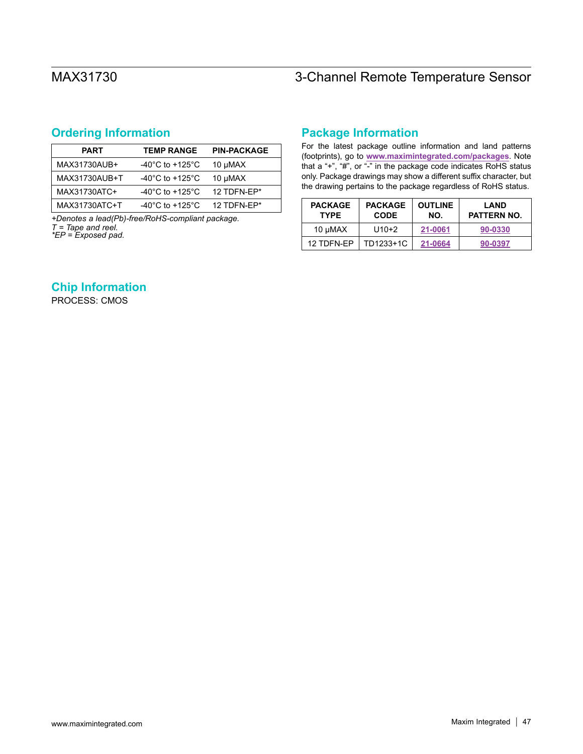## Ordering Information

| PART | TEMP RANGE | PIN-PACKAGE |
|---|---|---|
| MAX31730AUB+ | -40°C to +125°C | 10 μMAX |
| MAX31730AUB+T | -40°C to +125°C | 10 μMAX |
| MAX31730ATC+ | -40°C to +125°C | 12 TDFN-EP* |
| MAX31730ATC+T | -40°C to +125°C | 12 TDFN-EP* |

*+Denotes a lead(Pb)-free/RoHS-compliant package.*
*T = Tape and reel.*
**EP = Exposed pad.*

## Chip Information

PROCESS: CMOS

## Package Information

For the latest package outline information and land patterns (footprints), go to **www.maximintegrated.com/packages**. Note that a "+", "#", or "-" in the package code indicates RoHS status only. Package drawings may show a different suffix character, but the drawing pertains to the package regardless of RoHS status.

| PACKAGE TYPE | PACKAGE CODE | OUTLINE NO. | LAND PATTERN NO. |
|---|---|---|---|
| 10 μMAX | U10+2 | 21-0061 | 90-0330 |
| 12 TDFN-EP | TD1233+1C | 21-0664 | 90-0397 |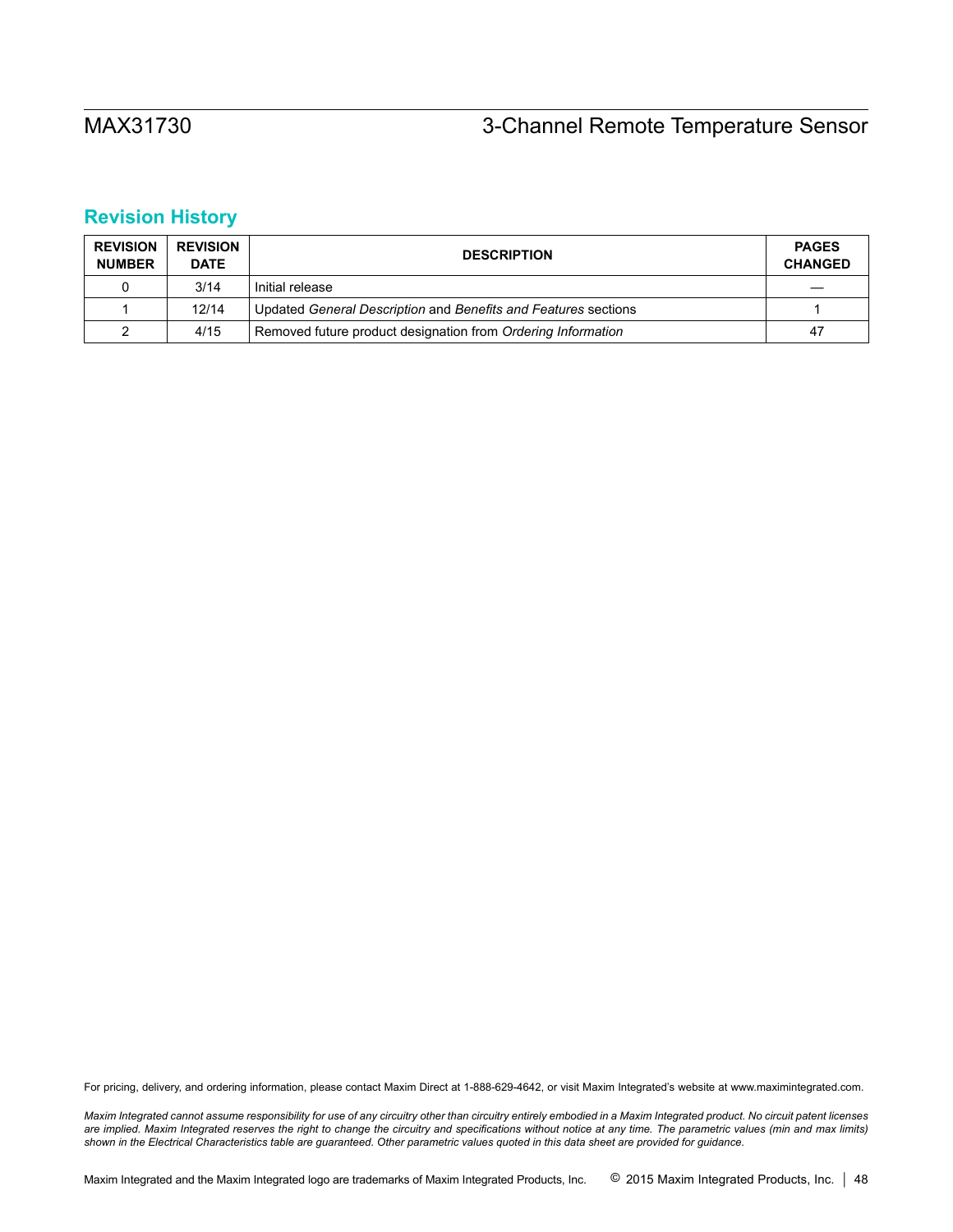## Revision History

| REVISION NUMBER | REVISION DATE | DESCRIPTION | PAGES CHANGED |
|---|---|---|---|
| 0 | 3/14 | Initial release | — |
| 1 | 12/14 | Updated *General Description* and *Benefits and Features* sections | 1 |
| 2 | 4/15 | Removed future product designation from *Ordering Information* | 47 |

For pricing, delivery, and ordering information, please contact Maxim Direct at 1-888-629-4642, or visit Maxim Integrated's website at www.maximintegrated.com.

*Maxim Integrated cannot assume responsibility for use of any circuitry other than circuitry entirely embodied in a Maxim Integrated product. No circuit patent licenses are implied. Maxim Integrated reserves the right to change the circuitry and specifications without notice at any time. The parametric values (min and max limits) shown in the Electrical Characteristics table are guaranteed. Other parametric values quoted in this data sheet are provided for guidance.*

Maxim Integrated and the Maxim Integrated logo are trademarks of Maxim Integrated Products, Inc. © 2015 Maxim Integrated Products, Inc.